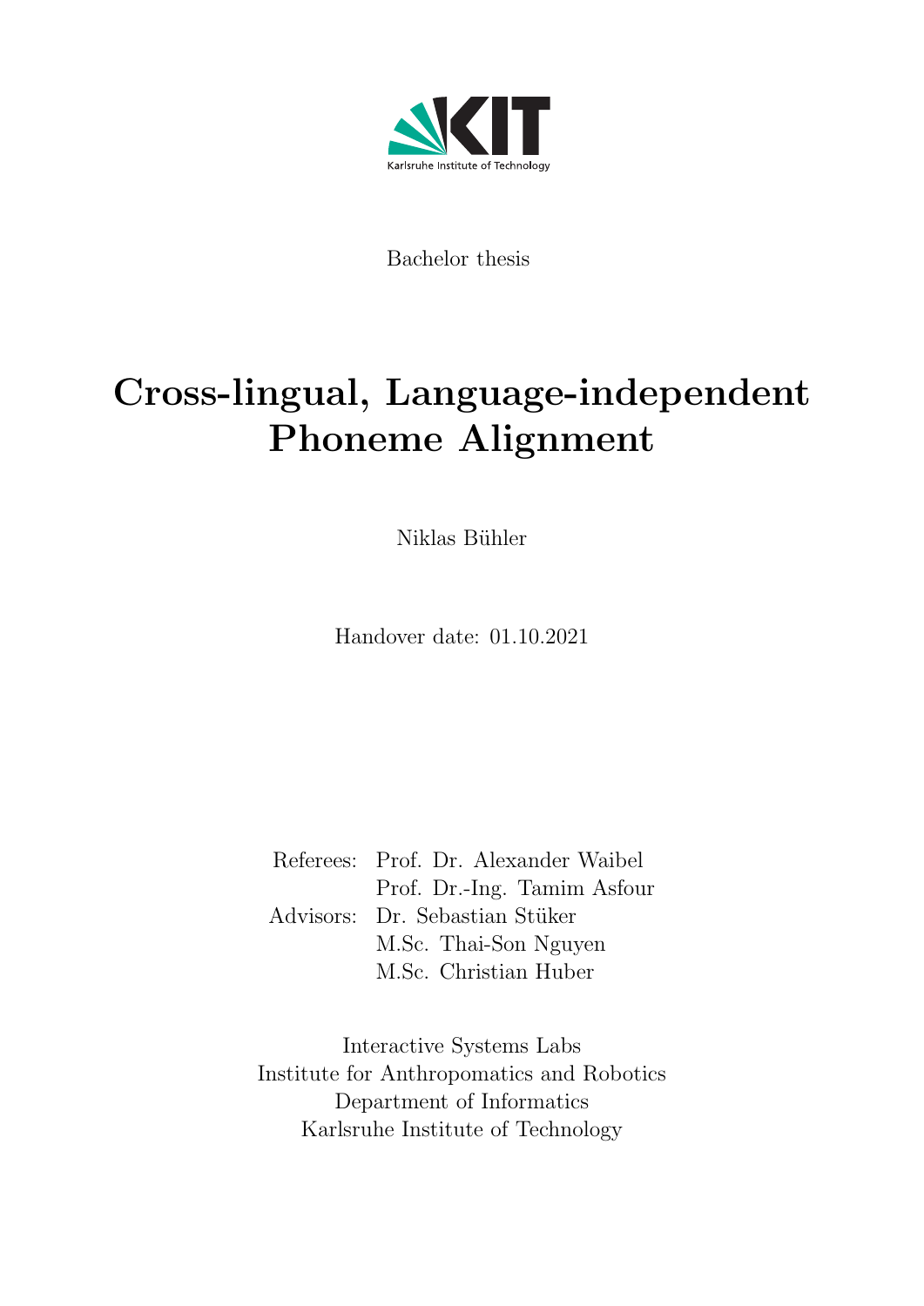Karlsruhe Institute of Technology

Bachelor thesis

# Cross-lingual, Language-independent Phoneme Alignment

Niklas Bühler

Handover date: 01.10.2021

Referees: Prof. Dr. Alexander Waibel
Prof. Dr.-Ing. Tamim Asfour

Advisors: Dr. Sebastian Stüker
M.Sc. Thai-Son Nguyen
M.Sc. Christian Huber

Interactive Systems Labs
Institute for Anthropomatics and Robotics
Department of Informatics
Karlsruhe Institute of Technology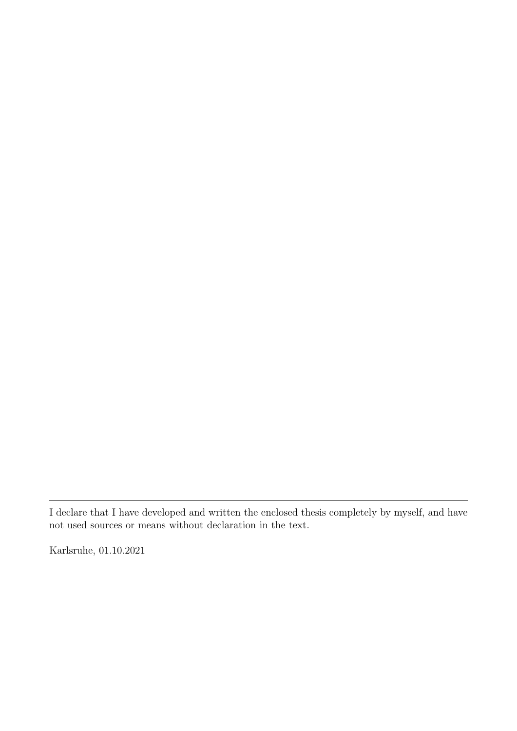---

I declare that I have developed and written the enclosed thesis completely by myself, and have not used sources or means without declaration in the text.

Karlsruhe, 01.10.2021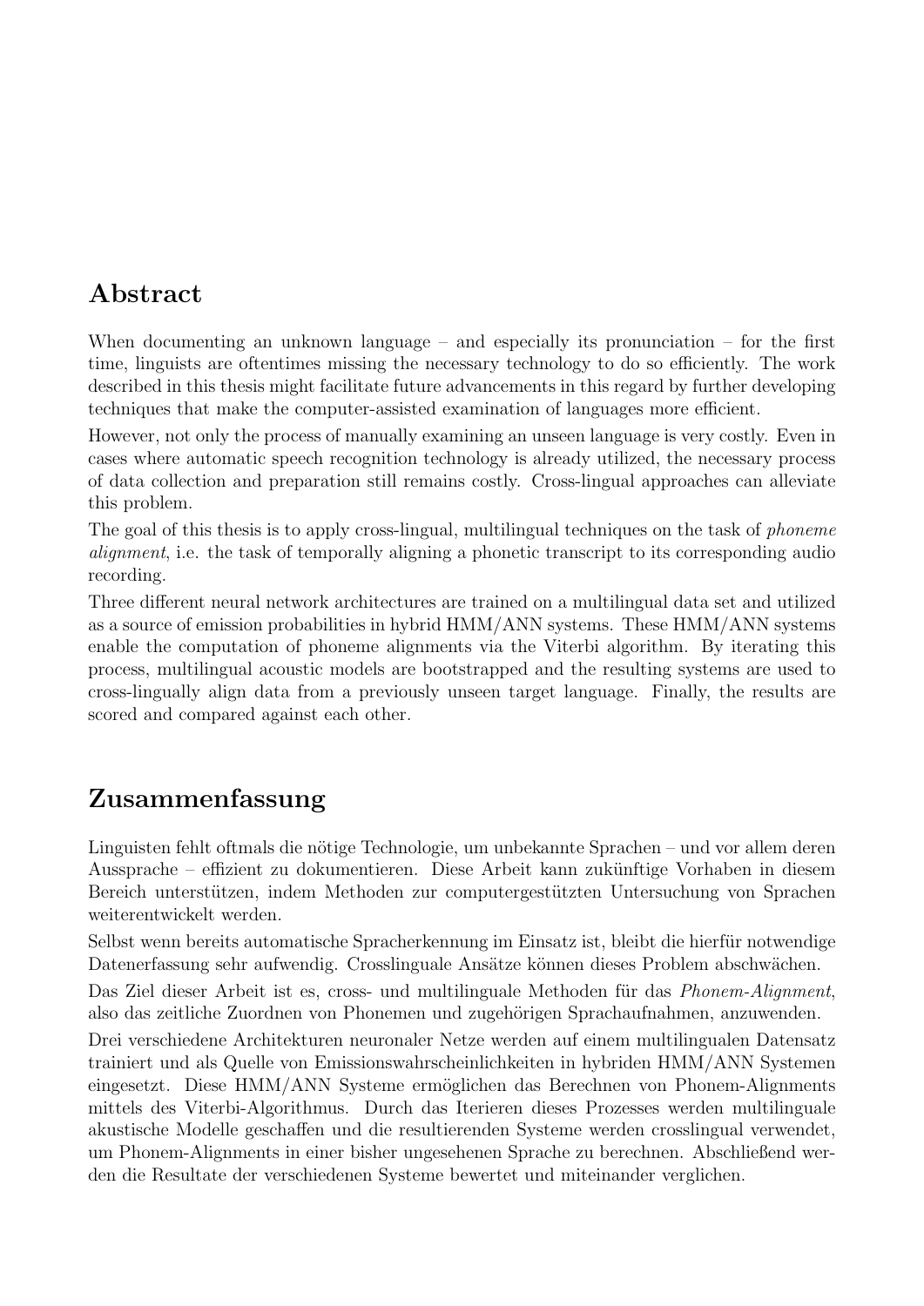## Abstract

When documenting an unknown language – and especially its pronunciation – for the first time, linguists are oftentimes missing the necessary technology to do so efficiently. The work described in this thesis might facilitate future advancements in this regard by further developing techniques that make the computer-assisted examination of languages more efficient.

However, not only the process of manually examining an unseen language is very costly. Even in cases where automatic speech recognition technology is already utilized, the necessary process of data collection and preparation still remains costly. Cross-lingual approaches can alleviate this problem.

The goal of this thesis is to apply cross-lingual, multilingual techniques on the task of *phoneme alignment*, i.e. the task of temporally aligning a phonetic transcript to its corresponding audio recording.

Three different neural network architectures are trained on a multilingual data set and utilized as a source of emission probabilities in hybrid HMM/ANN systems. These HMM/ANN systems enable the computation of phoneme alignments via the Viterbi algorithm. By iterating this process, multilingual acoustic models are bootstrapped and the resulting systems are used to cross-lingually align data from a previously unseen target language. Finally, the results are scored and compared against each other.

## Zusammenfassung

Linguisten fehlt oftmals die nötige Technologie, um unbekannte Sprachen – und vor allem deren Aussprache – effizient zu dokumentieren. Diese Arbeit kann zukünftige Vorhaben in diesem Bereich unterstützen, indem Methoden zur computergestützten Untersuchung von Sprachen weiterentwickelt werden.

Selbst wenn bereits automatische Spracherkennung im Einsatz ist, bleibt die hierfür notwendige Datenerfassung sehr aufwendig. Crosslinguale Ansätze können dieses Problem abschwächen.

Das Ziel dieser Arbeit ist es, cross- und multilinguale Methoden für das *Phonem-Alignment*, also das zeitliche Zuordnen von Phonemen und zugehörigen Sprachaufnahmen, anzuwenden.

Drei verschiedene Architekturen neuronaler Netze werden auf einem multilingualen Datensatz trainiert und als Quelle von Emissionswahrscheinlichkeiten in hybriden HMM/ANN Systemen eingesetzt. Diese HMM/ANN Systeme ermöglichen das Berechnen von Phonem-Alignments mittels des Viterbi-Algorithmus. Durch das Iterieren dieses Prozesses werden multilinguale akustische Modelle geschaffen und die resultierenden Systeme werden crosslingual verwendet, um Phonem-Alignments in einer bisher ungesehenen Sprache zu berechnen. Abschließend werden die Resultate der verschiedenen Systeme bewertet und miteinander verglichen.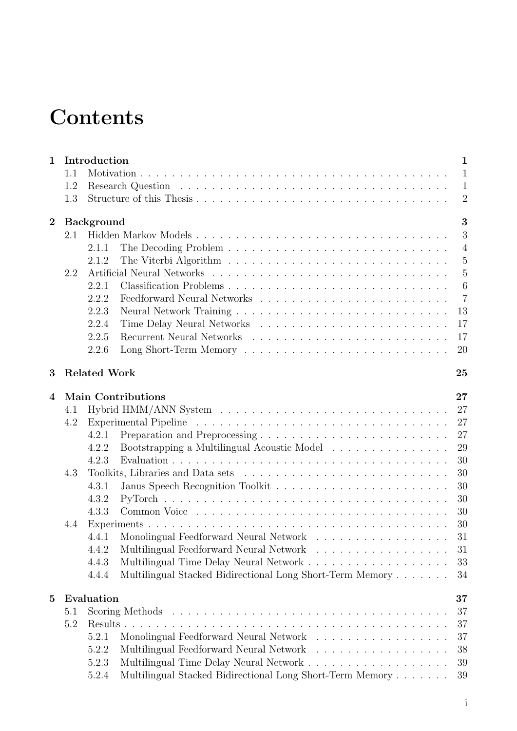# Contents

- **1 Introduction** — **1**
  - 1.1 Motivation — 1
  - 1.2 Research Question — 1
  - 1.3 Structure of this Thesis — 2
- **2 Background** — **3**
  - 2.1 Hidden Markov Models — 3
    - 2.1.1 The Decoding Problem — 4
    - 2.1.2 The Viterbi Algorithm — 5
  - 2.2 Artificial Neural Networks — 5
    - 2.2.1 Classification Problems — 6
    - 2.2.2 Feedforward Neural Networks — 7
    - 2.2.3 Neural Network Training — 13
    - 2.2.4 Time Delay Neural Networks — 17
    - 2.2.5 Recurrent Neural Networks — 17
    - 2.2.6 Long Short-Term Memory — 20
- **3 Related Work** — **25**
- **4 Main Contributions** — **27**
  - 4.1 Hybrid HMM/ANN System — 27
  - 4.2 Experimental Pipeline — 27
    - 4.2.1 Preparation and Preprocessing — 27
    - 4.2.2 Bootstrapping a Multilingual Acoustic Model — 29
    - 4.2.3 Evaluation — 30
  - 4.3 Toolkits, Libraries and Data sets — 30
    - 4.3.1 Janus Speech Recognition Toolkit — 30
    - 4.3.2 PyTorch — 30
    - 4.3.3 Common Voice — 30
  - 4.4 Experiments — 30
    - 4.4.1 Monolingual Feedforward Neural Network — 31
    - 4.4.2 Multilingual Feedforward Neural Network — 31
    - 4.4.3 Multilingual Time Delay Neural Network — 33
    - 4.4.4 Multilingual Stacked Bidirectional Long Short-Term Memory — 34
- **5 Evaluation** — **37**
  - 5.1 Scoring Methods — 37
  - 5.2 Results — 37
    - 5.2.1 Monolingual Feedforward Neural Network — 37
    - 5.2.2 Multilingual Feedforward Neural Network — 38
    - 5.2.3 Multilingual Time Delay Neural Network — 39
    - 5.2.4 Multilingual Stacked Bidirectional Long Short-Term Memory — 39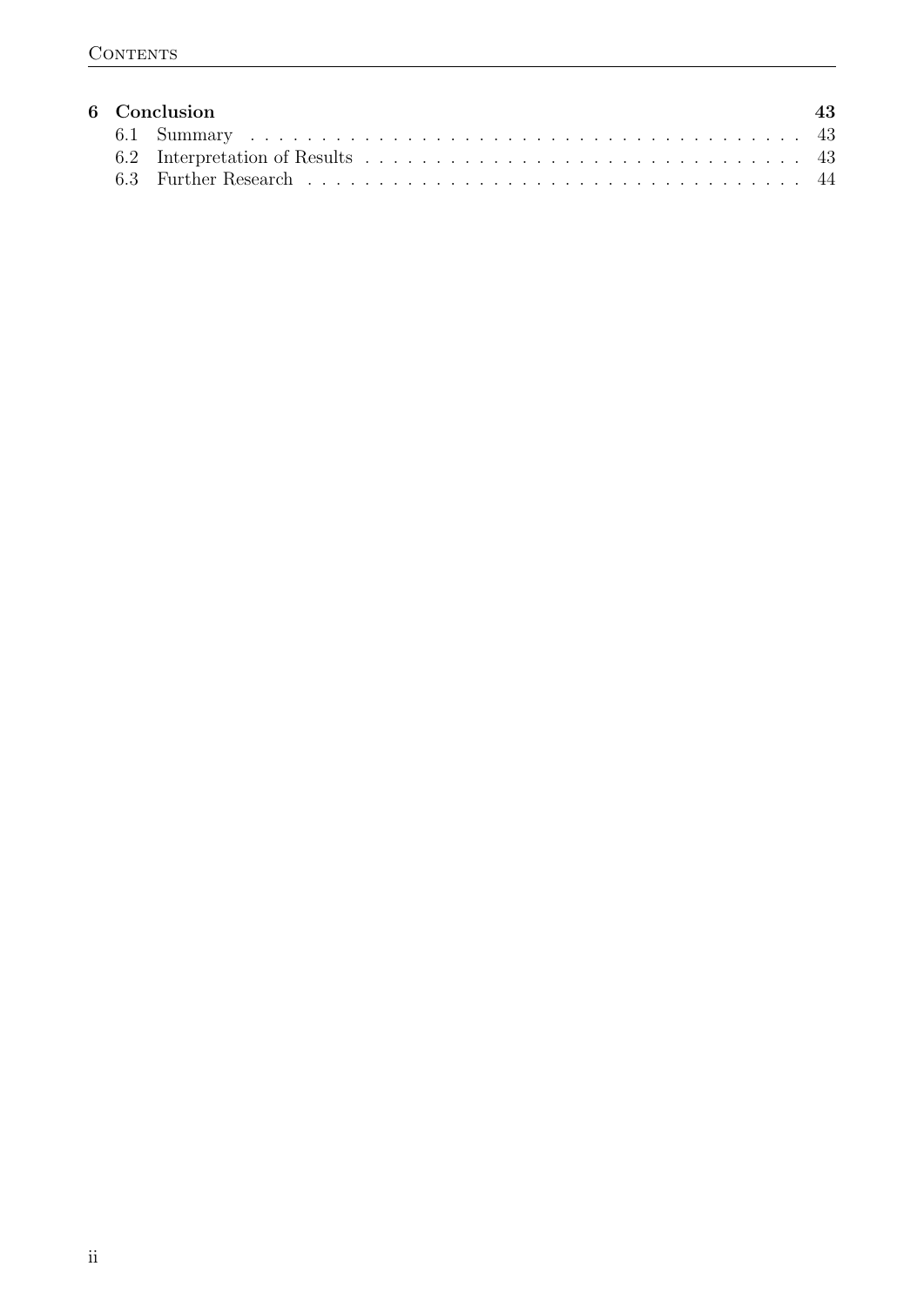**6 Conclusion** **43**

- 6.1 Summary . . . . . . 43
- 6.2 Interpretation of Results . . . . . . 43
- 6.3 Further Research . . . . . . 44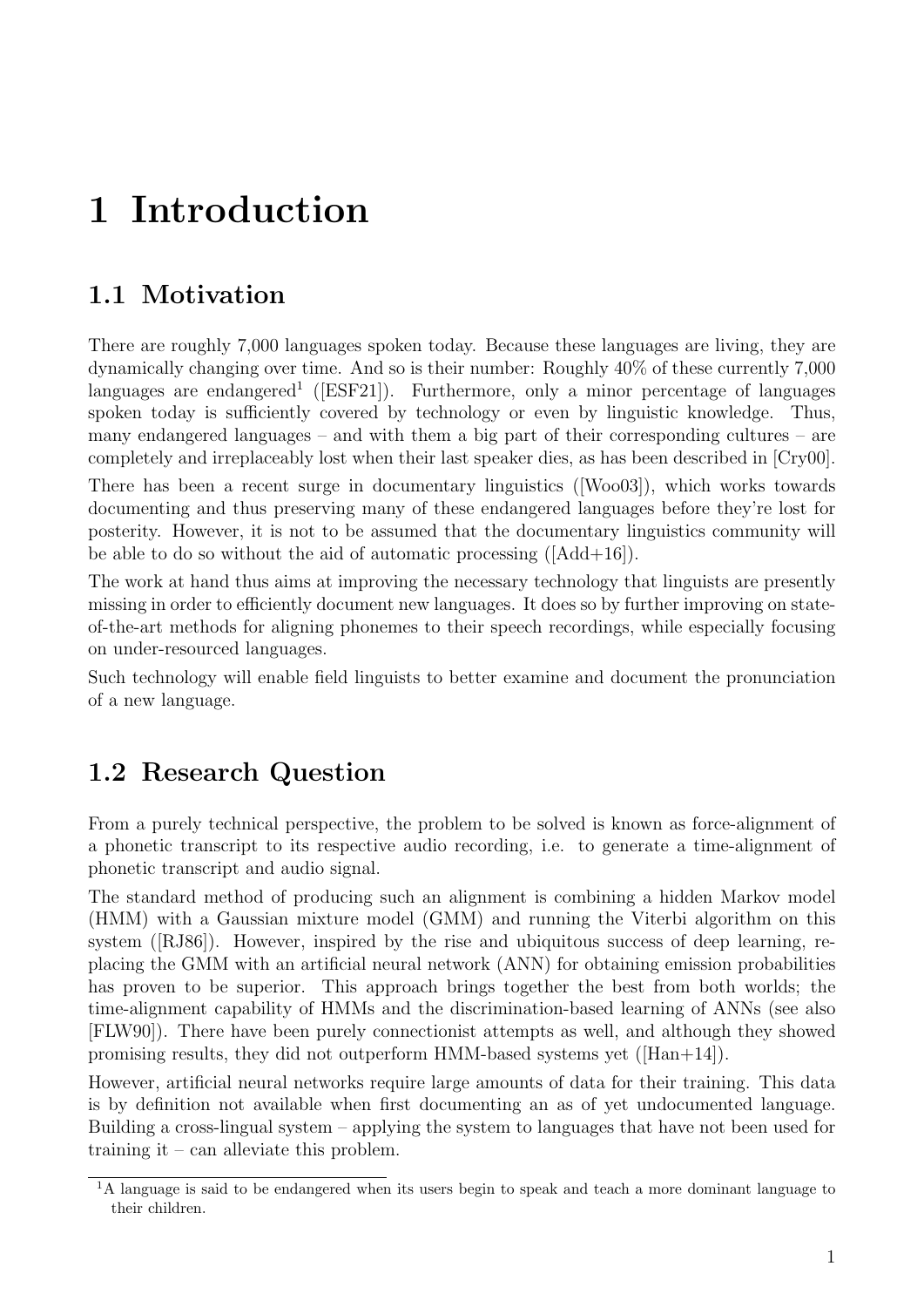# 1 Introduction

## 1.1 Motivation

There are roughly 7,000 languages spoken today. Because these languages are living, they are dynamically changing over time. And so is their number: Roughly 40% of these currently 7,000 languages are endangered[1] ([ESF21]). Furthermore, only a minor percentage of languages spoken today is sufficiently covered by technology or even by linguistic knowledge. Thus, many endangered languages – and with them a big part of their corresponding cultures – are completely and irreplaceably lost when their last speaker dies, as has been described in [Cry00].

There has been a recent surge in documentary linguistics ([Woo03]), which works towards documenting and thus preserving many of these endangered languages before they're lost for posterity. However, it is not to be assumed that the documentary linguistics community will be able to do so without the aid of automatic processing ([Add+16]).

The work at hand thus aims at improving the necessary technology that linguists are presently missing in order to efficiently document new languages. It does so by further improving on state-of-the-art methods for aligning phonemes to their speech recordings, while especially focusing on under-resourced languages.

Such technology will enable field linguists to better examine and document the pronunciation of a new language.

## 1.2 Research Question

From a purely technical perspective, the problem to be solved is known as force-alignment of a phonetic transcript to its respective audio recording, i.e. to generate a time-alignment of phonetic transcript and audio signal.

The standard method of producing such an alignment is combining a hidden Markov model (HMM) with a Gaussian mixture model (GMM) and running the Viterbi algorithm on this system ([RJ86]). However, inspired by the rise and ubiquitous success of deep learning, replacing the GMM with an artificial neural network (ANN) for obtaining emission probabilities has proven to be superior. This approach brings together the best from both worlds; the time-alignment capability of HMMs and the discrimination-based learning of ANNs (see also [FLW90]). There have been purely connectionist attempts as well, and although they showed promising results, they did not outperform HMM-based systems yet ([Han+14]).

However, artificial neural networks require large amounts of data for their training. This data is by definition not available when first documenting an as of yet undocumented language. Building a cross-lingual system – applying the system to languages that have not been used for training it – can alleviate this problem.

[1] A language is said to be endangered when its users begin to speak and teach a more dominant language to their children.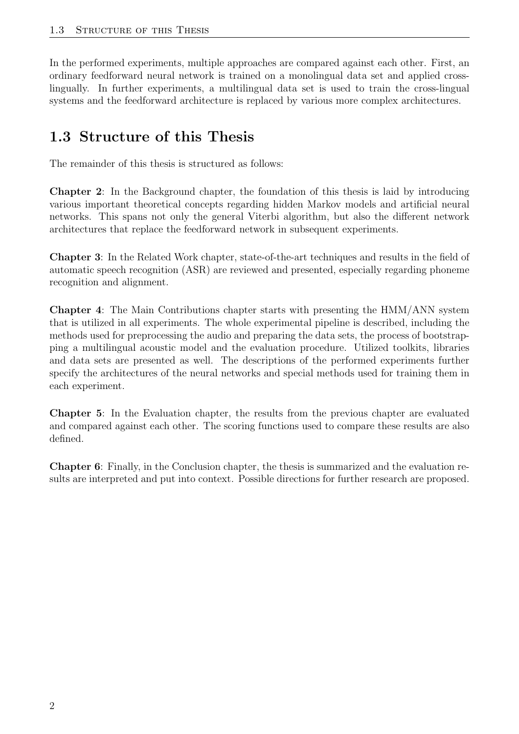In the performed experiments, multiple approaches are compared against each other. First, an ordinary feedforward neural network is trained on a monolingual data set and applied cross-lingually. In further experiments, a multilingual data set is used to train the cross-lingual systems and the feedforward architecture is replaced by various more complex architectures.

## 1.3 Structure of this Thesis

The remainder of this thesis is structured as follows:

**Chapter 2**: In the Background chapter, the foundation of this thesis is laid by introducing various important theoretical concepts regarding hidden Markov models and artificial neural networks. This spans not only the general Viterbi algorithm, but also the different network architectures that replace the feedforward network in subsequent experiments.

**Chapter 3**: In the Related Work chapter, state-of-the-art techniques and results in the field of automatic speech recognition (ASR) are reviewed and presented, especially regarding phoneme recognition and alignment.

**Chapter 4**: The Main Contributions chapter starts with presenting the HMM/ANN system that is utilized in all experiments. The whole experimental pipeline is described, including the methods used for preprocessing the audio and preparing the data sets, the process of bootstrapping a multilingual acoustic model and the evaluation procedure. Utilized toolkits, libraries and data sets are presented as well. The descriptions of the performed experiments further specify the architectures of the neural networks and special methods used for training them in each experiment.

**Chapter 5**: In the Evaluation chapter, the results from the previous chapter are evaluated and compared against each other. The scoring functions used to compare these results are also defined.

**Chapter 6**: Finally, in the Conclusion chapter, the thesis is summarized and the evaluation results are interpreted and put into context. Possible directions for further research are proposed.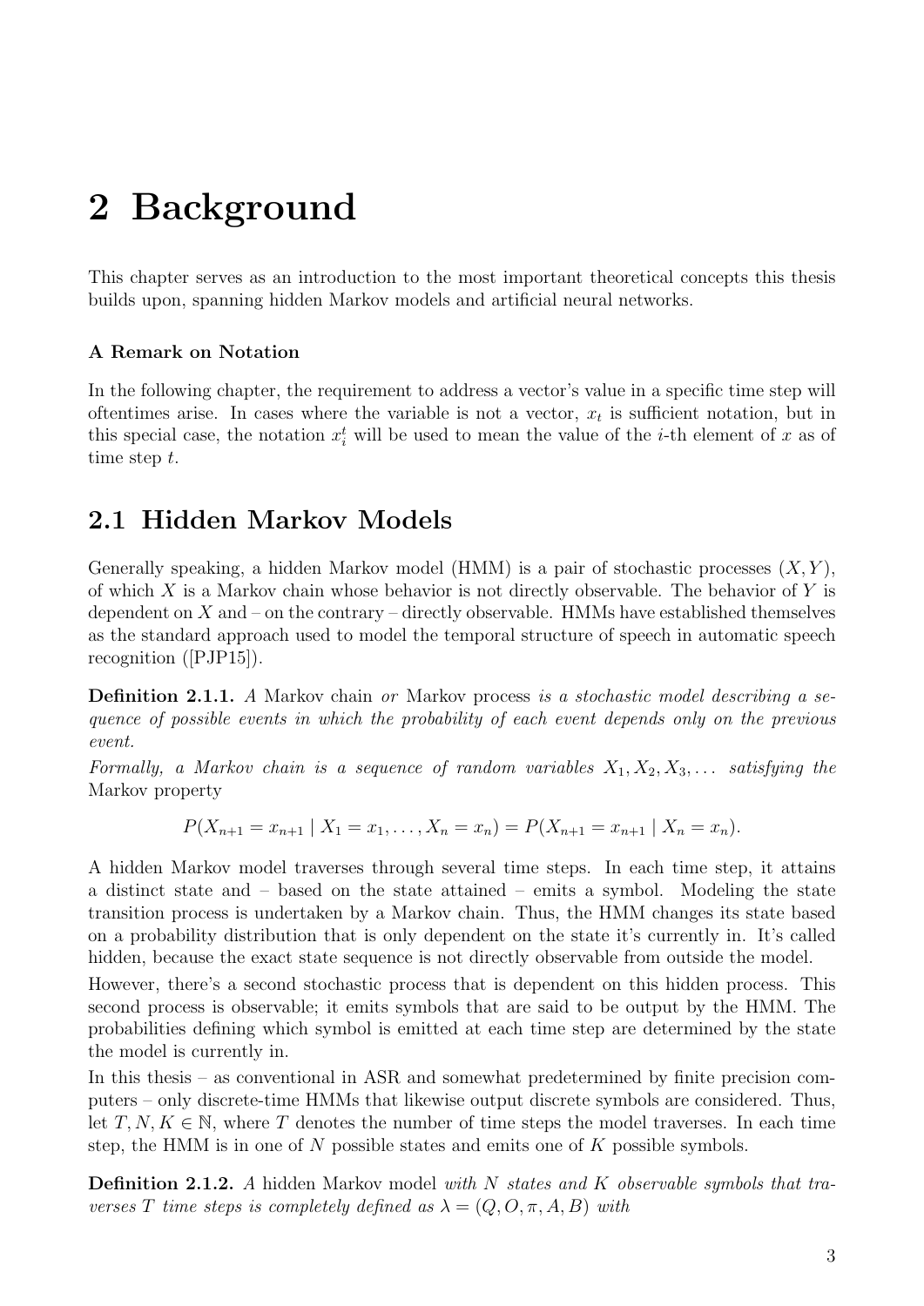# 2 Background

This chapter serves as an introduction to the most important theoretical concepts this thesis builds upon, spanning hidden Markov models and artificial neural networks.

### A Remark on Notation

In the following chapter, the requirement to address a vector's value in a specific time step will oftentimes arise. In cases where the variable is not a vector, $x_t$ is sufficient notation, but in this special case, the notation $x_i^t$ will be used to mean the value of the $i$-th element of $x$ as of time step $t$.

## 2.1 Hidden Markov Models

Generally speaking, a hidden Markov model (HMM) is a pair of stochastic processes $(X, Y)$, of which $X$ is a Markov chain whose behavior is not directly observable. The behavior of $Y$ is dependent on $X$ and – on the contrary – directly observable. HMMs have established themselves as the standard approach used to model the temporal structure of speech in automatic speech recognition ([PJP15]).

**Definition 2.1.1.** *A* Markov chain *or* Markov process *is a stochastic model describing a sequence of possible events in which the probability of each event depends only on the previous event.*

*Formally, a Markov chain is a sequence of random variables $X_1, X_2, X_3, \ldots$ satisfying the* Markov property

$$P(X_{n+1} = x_{n+1} \mid X_1 = x_1, \ldots, X_n = x_n) = P(X_{n+1} = x_{n+1} \mid X_n = x_n).$$

A hidden Markov model traverses through several time steps. In each time step, it attains a distinct state and – based on the state attained – emits a symbol. Modeling the state transition process is undertaken by a Markov chain. Thus, the HMM changes its state based on a probability distribution that is only dependent on the state it's currently in. It's called hidden, because the exact state sequence is not directly observable from outside the model.

However, there's a second stochastic process that is dependent on this hidden process. This second process is observable; it emits symbols that are said to be output by the HMM. The probabilities defining which symbol is emitted at each time step are determined by the state the model is currently in.

In this thesis – as conventional in ASR and somewhat predetermined by finite precision computers – only discrete-time HMMs that likewise output discrete symbols are considered. Thus, let $T, N, K \in \mathbb{N}$, where $T$ denotes the number of time steps the model traverses. In each time step, the HMM is in one of $N$ possible states and emits one of $K$ possible symbols.

**Definition 2.1.2.** *A* hidden Markov model *with $N$ states and $K$ observable symbols that traverses $T$ time steps is completely defined as $\lambda = (Q, O, \pi, A, B)$ with*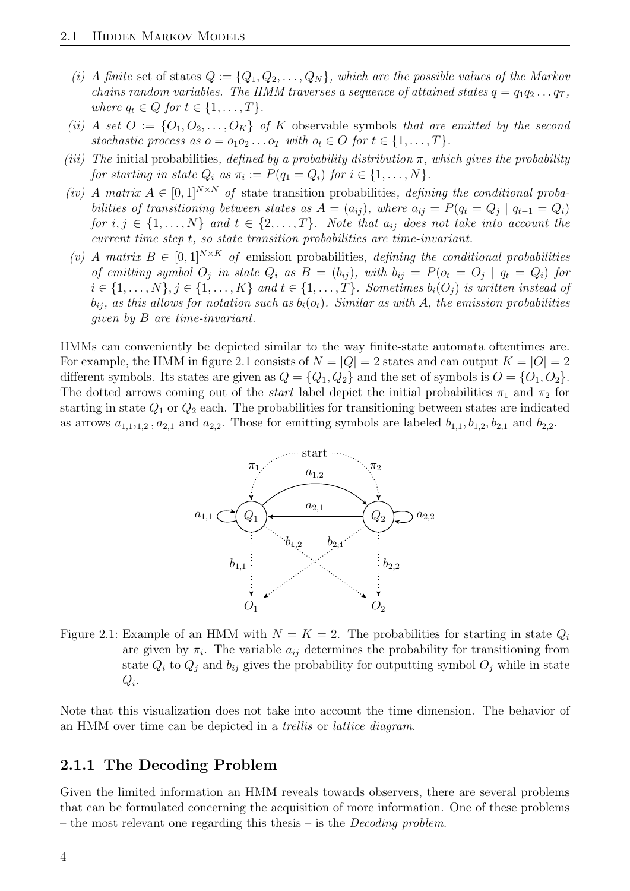- *(i) A finite* set of states *$Q := \{Q_1, Q_2, \ldots, Q_N\}$, which are the possible values of the Markov chains random variables. The HMM traverses a sequence of attained states $q = q_1 q_2 \ldots q_T$, where $q_t \in Q$ for $t \in \{1, \ldots, T\}$.*
- *(ii) A set $O := \{O_1, O_2, \ldots, O_K\}$ of $K$* observable symbols *that are emitted by the second stochastic process as $o = o_1 o_2 \ldots o_T$ with $o_t \in O$ for $t \in \{1, \ldots, T\}$.*
- *(iii) The* initial probabilities*, defined by a probability distribution $\pi$, which gives the probability for starting in state $Q_i$ as $\pi_i := P(q_1 = Q_i)$ for $i \in \{1, \ldots, N\}$.*
- *(iv) A matrix $A \in [0,1]^{N \times N}$ of* state transition probabilities*, defining the conditional probabilities of transitioning between states as $A = (a_{ij})$, where $a_{ij} = P(q_t = Q_j \mid q_{t-1} = Q_i)$ for $i, j \in \{1, \ldots, N\}$ and $t \in \{2, \ldots, T\}$. Note that $a_{ij}$ does not take into account the current time step $t$, so state transition probabilities are time-invariant.*
- *(v) A matrix $B \in [0,1]^{N \times K}$ of* emission probabilities*, defining the conditional probabilities of emitting symbol $O_j$ in state $Q_i$ as $B = (b_{ij})$, with $b_{ij} = P(o_t = O_j \mid q_t = Q_i)$ for $i \in \{1, \ldots, N\}, j \in \{1, \ldots, K\}$ and $t \in \{1, \ldots, T\}$. Sometimes $b_i(O_j)$ is written instead of $b_{ij}$, as this allows for notation such as $b_i(o_t)$. Similar as with $A$, the emission probabilities given by $B$ are time-invariant.*

HMMs can conveniently be depicted similar to the way finite-state automata oftentimes are. For example, the HMM in figure 2.1 consists of $N = |Q| = 2$ states and can output $K = |O| = 2$ different symbols. Its states are given as $Q = \{Q_1, Q_2\}$ and the set of symbols is $O = \{O_1, O_2\}$. The dotted arrows coming out of the *start* label depict the initial probabilities $\pi_1$ and $\pi_2$ for starting in state $Q_1$ or $Q_2$ each. The probabilities for transitioning between states are indicated as arrows $a_{1,1,1,2}$, $a_{2,1}$ and $a_{2,2}$. Those for emitting symbols are labeled $b_{1,1}, b_{1,2}, b_{2,1}$ and $b_{2,2}$.

Figure 2.1: Example of an HMM with $N = K = 2$. The probabilities for starting in state $Q_i$ are given by $\pi_i$. The variable $a_{ij}$ determines the probability for transitioning from state $Q_i$ to $Q_j$ and $b_{ij}$ gives the probability for outputting symbol $O_j$ while in state $Q_i$.

Note that this visualization does not take into account the time dimension. The behavior of an HMM over time can be depicted in a *trellis* or *lattice diagram*.

### 2.1.1 The Decoding Problem

Given the limited information an HMM reveals towards observers, there are several problems that can be formulated concerning the acquisition of more information. One of these problems – the most relevant one regarding this thesis – is the *Decoding problem*.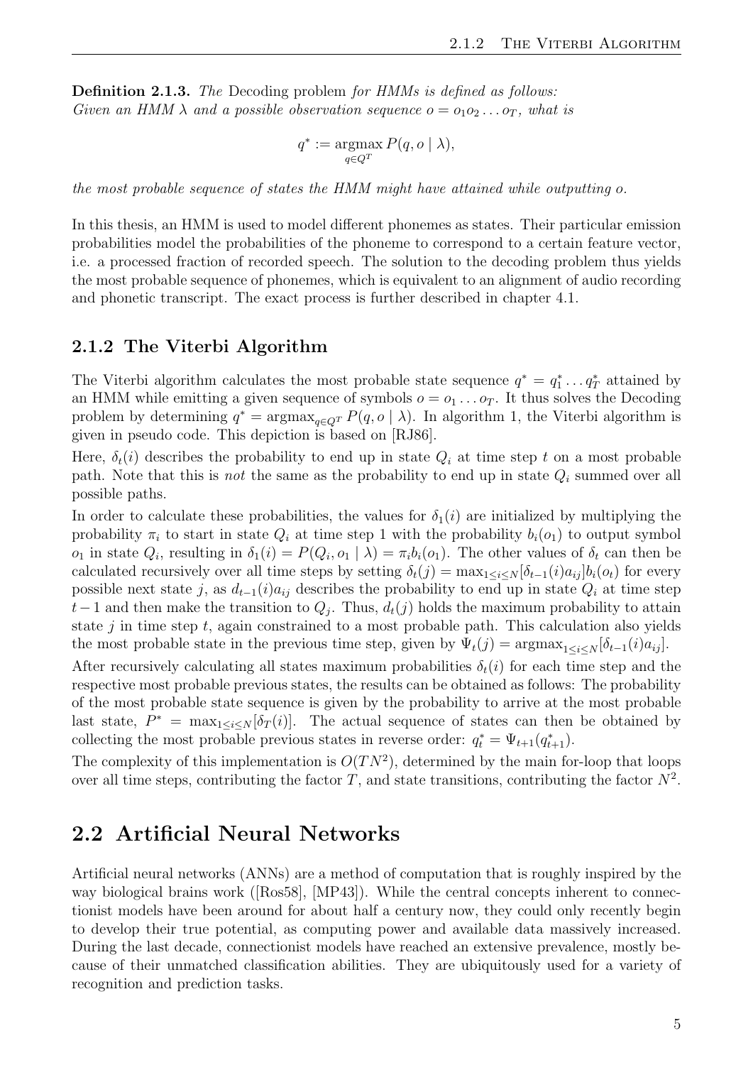**Definition 2.1.3.** *The* Decoding problem *for HMMs is defined as follows: Given an HMM $\lambda$ and a possible observation sequence $o = o_1 o_2 \dots o_T$, what is*

$$q^* := \underset{q \in Q^T}{\operatorname{argmax}} \, P(q, o \mid \lambda),$$

*the most probable sequence of states the HMM might have attained while outputting $o$.*

In this thesis, an HMM is used to model different phonemes as states. Their particular emission probabilities model the probabilities of the phoneme to correspond to a certain feature vector, i.e. a processed fraction of recorded speech. The solution to the decoding problem thus yields the most probable sequence of phonemes, which is equivalent to an alignment of audio recording and phonetic transcript. The exact process is further described in chapter 4.1.

### 2.1.2 The Viterbi Algorithm

The Viterbi algorithm calculates the most probable state sequence $q^* = q_1^* \dots q_T^*$ attained by an HMM while emitting a given sequence of symbols $o = o_1 \dots o_T$. It thus solves the Decoding problem by determining $q^* = \operatorname{argmax}_{q \in Q^T} P(q, o \mid \lambda)$. In algorithm 1, the Viterbi algorithm is given in pseudo code. This depiction is based on [RJ86].

Here, $\delta_t(i)$ describes the probability to end up in state $Q_i$ at time step $t$ on a most probable path. Note that this is *not* the same as the probability to end up in state $Q_i$ summed over all possible paths.

In order to calculate these probabilities, the values for $\delta_1(i)$ are initialized by multiplying the probability $\pi_i$ to start in state $Q_i$ at time step 1 with the probability $b_i(o_1)$ to output symbol $o_1$ in state $Q_i$, resulting in $\delta_1(i) = P(Q_i, o_1 \mid \lambda) = \pi_i b_i(o_1)$. The other values of $\delta_t$ can then be calculated recursively over all time steps by setting $\delta_t(j) = \max_{1 \le i \le N}[\delta_{t-1}(i) a_{ij}] b_i(o_t)$ for every possible next state $j$, as $\delta_{t-1}(i) a_{ij}$ describes the probability to end up in state $Q_i$ at time step $t-1$ and then make the transition to $Q_j$. Thus, $d_t(j)$ holds the maximum probability to attain state $j$ in time step $t$, again constrained to a most probable path. This calculation also yields the most probable state in the previous time step, given by $\Psi_t(j) = \operatorname{argmax}_{1 \le i \le N}[\delta_{t-1}(i) a_{ij}]$.

After recursively calculating all states maximum probabilities $\delta_t(i)$ for each time step and the respective most probable previous states, the results can be obtained as follows: The probability of the most probable state sequence is given by the probability to arrive at the most probable last state, $P^* = \max_{1 \le i \le N}[\delta_T(i)]$. The actual sequence of states can then be obtained by collecting the most probable previous states in reverse order: $q_t^* = \Psi_{t+1}(q_{t+1}^*)$.

The complexity of this implementation is $O(TN^2)$, determined by the main for-loop that loops over all time steps, contributing the factor $T$, and state transitions, contributing the factor $N^2$.

## 2.2 Artificial Neural Networks

Artificial neural networks (ANNs) are a method of computation that is roughly inspired by the way biological brains work ([Ros58], [MP43]). While the central concepts inherent to connectionist models have been around for about half a century now, they could only recently begin to develop their true potential, as computing power and available data massively increased. During the last decade, connectionist models have reached an extensive prevalence, mostly because of their unmatched classification abilities. They are ubiquitously used for a variety of recognition and prediction tasks.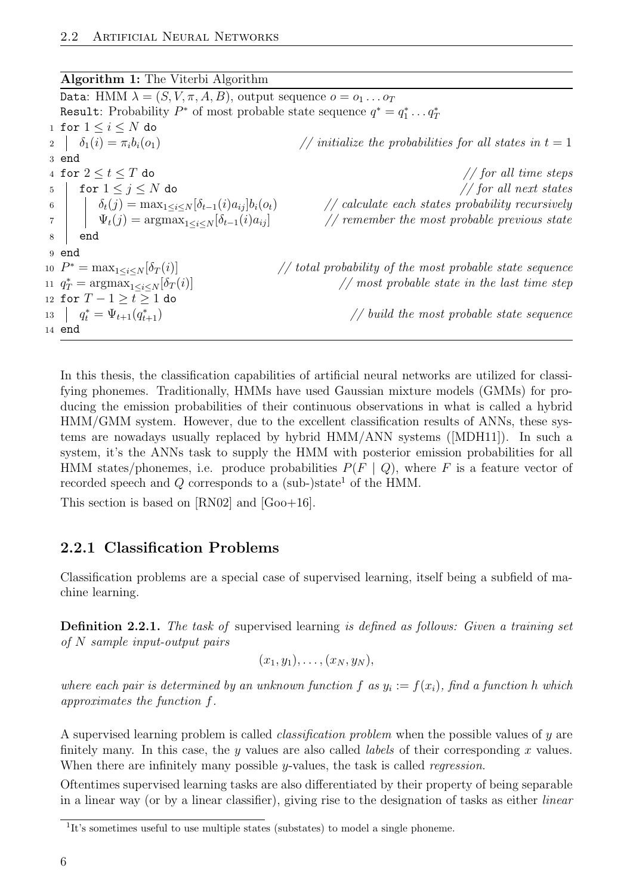**Algorithm 1:** The Viterbi Algorithm

```
Data: HMM λ = (S, V, π, A, B), output sequence o = o_1 ... o_T
Result: Probability P* of most probable state sequence q* = q*_1 ... q*_T
 1 for 1 ≤ i ≤ N do
 2 |  δ_1(i) = π_i b_i(o_1)                          // initialize the probabilities for all states in t = 1
 3 end
 4 for 2 ≤ t ≤ T do                                  // for all time steps
 5 |  for 1 ≤ j ≤ N do                               // for all next states
 6 |  |  δ_t(j) = max_{1≤i≤N}[δ_{t-1}(i) a_ij] b_i(o_t)   // calculate each states probability recursively
 7 |  |  Ψ_t(j) = argmax_{1≤i≤N}[δ_{t-1}(i) a_ij]         // remember the most probable previous state
 8 |  end
 9 end
10 P* = max_{1≤i≤N}[δ_T(i)]                  // total probability of the most probable state sequence
11 q*_T = argmax_{1≤i≤N}[δ_T(i)]                     // most probable state in the last time step
12 for T − 1 ≥ t ≥ 1 do
13 |  q*_t = Ψ_{t+1}(q*_{t+1})                       // build the most probable state sequence
14 end
```

In this thesis, the classification capabilities of artificial neural networks are utilized for classifying phonemes. Traditionally, HMMs have used Gaussian mixture models (GMMs) for producing the emission probabilities of their continuous observations in what is called a hybrid HMM/GMM system. However, due to the excellent classification results of ANNs, these systems are nowadays usually replaced by hybrid HMM/ANN systems ([MDH11]). In such a system, it's the ANNs task to supply the HMM with posterior emission probabilities for all HMM states/phonemes, i.e. produce probabilities $P(F \mid Q)$, where $F$ is a feature vector of recorded speech and $Q$ corresponds to a (sub-)state[1] of the HMM.

This section is based on [RN02] and [Goo+16].

### 2.2.1 Classification Problems

Classification problems are a special case of supervised learning, itself being a subfield of machine learning.

**Definition 2.2.1.** *The task of* supervised learning *is defined as follows: Given a training set of $N$ sample input-output pairs*

$$(x_1, y_1), \ldots, (x_N, y_N),$$

*where each pair is determined by an unknown function $f$ as $y_i := f(x_i)$, find a function $h$ which approximates the function $f$.*

A supervised learning problem is called *classification problem* when the possible values of $y$ are finitely many. In this case, the $y$ values are also called *labels* of their corresponding $x$ values. When there are infinitely many possible $y$-values, the task is called *regression*.

Oftentimes supervised learning tasks are also differentiated by their property of being separable in a linear way (or by a linear classifier), giving rise to the designation of tasks as either *linear*

[1] It's sometimes useful to use multiple states (substates) to model a single phoneme.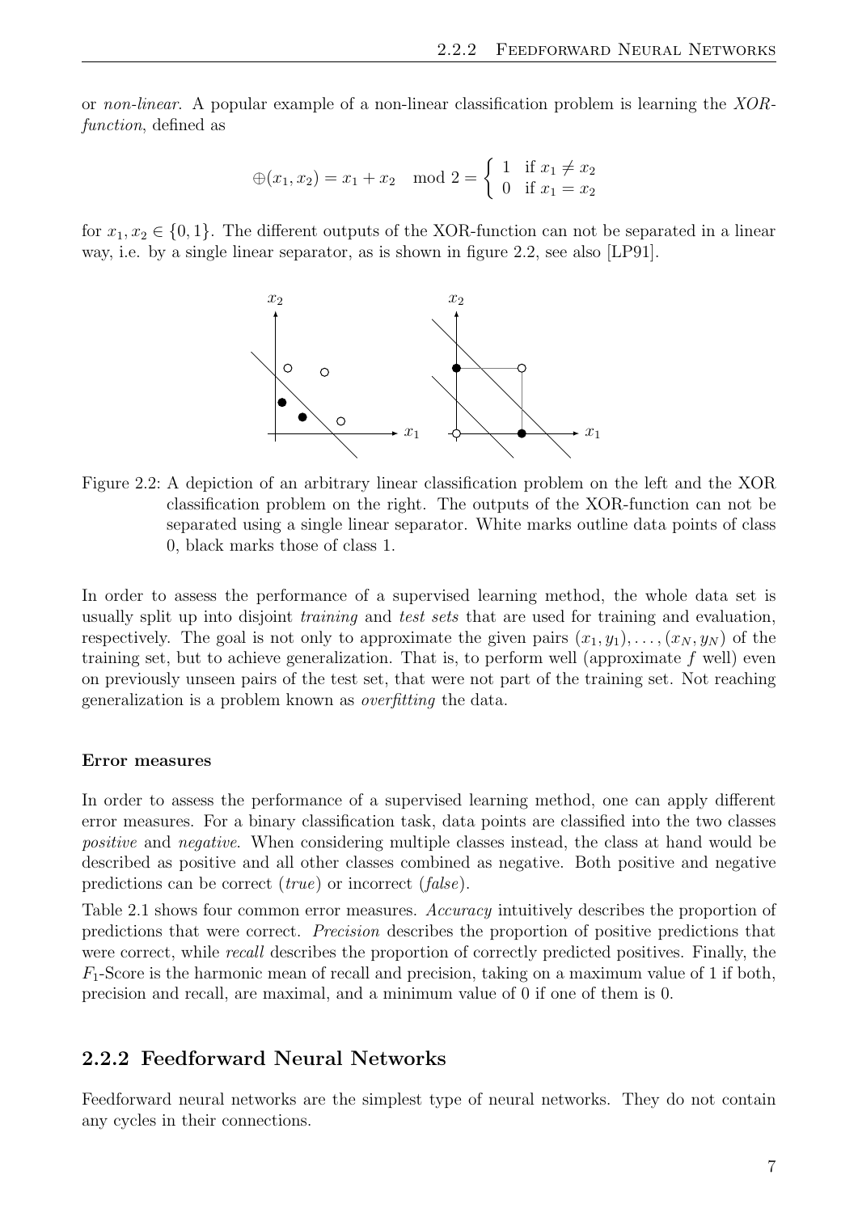or *non-linear*. A popular example of a non-linear classification problem is learning the *XOR-function*, defined as

$$\oplus(x_1, x_2) = x_1 + x_2 \mod 2 = \begin{cases} 1 & \text{if } x_1 \neq x_2 \\ 0 & \text{if } x_1 = x_2 \end{cases}$$

for $x_1, x_2 \in \{0, 1\}$. The different outputs of the XOR-function can not be separated in a linear way, i.e. by a single linear separator, as is shown in figure 2.2, see also [LP91].

Figure 2.2: A depiction of an arbitrary linear classification problem on the left and the XOR classification problem on the right. The outputs of the XOR-function can not be separated using a single linear separator. White marks outline data points of class 0, black marks those of class 1.

In order to assess the performance of a supervised learning method, the whole data set is usually split up into disjoint *training* and *test sets* that are used for training and evaluation, respectively. The goal is not only to approximate the given pairs $(x_1, y_1), \dots, (x_N, y_N)$ of the training set, but to achieve generalization. That is, to perform well (approximate $f$ well) even on previously unseen pairs of the test set, that were not part of the training set. Not reaching generalization is a problem known as *overfitting* the data.

#### Error measures

In order to assess the performance of a supervised learning method, one can apply different error measures. For a binary classification task, data points are classified into the two classes *positive* and *negative*. When considering multiple classes instead, the class at hand would be described as positive and all other classes combined as negative. Both positive and negative predictions can be correct (*true*) or incorrect (*false*).

Table 2.1 shows four common error measures. *Accuracy* intuitively describes the proportion of predictions that were correct. *Precision* describes the proportion of positive predictions that were correct, while *recall* describes the proportion of correctly predicted positives. Finally, the $F_1$-Score is the harmonic mean of recall and precision, taking on a maximum value of 1 if both, precision and recall, are maximal, and a minimum value of 0 if one of them is 0.

### 2.2.2 Feedforward Neural Networks

Feedforward neural networks are the simplest type of neural networks. They do not contain any cycles in their connections.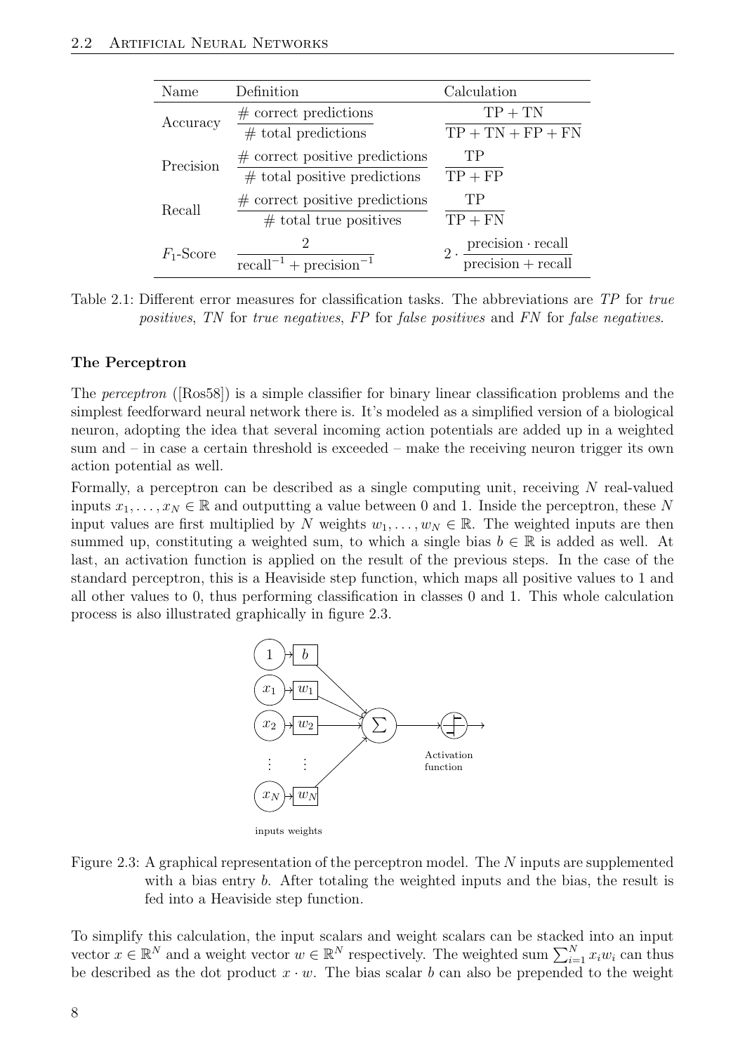| Name | Definition | Calculation |
| --- | --- | --- |
| Accuracy | $\frac{\text{\# correct predictions}}{\text{\# total predictions}}$ | $\frac{\text{TP} + \text{TN}}{\text{TP} + \text{TN} + \text{FP} + \text{FN}}$ |
| Precision | $\frac{\text{\# correct positive predictions}}{\text{\# total positive predictions}}$ | $\frac{\text{TP}}{\text{TP} + \text{FP}}$ |
| Recall | $\frac{\text{\# correct positive predictions}}{\text{\# total true positives}}$ | $\frac{\text{TP}}{\text{TP} + \text{FN}}$ |
| $F_1$-Score | $\frac{2}{\text{recall}^{-1} + \text{precision}^{-1}}$ | $2 \cdot \frac{\text{precision} \cdot \text{recall}}{\text{precision} + \text{recall}}$ |

Table 2.1: Different error measures for classification tasks. The abbreviations are *TP* for *true positives*, *TN* for *true negatives*, *FP* for *false positives* and *FN* for *false negatives*.

### The Perceptron

The *perceptron* ([Ros58]) is a simple classifier for binary linear classification problems and the simplest feedforward neural network there is. It's modeled as a simplified version of a biological neuron, adopting the idea that several incoming action potentials are added up in a weighted sum and – in case a certain threshold is exceeded – make the receiving neuron trigger its own action potential as well.

Formally, a perceptron can be described as a single computing unit, receiving $N$ real-valued inputs $x_1, \ldots, x_N \in \mathbb{R}$ and outputting a value between 0 and 1. Inside the perceptron, these $N$ input values are first multiplied by $N$ weights $w_1, \ldots, w_N \in \mathbb{R}$. The weighted inputs are then summed up, constituting a weighted sum, to which a single bias $b \in \mathbb{R}$ is added as well. At last, an activation function is applied on the result of the previous steps. In the case of the standard perceptron, this is a Heaviside step function, which maps all positive values to 1 and all other values to 0, thus performing classification in classes 0 and 1. This whole calculation process is also illustrated graphically in figure 2.3.

Figure 2.3: A graphical representation of the perceptron model. The $N$ inputs are supplemented with a bias entry $b$. After totaling the weighted inputs and the bias, the result is fed into a Heaviside step function.

To simplify this calculation, the input scalars and weight scalars can be stacked into an input vector $x \in \mathbb{R}^N$ and a weight vector $w \in \mathbb{R}^N$ respectively. The weighted sum $\sum_{i=1}^{N} x_i w_i$ can thus be described as the dot product $x \cdot w$. The bias scalar $b$ can also be prepended to the weight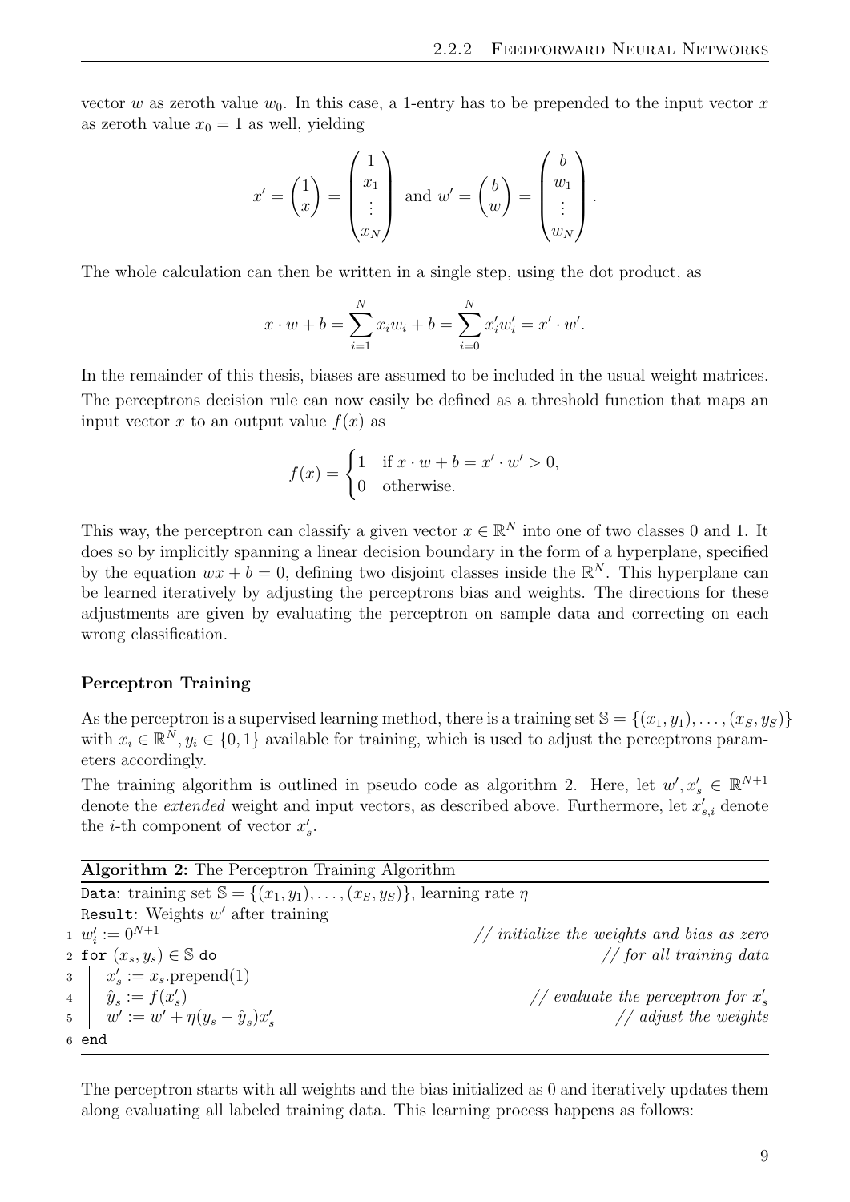vector $w$ as zeroth value $w_0$. In this case, a 1-entry has to be prepended to the input vector $x$ as zeroth value $x_0 = 1$ as well, yielding

$$x' = \begin{pmatrix} 1 \\ x \end{pmatrix} = \begin{pmatrix} 1 \\ x_1 \\ \vdots \\ x_N \end{pmatrix} \text{ and } w' = \begin{pmatrix} b \\ w \end{pmatrix} = \begin{pmatrix} b \\ w_1 \\ \vdots \\ w_N \end{pmatrix}.$$

The whole calculation can then be written in a single step, using the dot product, as

$$x \cdot w + b = \sum_{i=1}^{N} x_i w_i + b = \sum_{i=0}^{N} x'_i w'_i = x' \cdot w'.$$

In the remainder of this thesis, biases are assumed to be included in the usual weight matrices.

The perceptrons decision rule can now easily be defined as a threshold function that maps an input vector $x$ to an output value $f(x)$ as

$$f(x) = \begin{cases} 1 & \text{if } x \cdot w + b = x' \cdot w' > 0, \\ 0 & \text{otherwise.} \end{cases}$$

This way, the perceptron can classify a given vector $x \in \mathbb{R}^N$ into one of two classes 0 and 1. It does so by implicitly spanning a linear decision boundary in the form of a hyperplane, specified by the equation $wx + b = 0$, defining two disjoint classes inside the $\mathbb{R}^N$. This hyperplane can be learned iteratively by adjusting the perceptrons bias and weights. The directions for these adjustments are given by evaluating the perceptron on sample data and correcting on each wrong classification.

### Perceptron Training

As the perceptron is a supervised learning method, there is a training set $\mathbb{S} = \{(x_1, y_1), \dots, (x_S, y_S)\}$ with $x_i \in \mathbb{R}^N, y_i \in \{0, 1\}$ available for training, which is used to adjust the perceptrons parameters accordingly.

The training algorithm is outlined in pseudo code as algorithm 2. Here, let $w', x'_s \in \mathbb{R}^{N+1}$ denote the *extended* weight and input vectors, as described above. Furthermore, let $x'_{s,i}$ denote the $i$-th component of vector $x'_s$.

**Algorithm 2:** The Perceptron Training Algorithm

Data: training set $\mathbb{S} = \{(x_1, y_1), \dots, (x_S, y_S)\}$, learning rate $\eta$
Result: Weights $w'$ after training

1. $w'_i := 0^{N+1}$ — *// initialize the weights and bias as zero*
2. for $(x_s, y_s) \in \mathbb{S}$ do — *// for all training data*
3. $\quad x'_s := x_s.\text{prepend}(1)$
4. $\quad \hat{y}_s := f(x'_s)$ — *// evaluate the perceptron for $x'_s$*
5. $\quad w' := w' + \eta(y_s - \hat{y}_s)x'_s$ — *// adjust the weights*
6. end

The perceptron starts with all weights and the bias initialized as 0 and iteratively updates them along evaluating all labeled training data. This learning process happens as follows: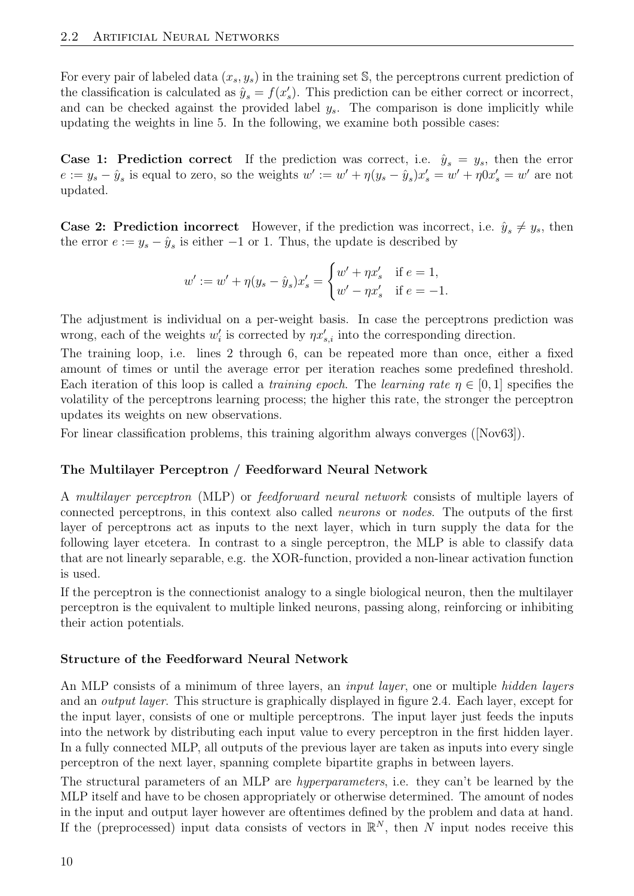For every pair of labeled data $(x_s, y_s)$ in the training set $\mathbb{S}$, the perceptrons current prediction of the classification is calculated as $\hat{y}_s = f(x'_s)$. This prediction can be either correct or incorrect, and can be checked against the provided label $y_s$. The comparison is done implicitly while updating the weights in line 5. In the following, we examine both possible cases:

**Case 1: Prediction correct** If the prediction was correct, i.e. $\hat{y}_s = y_s$, then the error $e := y_s - \hat{y}_s$ is equal to zero, so the weights $w' := w' + \eta(y_s - \hat{y}_s)x'_s = w' + \eta 0 x'_s = w'$ are not updated.

**Case 2: Prediction incorrect** However, if the prediction was incorrect, i.e. $\hat{y}_s \neq y_s$, then the error $e := y_s - \hat{y}_s$ is either $-1$ or 1. Thus, the update is described by

$$w' := w' + \eta(y_s - \hat{y}_s)x'_s = \begin{cases} w' + \eta x'_s & \text{if } e = 1, \\ w' - \eta x'_s & \text{if } e = -1. \end{cases}$$

The adjustment is individual on a per-weight basis. In case the perceptrons prediction was wrong, each of the weights $w'_i$ is corrected by $\eta x'_{s,i}$ into the corresponding direction.

The training loop, i.e. lines 2 through 6, can be repeated more than once, either a fixed amount of times or until the average error per iteration reaches some predefined threshold. Each iteration of this loop is called a *training epoch*. The *learning rate* $\eta \in [0, 1]$ specifies the volatility of the perceptrons learning process; the higher this rate, the stronger the perceptron updates its weights on new observations.

For linear classification problems, this training algorithm always converges ([Nov63]).

### The Multilayer Perceptron / Feedforward Neural Network

A *multilayer perceptron* (MLP) or *feedforward neural network* consists of multiple layers of connected perceptrons, in this context also called *neurons* or *nodes*. The outputs of the first layer of perceptrons act as inputs to the next layer, which in turn supply the data for the following layer etcetera. In contrast to a single perceptron, the MLP is able to classify data that are not linearly separable, e.g. the XOR-function, provided a non-linear activation function is used.

If the perceptron is the connectionist analogy to a single biological neuron, then the multilayer perceptron is the equivalent to multiple linked neurons, passing along, reinforcing or inhibiting their action potentials.

### Structure of the Feedforward Neural Network

An MLP consists of a minimum of three layers, an *input layer*, one or multiple *hidden layers* and an *output layer*. This structure is graphically displayed in figure 2.4. Each layer, except for the input layer, consists of one or multiple perceptrons. The input layer just feeds the inputs into the network by distributing each input value to every perceptron in the first hidden layer. In a fully connected MLP, all outputs of the previous layer are taken as inputs into every single perceptron of the next layer, spanning complete bipartite graphs in between layers.

The structural parameters of an MLP are *hyperparameters*, i.e. they can't be learned by the MLP itself and have to be chosen appropriately or otherwise determined. The amount of nodes in the input and output layer however are oftentimes defined by the problem and data at hand. If the (preprocessed) input data consists of vectors in $\mathbb{R}^N$, then $N$ input nodes receive this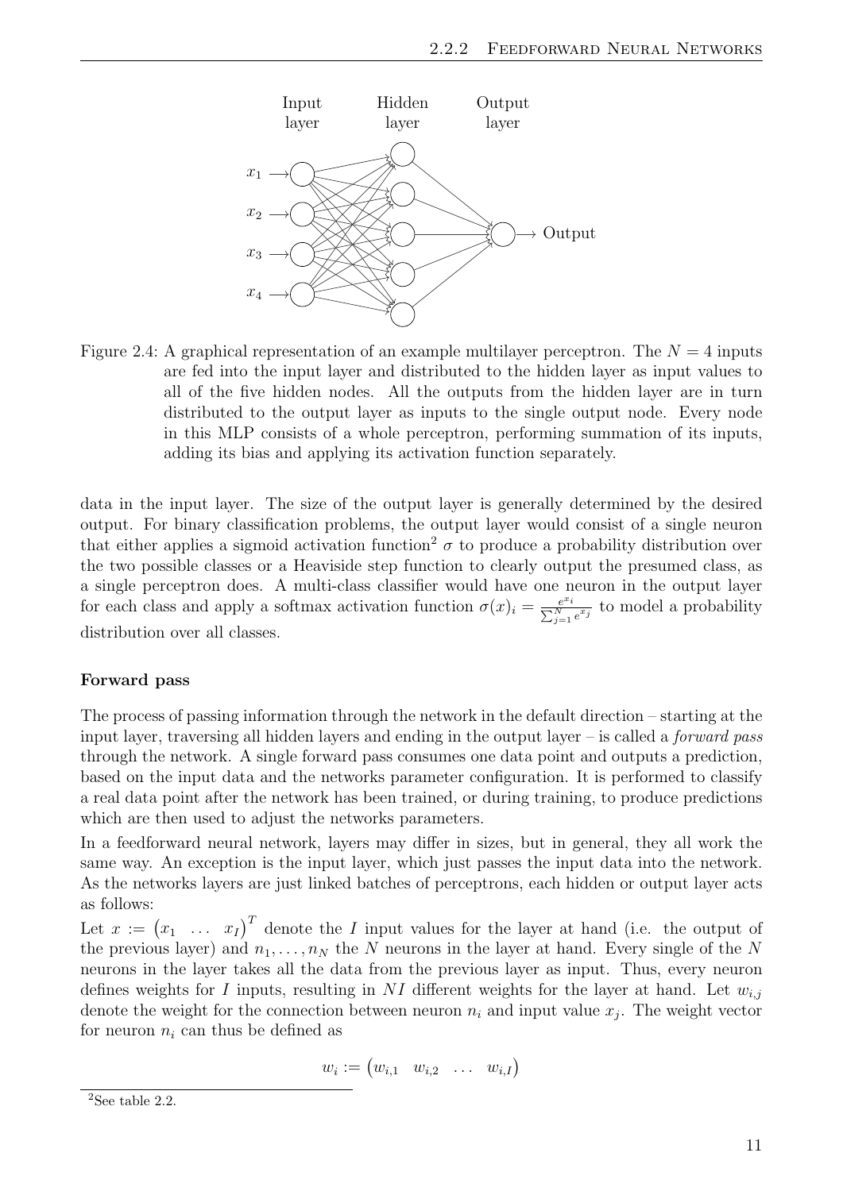Figure 2.4: A graphical representation of an example multilayer perceptron. The $N = 4$ inputs are fed into the input layer and distributed to the hidden layer as input values to all of the five hidden nodes. All the outputs from the hidden layer are in turn distributed to the output layer as inputs to the single output node. Every node in this MLP consists of a whole perceptron, performing summation of its inputs, adding its bias and applying its activation function separately.

data in the input layer. The size of the output layer is generally determined by the desired output. For binary classification problems, the output layer would consist of a single neuron that either applies a sigmoid activation function[2] $\sigma$ to produce a probability distribution over the two possible classes or a Heaviside step function to clearly output the presumed class, as a single perceptron does. A multi-class classifier would have one neuron in the output layer for each class and apply a softmax activation function $\sigma(x)_i = \frac{e^{x_i}}{\sum_{j=1}^{N} e^{x_j}}$ to model a probability distribution over all classes.

### Forward pass

The process of passing information through the network in the default direction – starting at the input layer, traversing all hidden layers and ending in the output layer – is called a *forward pass* through the network. A single forward pass consumes one data point and outputs a prediction, based on the input data and the networks parameter configuration. It is performed to classify a real data point after the network has been trained, or during training, to produce predictions which are then used to adjust the networks parameters.

In a feedforward neural network, layers may differ in sizes, but in general, they all work the same way. An exception is the input layer, which just passes the input data into the network. As the networks layers are just linked batches of perceptrons, each hidden or output layer acts as follows:

Let $x := \begin{pmatrix} x_1 & \dots & x_I \end{pmatrix}^T$ denote the $I$ input values for the layer at hand (i.e. the output of the previous layer) and $n_1, \dots, n_N$ the $N$ neurons in the layer at hand. Every single of the $N$ neurons in the layer takes all the data from the previous layer as input. Thus, every neuron defines weights for $I$ inputs, resulting in $NI$ different weights for the layer at hand. Let $w_{i,j}$ denote the weight for the connection between neuron $n_i$ and input value $x_j$. The weight vector for neuron $n_i$ can thus be defined as

$$w_i := \begin{pmatrix} w_{i,1} & w_{i,2} & \dots & w_{i,I} \end{pmatrix}$$

[2] See table 2.2.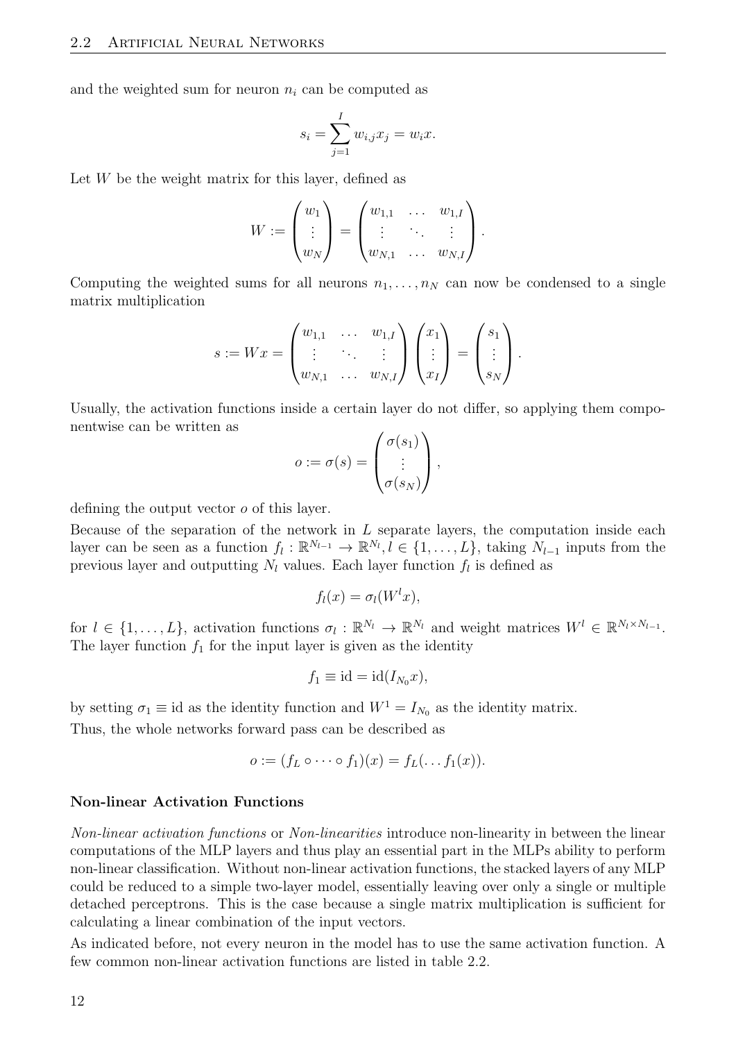and the weighted sum for neuron $n_i$ can be computed as

$$s_i = \sum_{j=1}^{I} w_{i,j} x_j = w_i x.$$

Let $W$ be the weight matrix for this layer, defined as

$$W := \begin{pmatrix} w_1 \\ \vdots \\ w_N \end{pmatrix} = \begin{pmatrix} w_{1,1} & \dots & w_{1,I} \\ \vdots & \ddots & \vdots \\ w_{N,1} & \dots & w_{N,I} \end{pmatrix}.$$

Computing the weighted sums for all neurons $n_1, \dots, n_N$ can now be condensed to a single matrix multiplication

$$s := Wx = \begin{pmatrix} w_{1,1} & \dots & w_{1,I} \\ \vdots & \ddots & \vdots \\ w_{N,1} & \dots & w_{N,I} \end{pmatrix} \begin{pmatrix} x_1 \\ \vdots \\ x_I \end{pmatrix} = \begin{pmatrix} s_1 \\ \vdots \\ s_N \end{pmatrix}.$$

Usually, the activation functions inside a certain layer do not differ, so applying them componentwise can be written as

$$o := \sigma(s) = \begin{pmatrix} \sigma(s_1) \\ \vdots \\ \sigma(s_N) \end{pmatrix},$$

defining the output vector $o$ of this layer.

Because of the separation of the network in $L$ separate layers, the computation inside each layer can be seen as a function $f_l : \mathbb{R}^{N_{l-1}} \to \mathbb{R}^{N_l}, l \in \{1, \dots, L\}$, taking $N_{l-1}$ inputs from the previous layer and outputting $N_l$ values. Each layer function $f_l$ is defined as

$$f_l(x) = \sigma_l(W^l x),$$

for $l \in \{1, \dots, L\}$, activation functions $\sigma_l : \mathbb{R}^{N_l} \to \mathbb{R}^{N_l}$ and weight matrices $W^l \in \mathbb{R}^{N_l \times N_{l-1}}$. The layer function $f_1$ for the input layer is given as the identity

$$f_1 \equiv \text{id} = \text{id}(I_{N_0} x),$$

by setting $\sigma_1 \equiv \text{id}$ as the identity function and $W^1 = I_{N_0}$ as the identity matrix.

Thus, the whole networks forward pass can be described as

$$o := (f_L \circ \dots \circ f_1)(x) = f_L(\dots f_1(x)).$$

**Non-linear Activation Functions**

*Non-linear activation functions* or *Non-linearities* introduce non-linearity in between the linear computations of the MLP layers and thus play an essential part in the MLPs ability to perform non-linear classification. Without non-linear activation functions, the stacked layers of any MLP could be reduced to a simple two-layer model, essentially leaving over only a single or multiple detached perceptrons. This is the case because a single matrix multiplication is sufficient for calculating a linear combination of the input vectors.

As indicated before, not every neuron in the model has to use the same activation function. A few common non-linear activation functions are listed in table 2.2.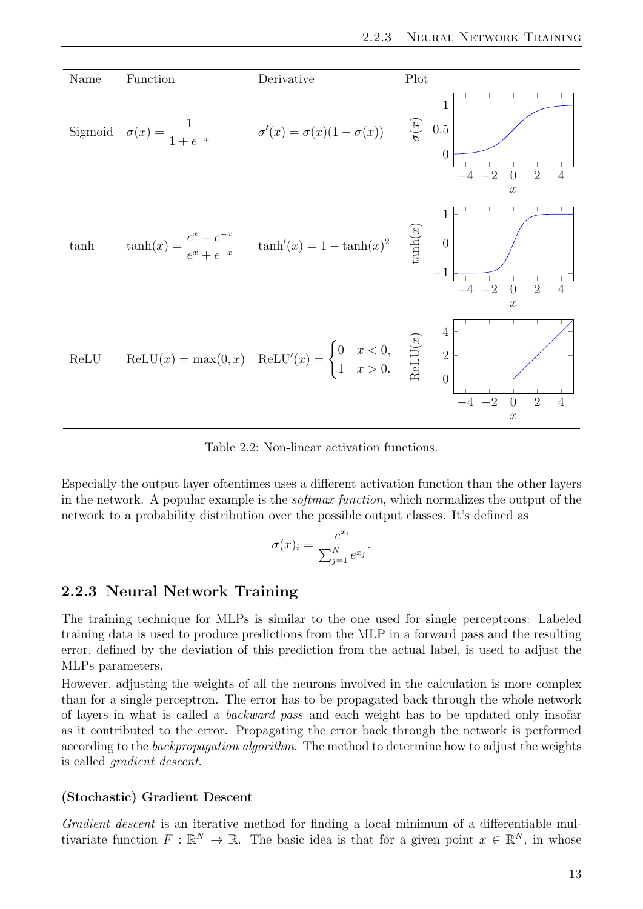| Name | Function | Derivative | Plot |
|---|---|---|---|
| Sigmoid | $\sigma(x) = \frac{1}{1+e^{-x}}$ | $\sigma'(x) = \sigma(x)(1-\sigma(x))$ | |
| tanh | $\tanh(x) = \frac{e^x - e^{-x}}{e^x + e^{-x}}$ | $\tanh'(x) = 1 - \tanh(x)^2$ | |
| ReLU | $\mathrm{ReLU}(x) = \max(0, x)$ | $\mathrm{ReLU}'(x) = \begin{cases} 0 & x < 0, \\ 1 & x > 0. \end{cases}$ | |

Table 2.2: Non-linear activation functions.

Especially the output layer oftentimes uses a different activation function than the other layers in the network. A popular example is the *softmax function*, which normalizes the output of the network to a probability distribution over the possible output classes. It's defined as

$$\sigma(x)_i = \frac{e^{x_i}}{\sum_{j=1}^{N} e^{x_j}}.$$

### 2.2.3 Neural Network Training

The training technique for MLPs is similar to the one used for single perceptrons: Labeled training data is used to produce predictions from the MLP in a forward pass and the resulting error, defined by the deviation of this prediction from the actual label, is used to adjust the MLPs parameters.

However, adjusting the weights of all the neurons involved in the calculation is more complex than for a single perceptron. The error has to be propagated back through the whole network of layers in what is called a *backward pass* and each weight has to be updated only insofar as it contributed to the error. Propagating the error back through the network is performed according to the *backpropagation algorithm*. The method to determine how to adjust the weights is called *gradient descent*.

#### (Stochastic) Gradient Descent

*Gradient descent* is an iterative method for finding a local minimum of a differentiable multivariate function $F : \mathbb{R}^N \to \mathbb{R}$. The basic idea is that for a given point $x \in \mathbb{R}^N$, in whose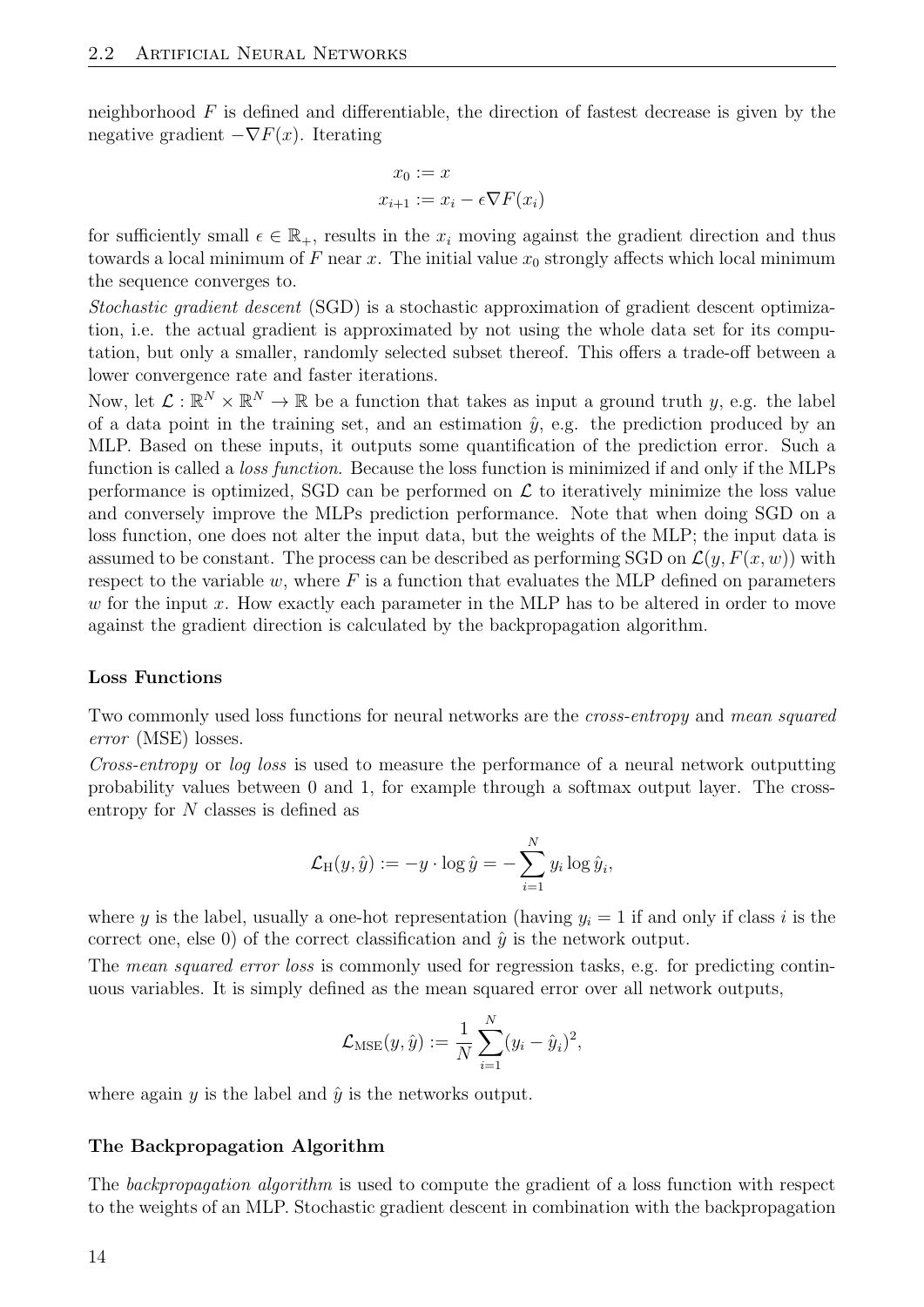neighborhood $F$ is defined and differentiable, the direction of fastest decrease is given by the negative gradient $-\nabla F(x)$. Iterating

$$x_0 := x$$
$$x_{i+1} := x_i - \epsilon \nabla F(x_i)$$

for sufficiently small $\epsilon \in \mathbb{R}_+$, results in the $x_i$ moving against the gradient direction and thus towards a local minimum of $F$ near $x$. The initial value $x_0$ strongly affects which local minimum the sequence converges to.

*Stochastic gradient descent* (SGD) is a stochastic approximation of gradient descent optimization, i.e. the actual gradient is approximated by not using the whole data set for its computation, but only a smaller, randomly selected subset thereof. This offers a trade-off between a lower convergence rate and faster iterations.

Now, let $\mathcal{L} : \mathbb{R}^N \times \mathbb{R}^N \to \mathbb{R}$ be a function that takes as input a ground truth $y$, e.g. the label of a data point in the training set, and an estimation $\hat{y}$, e.g. the prediction produced by an MLP. Based on these inputs, it outputs some quantification of the prediction error. Such a function is called a *loss function*. Because the loss function is minimized if and only if the MLPs performance is optimized, SGD can be performed on $\mathcal{L}$ to iteratively minimize the loss value and conversely improve the MLPs prediction performance. Note that when doing SGD on a loss function, one does not alter the input data, but the weights of the MLP; the input data is assumed to be constant. The process can be described as performing SGD on $\mathcal{L}(y, F(x, w))$ with respect to the variable $w$, where $F$ is a function that evaluates the MLP defined on parameters $w$ for the input $x$. How exactly each parameter in the MLP has to be altered in order to move against the gradient direction is calculated by the backpropagation algorithm.

**Loss Functions**

Two commonly used loss functions for neural networks are the *cross-entropy* and *mean squared error* (MSE) losses.

*Cross-entropy* or *log loss* is used to measure the performance of a neural network outputting probability values between 0 and 1, for example through a softmax output layer. The cross-entropy for $N$ classes is defined as

$$\mathcal{L}_{\mathrm{H}}(y, \hat{y}) := -y \cdot \log \hat{y} = -\sum_{i=1}^{N} y_i \log \hat{y}_i,$$

where $y$ is the label, usually a one-hot representation (having $y_i = 1$ if and only if class $i$ is the correct one, else 0) of the correct classification and $\hat{y}$ is the network output.

The *mean squared error loss* is commonly used for regression tasks, e.g. for predicting continuous variables. It is simply defined as the mean squared error over all network outputs,

$$\mathcal{L}_{\mathrm{MSE}}(y, \hat{y}) := \frac{1}{N} \sum_{i=1}^{N} (y_i - \hat{y}_i)^2,$$

where again $y$ is the label and $\hat{y}$ is the networks output.

**The Backpropagation Algorithm**

The *backpropagation algorithm* is used to compute the gradient of a loss function with respect to the weights of an MLP. Stochastic gradient descent in combination with the backpropagation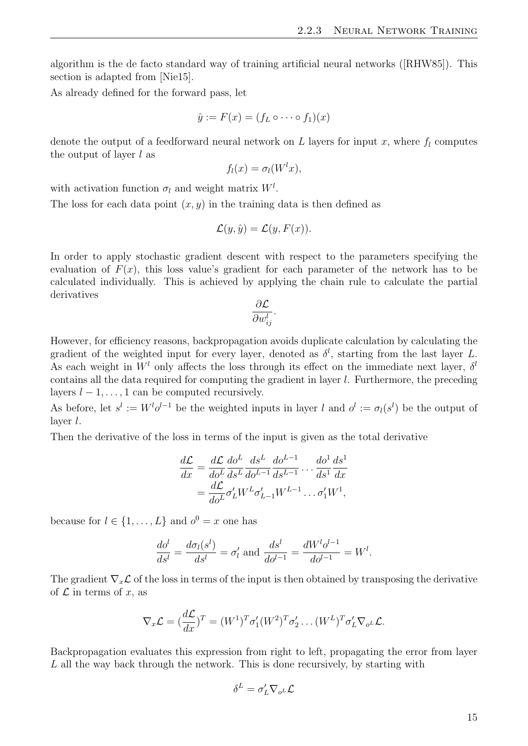algorithm is the de facto standard way of training artificial neural networks ([RHW85]). This section is adapted from [Nie15].

As already defined for the forward pass, let

$$\hat{y} := F(x) = (f_L \circ \cdots \circ f_1)(x)$$

denote the output of a feedforward neural network on $L$ layers for input $x$, where $f_l$ computes the output of layer $l$ as

$$f_l(x) = \sigma_l(W^l x),$$

with activation function $\sigma_l$ and weight matrix $W^l$.

The loss for each data point $(x, y)$ in the training data is then defined as

$$\mathcal{L}(y, \hat{y}) = \mathcal{L}(y, F(x)).$$

In order to apply stochastic gradient descent with respect to the parameters specifying the evaluation of $F(x)$, this loss value's gradient for each parameter of the network has to be calculated individually. This is achieved by applying the chain rule to calculate the partial derivatives

$$\frac{\partial \mathcal{L}}{\partial w_{ij}^l}.$$

However, for efficiency reasons, backpropagation avoids duplicate calculation by calculating the gradient of the weighted input for every layer, denoted as $\delta^l$, starting from the last layer $L$. As each weight in $W^l$ only affects the loss through its effect on the immediate next layer, $\delta^l$ contains all the data required for computing the gradient in layer $l$. Furthermore, the preceding layers $l-1, \ldots, 1$ can be computed recursively.

As before, let $s^l := W^l o^{l-1}$ be the weighted inputs in layer $l$ and $o^l := \sigma_l(s^l)$ be the output of layer $l$.

Then the derivative of the loss in terms of the input is given as the total derivative

$$\begin{aligned}
\frac{d\mathcal{L}}{dx} &= \frac{d\mathcal{L}}{do^L}\frac{do^L}{ds^L}\frac{ds^L}{do^{L-1}}\frac{do^{L-1}}{ds^{L-1}} \cdots \frac{do^1}{ds^1}\frac{ds^1}{dx} \\
&= \frac{d\mathcal{L}}{do^L}\sigma_L' W^L \sigma_{L-1}' W^{L-1} \ldots \sigma_1' W^1,
\end{aligned}$$

because for $l \in \{1, \ldots, L\}$ and $o^0 = x$ one has

$$\frac{do^l}{ds^l} = \frac{d\sigma_l(s^l)}{ds^l} = \sigma_l' \text{ and } \frac{ds^l}{do^{l-1}} = \frac{dW^l o^{l-1}}{do^{l-1}} = W^l.$$

The gradient $\nabla_x \mathcal{L}$ of the loss in terms of the input is then obtained by transposing the derivative of $\mathcal{L}$ in terms of $x$, as

$$\nabla_x \mathcal{L} = \left(\frac{d\mathcal{L}}{dx}\right)^T = (W^1)^T \sigma_1' (W^2)^T \sigma_2' \ldots (W^L)^T \sigma_L' \nabla_{o^L} \mathcal{L}.$$

Backpropagation evaluates this expression from right to left, propagating the error from layer $L$ all the way back through the network. This is done recursively, by starting with

$$\delta^L = \sigma_L' \nabla_{o^L} \mathcal{L}$$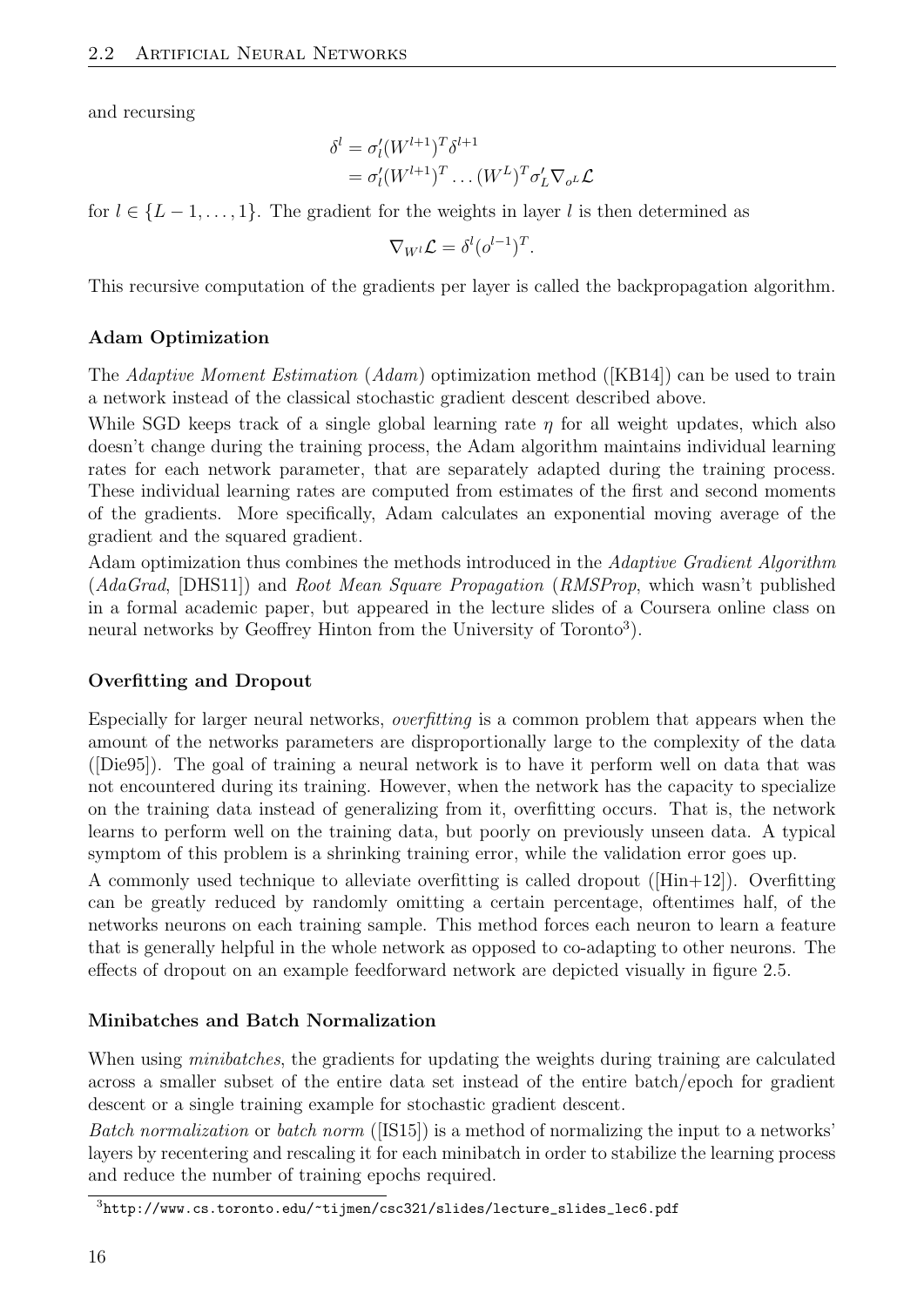and recursing

$$
\begin{aligned}
\delta^l &= \sigma_l'(W^{l+1})^T \delta^{l+1} \\
&= \sigma_l'(W^{l+1})^T \dots (W^L)^T \sigma_L' \nabla_{o^L} \mathcal{L}
\end{aligned}
$$

for $l \in \{L-1, \dots, 1\}$. The gradient for the weights in layer $l$ is then determined as

$$
\nabla_{W^l} \mathcal{L} = \delta^l (o^{l-1})^T.
$$

This recursive computation of the gradients per layer is called the backpropagation algorithm.

#### Adam Optimization

The *Adaptive Moment Estimation* (*Adam*) optimization method ([KB14]) can be used to train a network instead of the classical stochastic gradient descent described above.

While SGD keeps track of a single global learning rate $\eta$ for all weight updates, which also doesn't change during the training process, the Adam algorithm maintains individual learning rates for each network parameter, that are separately adapted during the training process. These individual learning rates are computed from estimates of the first and second moments of the gradients. More specifically, Adam calculates an exponential moving average of the gradient and the squared gradient.

Adam optimization thus combines the methods introduced in the *Adaptive Gradient Algorithm* (*AdaGrad*, [DHS11]) and *Root Mean Square Propagation* (*RMSProp*, which wasn't published in a formal academic paper, but appeared in the lecture slides of a Coursera online class on neural networks by Geoffrey Hinton from the University of Toronto[3]).

#### Overfitting and Dropout

Especially for larger neural networks, *overfitting* is a common problem that appears when the amount of the networks parameters are disproportionally large to the complexity of the data ([Die95]). The goal of training a neural network is to have it perform well on data that was not encountered during its training. However, when the network has the capacity to specialize on the training data instead of generalizing from it, overfitting occurs. That is, the network learns to perform well on the training data, but poorly on previously unseen data. A typical symptom of this problem is a shrinking training error, while the validation error goes up.

A commonly used technique to alleviate overfitting is called dropout ([Hin+12]). Overfitting can be greatly reduced by randomly omitting a certain percentage, oftentimes half, of the networks neurons on each training sample. This method forces each neuron to learn a feature that is generally helpful in the whole network as opposed to co-adapting to other neurons. The effects of dropout on an example feedforward network are depicted visually in figure 2.5.

#### Minibatches and Batch Normalization

When using *minibatches*, the gradients for updating the weights during training are calculated across a smaller subset of the entire data set instead of the entire batch/epoch for gradient descent or a single training example for stochastic gradient descent.

*Batch normalization* or *batch norm* ([IS15]) is a method of normalizing the input to a networks' layers by recentering and rescaling it for each minibatch in order to stabilize the learning process and reduce the number of training epochs required.

[3] http://www.cs.toronto.edu/~tijmen/csc321/slides/lecture_slides_lec6.pdf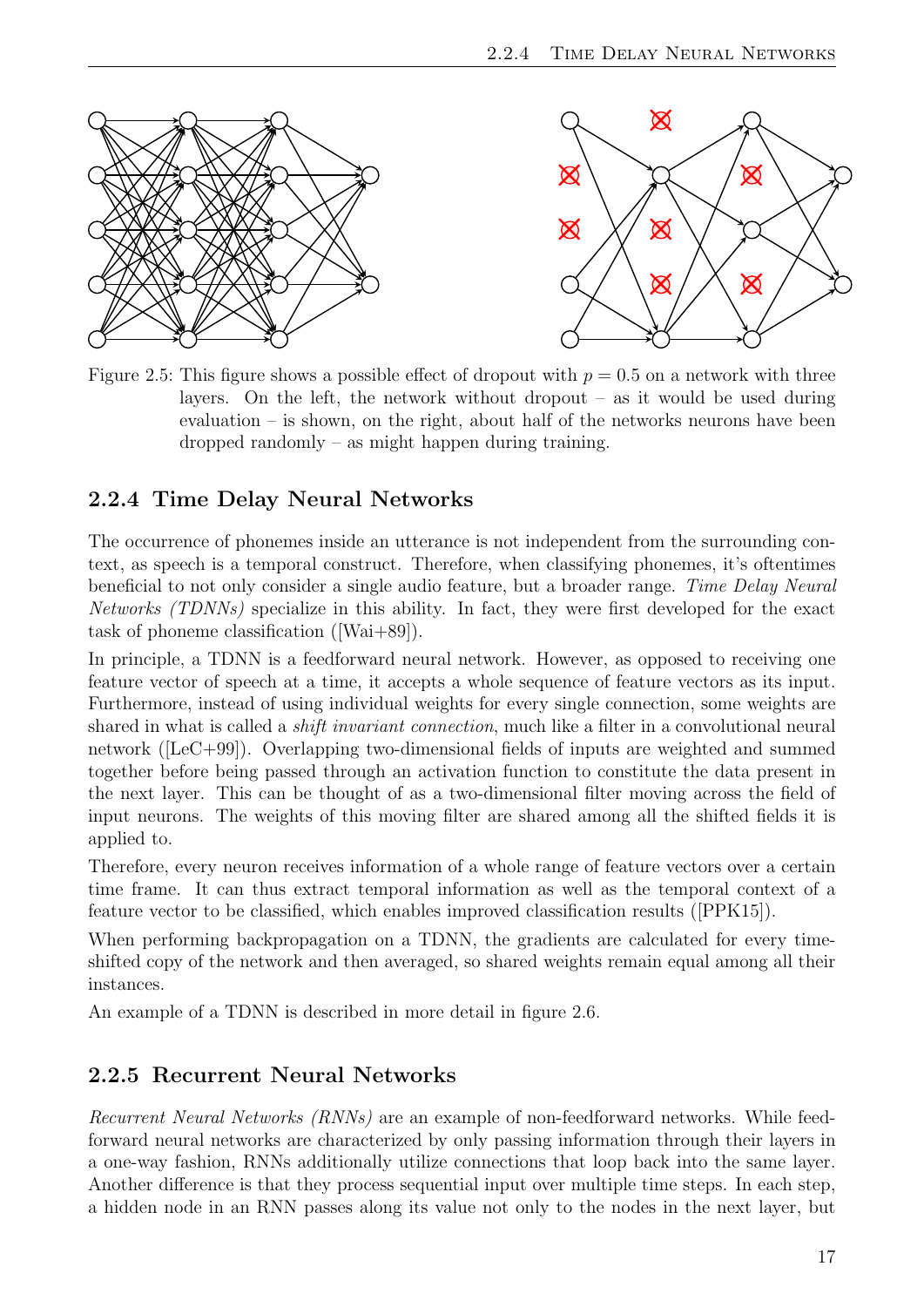Figure 2.5: This figure shows a possible effect of dropout with $p = 0.5$ on a network with three layers. On the left, the network without dropout – as it would be used during evaluation – is shown, on the right, about half of the networks neurons have been dropped randomly – as might happen during training.

### 2.2.4 Time Delay Neural Networks

The occurrence of phonemes inside an utterance is not independent from the surrounding context, as speech is a temporal construct. Therefore, when classifying phonemes, it's oftentimes beneficial to not only consider a single audio feature, but a broader range. *Time Delay Neural Networks (TDNNs)* specialize in this ability. In fact, they were first developed for the exact task of phoneme classification ([Wai+89]).

In principle, a TDNN is a feedforward neural network. However, as opposed to receiving one feature vector of speech at a time, it accepts a whole sequence of feature vectors as its input. Furthermore, instead of using individual weights for every single connection, some weights are shared in what is called a *shift invariant connection*, much like a filter in a convolutional neural network ([LeC+99]). Overlapping two-dimensional fields of inputs are weighted and summed together before being passed through an activation function to constitute the data present in the next layer. This can be thought of as a two-dimensional filter moving across the field of input neurons. The weights of this moving filter are shared among all the shifted fields it is applied to.

Therefore, every neuron receives information of a whole range of feature vectors over a certain time frame. It can thus extract temporal information as well as the temporal context of a feature vector to be classified, which enables improved classification results ([PPK15]).

When performing backpropagation on a TDNN, the gradients are calculated for every time-shifted copy of the network and then averaged, so shared weights remain equal among all their instances.

An example of a TDNN is described in more detail in figure 2.6.

### 2.2.5 Recurrent Neural Networks

*Recurrent Neural Networks (RNNs)* are an example of non-feedforward networks. While feedforward neural networks are characterized by only passing information through their layers in a one-way fashion, RNNs additionally utilize connections that loop back into the same layer. Another difference is that they process sequential input over multiple time steps. In each step, a hidden node in an RNN passes along its value not only to the nodes in the next layer, but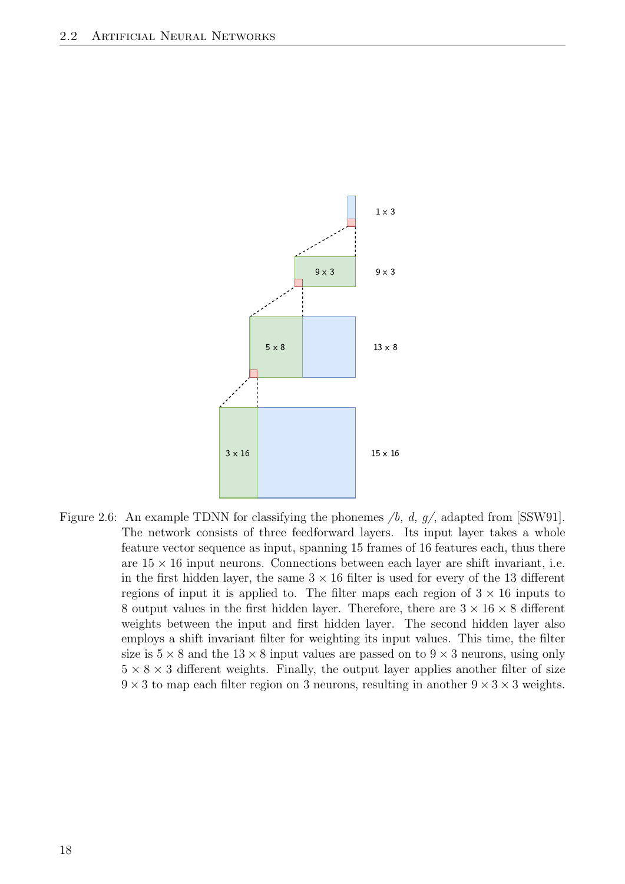Figure 2.6: An example TDNN for classifying the phonemes */b, d, g/*, adapted from [SSW91]. The network consists of three feedforward layers. Its input layer takes a whole feature vector sequence as input, spanning 15 frames of 16 features each, thus there are $15 \times 16$ input neurons. Connections between each layer are shift invariant, i.e. in the first hidden layer, the same $3 \times 16$ filter is used for every of the 13 different regions of input it is applied to. The filter maps each region of $3 \times 16$ inputs to 8 output values in the first hidden layer. Therefore, there are $3 \times 16 \times 8$ different weights between the input and first hidden layer. The second hidden layer also employs a shift invariant filter for weighting its input values. This time, the filter size is $5 \times 8$ and the $13 \times 8$ input values are passed on to $9 \times 3$ neurons, using only $5 \times 8 \times 3$ different weights. Finally, the output layer applies another filter of size $9 \times 3$ to map each filter region on 3 neurons, resulting in another $9 \times 3 \times 3$ weights.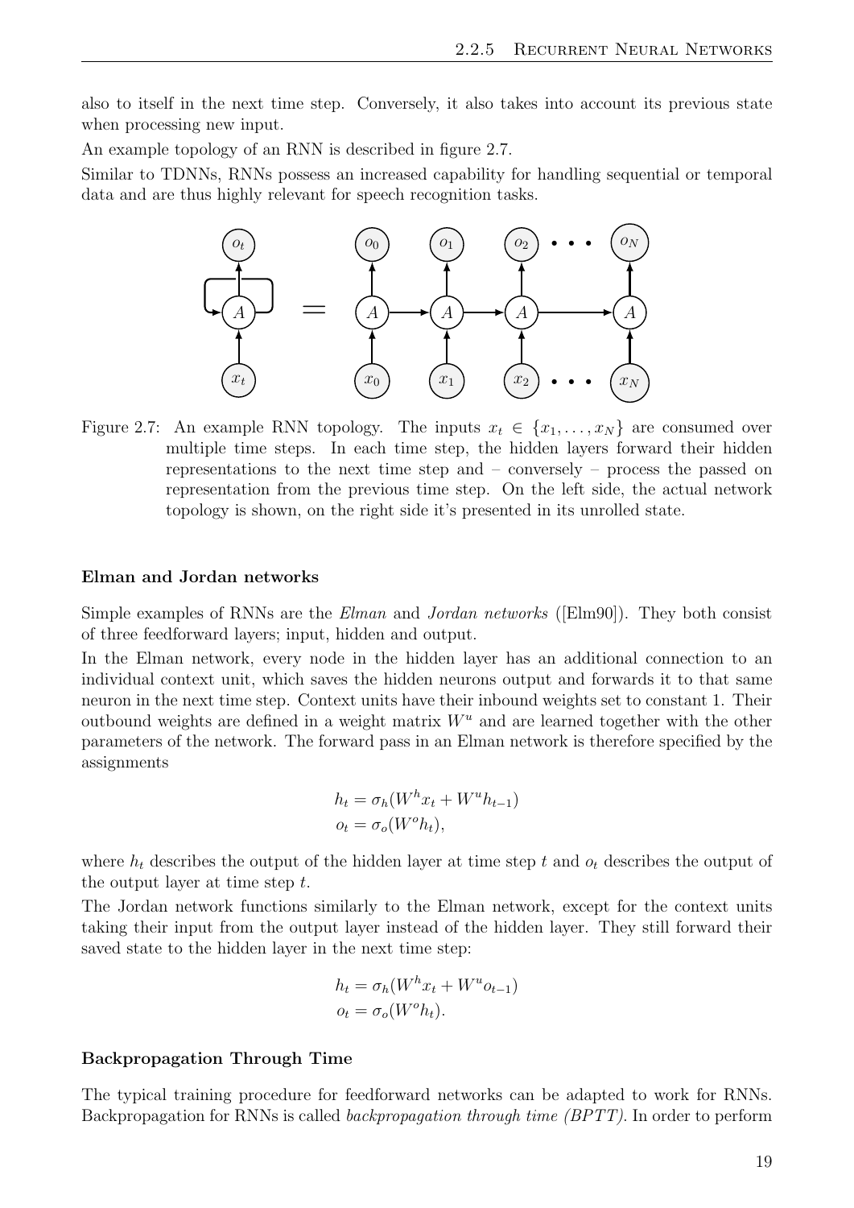also to itself in the next time step. Conversely, it also takes into account its previous state when processing new input.

An example topology of an RNN is described in figure 2.7.

Similar to TDNNs, RNNs possess an increased capability for handling sequential or temporal data and are thus highly relevant for speech recognition tasks.

Figure 2.7: An example RNN topology. The inputs $x_t \in \{x_1, \ldots, x_N\}$ are consumed over multiple time steps. In each time step, the hidden layers forward their hidden representations to the next time step and – conversely – process the passed on representation from the previous time step. On the left side, the actual network topology is shown, on the right side it's presented in its unrolled state.

#### Elman and Jordan networks

Simple examples of RNNs are the *Elman* and *Jordan networks* ([Elm90]). They both consist of three feedforward layers; input, hidden and output.

In the Elman network, every node in the hidden layer has an additional connection to an individual context unit, which saves the hidden neurons output and forwards it to that same neuron in the next time step. Context units have their inbound weights set to constant 1. Their outbound weights are defined in a weight matrix $W^u$ and are learned together with the other parameters of the network. The forward pass in an Elman network is therefore specified by the assignments

$$
\begin{aligned}
h_t &= \sigma_h(W^h x_t + W^u h_{t-1}) \\
o_t &= \sigma_o(W^o h_t),
\end{aligned}
$$

where $h_t$ describes the output of the hidden layer at time step $t$ and $o_t$ describes the output of the output layer at time step $t$.

The Jordan network functions similarly to the Elman network, except for the context units taking their input from the output layer instead of the hidden layer. They still forward their saved state to the hidden layer in the next time step:

$$
\begin{aligned}
h_t &= \sigma_h(W^h x_t + W^u o_{t-1}) \\
o_t &= \sigma_o(W^o h_t).
\end{aligned}
$$

#### Backpropagation Through Time

The typical training procedure for feedforward networks can be adapted to work for RNNs. Backpropagation for RNNs is called *backpropagation through time (BPTT)*. In order to perform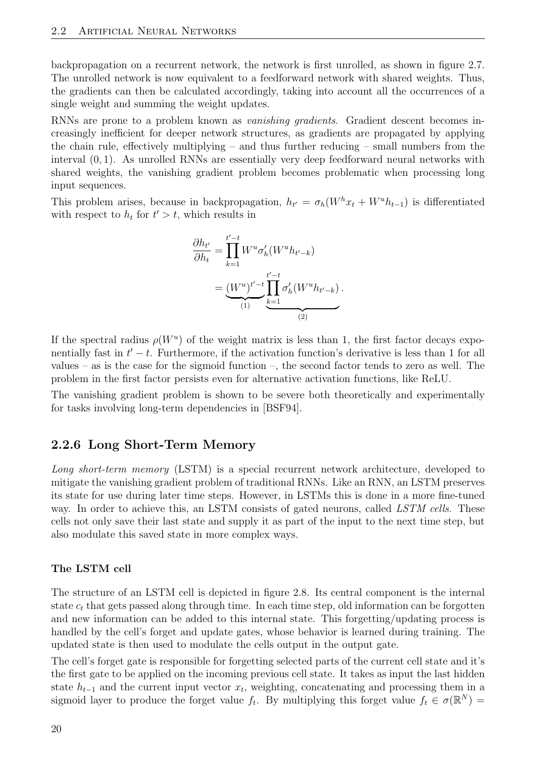backpropagation on a recurrent network, the network is first unrolled, as shown in figure 2.7. The unrolled network is now equivalent to a feedforward network with shared weights. Thus, the gradients can then be calculated accordingly, taking into account all the occurrences of a single weight and summing the weight updates.

RNNs are prone to a problem known as *vanishing gradients*. Gradient descent becomes increasingly inefficient for deeper network structures, as gradients are propagated by applying the chain rule, effectively multiplying – and thus further reducing – small numbers from the interval $(0, 1)$. As unrolled RNNs are essentially very deep feedforward neural networks with shared weights, the vanishing gradient problem becomes problematic when processing long input sequences.

This problem arises, because in backpropagation, $h_{t'} = \sigma_h(W^h x_t + W^u h_{t-1})$ is differentiated with respect to $h_t$ for $t' > t$, which results in

$$
\begin{aligned}
\frac{\partial h_{t'}}{\partial h_t} &= \prod_{k=1}^{t'-t} W^u \sigma_h'(W^u h_{t'-k}) \\
&= \underbrace{(W^u)^{t'-t}}_{(1)} \underbrace{\prod_{k=1}^{t'-t} \sigma_h'(W^u h_{t'-k})}_{(2)} .
\end{aligned}
$$

If the spectral radius $\rho(W^u)$ of the weight matrix is less than 1, the first factor decays exponentially fast in $t' - t$. Furthermore, if the activation function's derivative is less than 1 for all values – as is the case for the sigmoid function –, the second factor tends to zero as well. The problem in the first factor persists even for alternative activation functions, like ReLU.

The vanishing gradient problem is shown to be severe both theoretically and experimentally for tasks involving long-term dependencies in [BSF94].

### 2.2.6 Long Short-Term Memory

*Long short-term memory* (LSTM) is a special recurrent network architecture, developed to mitigate the vanishing gradient problem of traditional RNNs. Like an RNN, an LSTM preserves its state for use during later time steps. However, in LSTMs this is done in a more fine-tuned way. In order to achieve this, an LSTM consists of gated neurons, called *LSTM cells*. These cells not only save their last state and supply it as part of the input to the next time step, but also modulate this saved state in more complex ways.

#### The LSTM cell

The structure of an LSTM cell is depicted in figure 2.8. Its central component is the internal state $c_t$ that gets passed along through time. In each time step, old information can be forgotten and new information can be added to this internal state. This forgetting/updating process is handled by the cell's forget and update gates, whose behavior is learned during training. The updated state is then used to modulate the cells output in the output gate.

The cell's forget gate is responsible for forgetting selected parts of the current cell state and it's the first gate to be applied on the incoming previous cell state. It takes as input the last hidden state $h_{t-1}$ and the current input vector $x_t$, weighting, concatenating and processing them in a sigmoid layer to produce the forget value $f_t$. By multiplying this forget value $f_t \in \sigma(\mathbb{R}^N) =$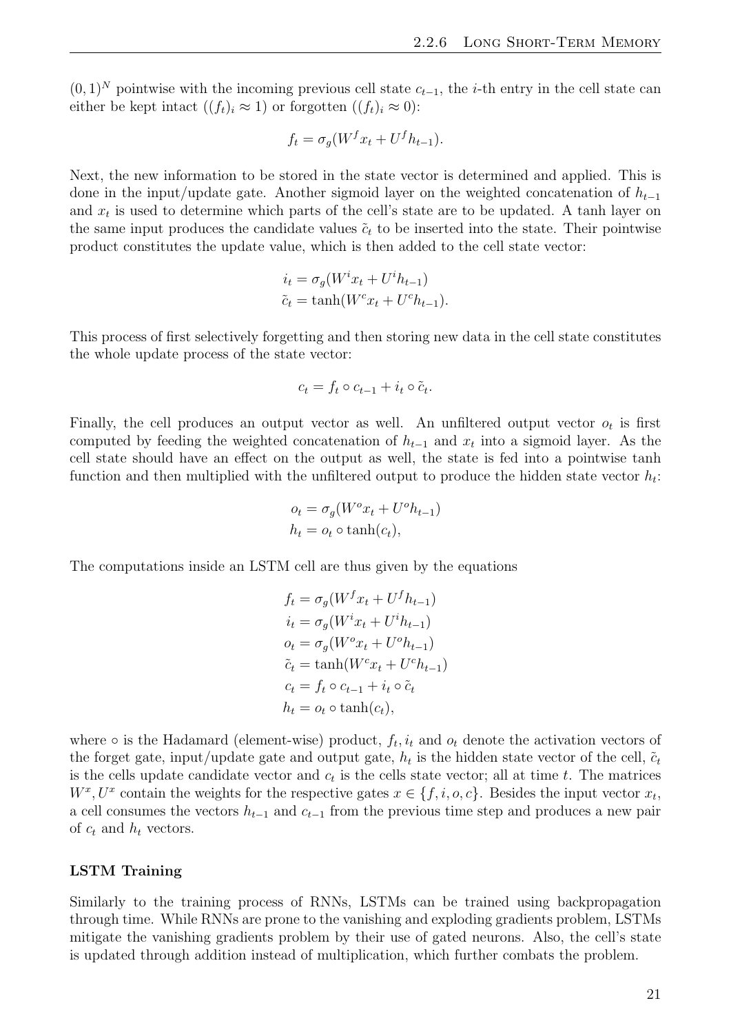$(0,1)^N$ pointwise with the incoming previous cell state $c_{t-1}$, the $i$-th entry in the cell state can either be kept intact ($(f_t)_i \approx 1$) or forgotten ($(f_t)_i \approx 0$):

$$f_t = \sigma_g(W^f x_t + U^f h_{t-1}).$$

Next, the new information to be stored in the state vector is determined and applied. This is done in the input/update gate. Another sigmoid layer on the weighted concatenation of $h_{t-1}$ and $x_t$ is used to determine which parts of the cell's state are to be updated. A tanh layer on the same input produces the candidate values $\tilde{c}_t$ to be inserted into the state. Their pointwise product constitutes the update value, which is then added to the cell state vector:

$$\begin{aligned} i_t &= \sigma_g(W^i x_t + U^i h_{t-1}) \\ \tilde{c}_t &= \tanh(W^c x_t + U^c h_{t-1}). \end{aligned}$$

This process of first selectively forgetting and then storing new data in the cell state constitutes the whole update process of the state vector:

$$c_t = f_t \circ c_{t-1} + i_t \circ \tilde{c}_t.$$

Finally, the cell produces an output vector as well. An unfiltered output vector $o_t$ is first computed by feeding the weighted concatenation of $h_{t-1}$ and $x_t$ into a sigmoid layer. As the cell state should have an effect on the output as well, the state is fed into a pointwise tanh function and then multiplied with the unfiltered output to produce the hidden state vector $h_t$:

$$\begin{aligned} o_t &= \sigma_g(W^o x_t + U^o h_{t-1}) \\ h_t &= o_t \circ \tanh(c_t), \end{aligned}$$

The computations inside an LSTM cell are thus given by the equations

$$\begin{aligned} f_t &= \sigma_g(W^f x_t + U^f h_{t-1}) \\ i_t &= \sigma_g(W^i x_t + U^i h_{t-1}) \\ o_t &= \sigma_g(W^o x_t + U^o h_{t-1}) \\ \tilde{c}_t &= \tanh(W^c x_t + U^c h_{t-1}) \\ c_t &= f_t \circ c_{t-1} + i_t \circ \tilde{c}_t \\ h_t &= o_t \circ \tanh(c_t), \end{aligned}$$

where $\circ$ is the Hadamard (element-wise) product, $f_t, i_t$ and $o_t$ denote the activation vectors of the forget gate, input/update gate and output gate, $h_t$ is the hidden state vector of the cell, $\tilde{c}_t$ is the cells update candidate vector and $c_t$ is the cells state vector; all at time $t$. The matrices $W^x, U^x$ contain the weights for the respective gates $x \in \{f, i, o, c\}$. Besides the input vector $x_t$, a cell consumes the vectors $h_{t-1}$ and $c_{t-1}$ from the previous time step and produces a new pair of $c_t$ and $h_t$ vectors.

**LSTM Training**

Similarly to the training process of RNNs, LSTMs can be trained using backpropagation through time. While RNNs are prone to the vanishing and exploding gradients problem, LSTMs mitigate the vanishing gradients problem by their use of gated neurons. Also, the cell's state is updated through addition instead of multiplication, which further combats the problem.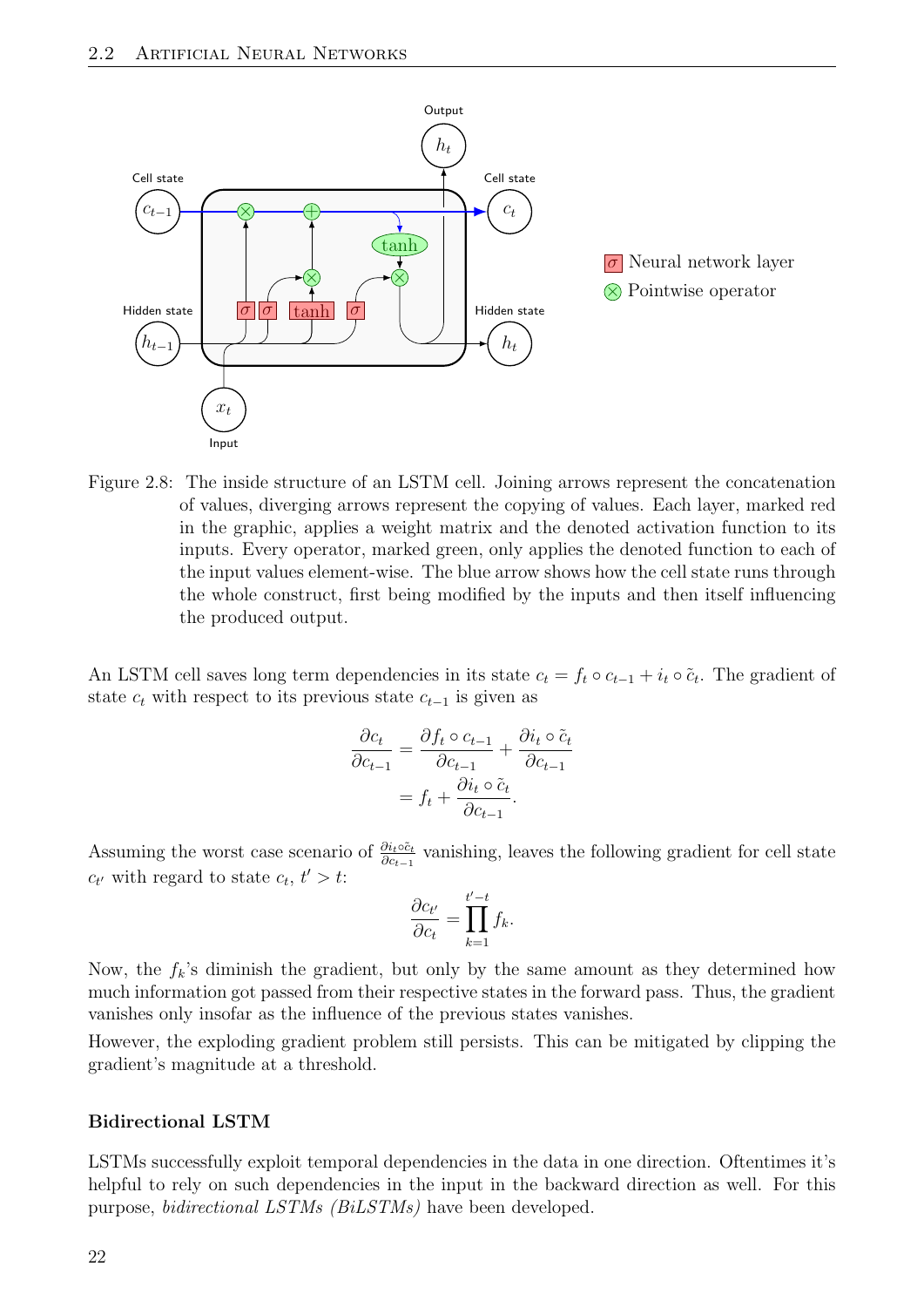Figure 2.8: The inside structure of an LSTM cell. Joining arrows represent the concatenation of values, diverging arrows represent the copying of values. Each layer, marked red in the graphic, applies a weight matrix and the denoted activation function to its inputs. Every operator, marked green, only applies the denoted function to each of the input values element-wise. The blue arrow shows how the cell state runs through the whole construct, first being modified by the inputs and then itself influencing the produced output.

An LSTM cell saves long term dependencies in its state $c_t = f_t \circ c_{t-1} + i_t \circ \tilde{c}_t$. The gradient of state $c_t$ with respect to its previous state $c_{t-1}$ is given as

$$\begin{aligned}
\frac{\partial c_t}{\partial c_{t-1}} &= \frac{\partial f_t \circ c_{t-1}}{\partial c_{t-1}} + \frac{\partial i_t \circ \tilde{c}_t}{\partial c_{t-1}} \\
&= f_t + \frac{\partial i_t \circ \tilde{c}_t}{\partial c_{t-1}}.
\end{aligned}$$

Assuming the worst case scenario of $\frac{\partial i_t \circ \tilde{c}_t}{\partial c_{t-1}}$ vanishing, leaves the following gradient for cell state $c_{t'}$ with regard to state $c_t$, $t' > t$:

$$\frac{\partial c_{t'}}{\partial c_t} = \prod_{k=1}^{t'-t} f_k.$$

Now, the $f_k$'s diminish the gradient, but only by the same amount as they determined how much information got passed from their respective states in the forward pass. Thus, the gradient vanishes only insofar as the influence of the previous states vanishes.

However, the exploding gradient problem still persists. This can be mitigated by clipping the gradient's magnitude at a threshold.

**Bidirectional LSTM**

LSTMs successfully exploit temporal dependencies in the data in one direction. Oftentimes it's helpful to rely on such dependencies in the input in the backward direction as well. For this purpose, *bidirectional LSTMs (BiLSTMs)* have been developed.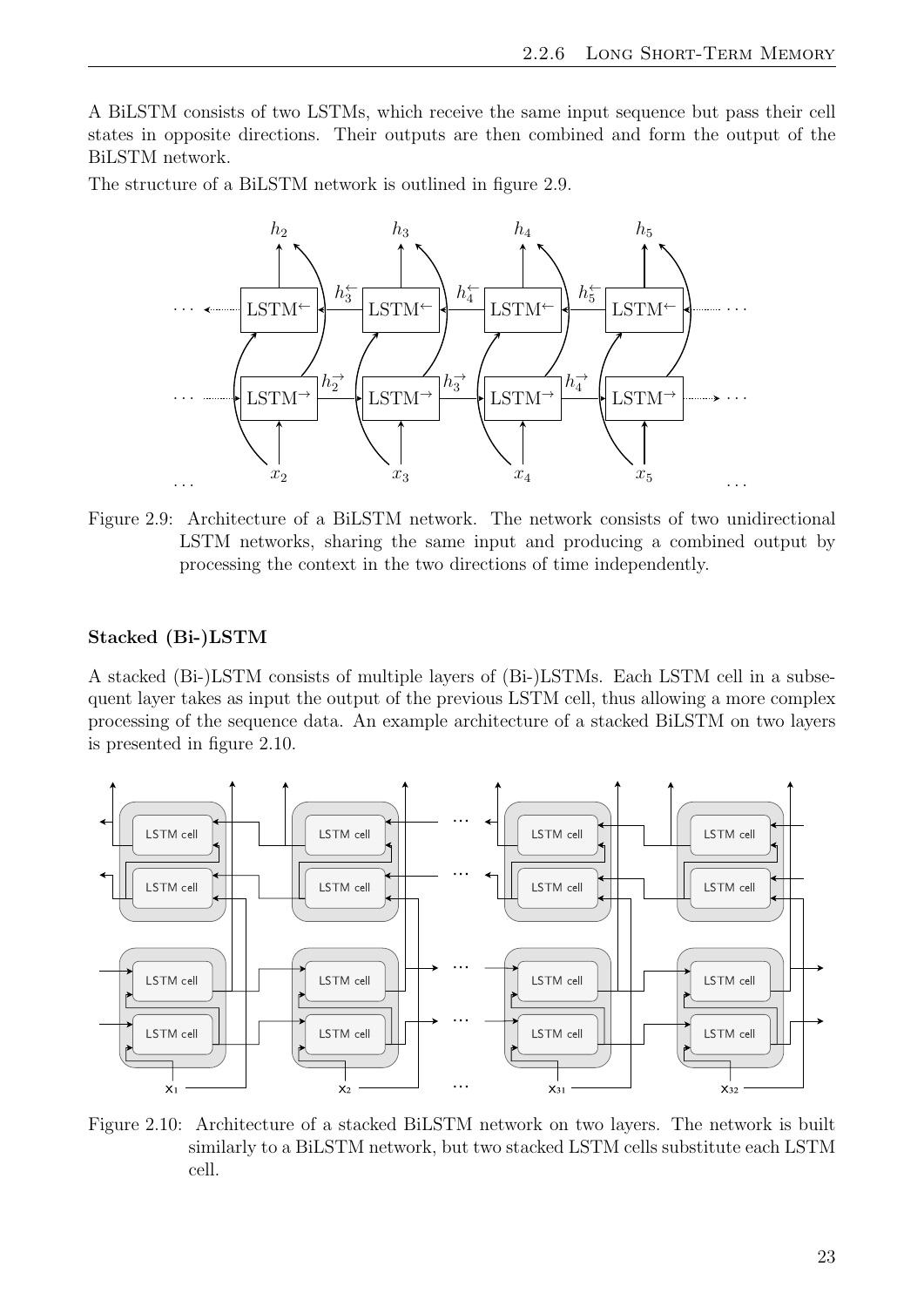A BiLSTM consists of two LSTMs, which receive the same input sequence but pass their cell states in opposite directions. Their outputs are then combined and form the output of the BiLSTM network.

The structure of a BiLSTM network is outlined in figure 2.9.

Figure 2.9: Architecture of a BiLSTM network. The network consists of two unidirectional LSTM networks, sharing the same input and producing a combined output by processing the context in the two directions of time independently.

**Stacked (Bi-)LSTM**

A stacked (Bi-)LSTM consists of multiple layers of (Bi-)LSTMs. Each LSTM cell in a subsequent layer takes as input the output of the previous LSTM cell, thus allowing a more complex processing of the sequence data. An example architecture of a stacked BiLSTM on two layers is presented in figure 2.10.

Figure 2.10: Architecture of a stacked BiLSTM network on two layers. The network is built similarly to a BiLSTM network, but two stacked LSTM cells substitute each LSTM cell.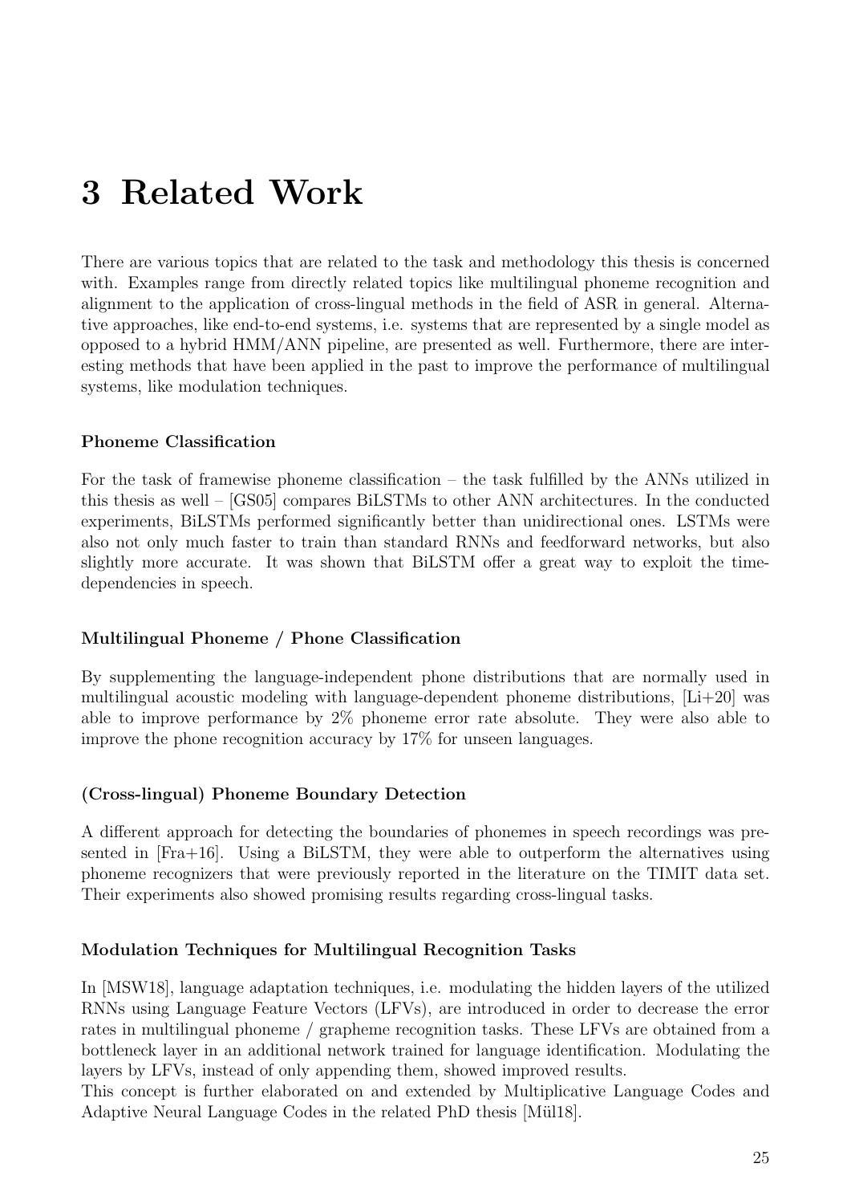# 3 Related Work

There are various topics that are related to the task and methodology this thesis is concerned with. Examples range from directly related topics like multilingual phoneme recognition and alignment to the application of cross-lingual methods in the field of ASR in general. Alternative approaches, like end-to-end systems, i.e. systems that are represented by a single model as opposed to a hybrid HMM/ANN pipeline, are presented as well. Furthermore, there are interesting methods that have been applied in the past to improve the performance of multilingual systems, like modulation techniques.

### Phoneme Classification

For the task of framewise phoneme classification – the task fulfilled by the ANNs utilized in this thesis as well – [GS05] compares BiLSTMs to other ANN architectures. In the conducted experiments, BiLSTMs performed significantly better than unidirectional ones. LSTMs were also not only much faster to train than standard RNNs and feedforward networks, but also slightly more accurate. It was shown that BiLSTM offer a great way to exploit the time-dependencies in speech.

### Multilingual Phoneme / Phone Classification

By supplementing the language-independent phone distributions that are normally used in multilingual acoustic modeling with language-dependent phoneme distributions, [Li+20] was able to improve performance by 2% phoneme error rate absolute. They were also able to improve the phone recognition accuracy by 17% for unseen languages.

### (Cross-lingual) Phoneme Boundary Detection

A different approach for detecting the boundaries of phonemes in speech recordings was presented in [Fra+16]. Using a BiLSTM, they were able to outperform the alternatives using phoneme recognizers that were previously reported in the literature on the TIMIT data set. Their experiments also showed promising results regarding cross-lingual tasks.

### Modulation Techniques for Multilingual Recognition Tasks

In [MSW18], language adaptation techniques, i.e. modulating the hidden layers of the utilized RNNs using Language Feature Vectors (LFVs), are introduced in order to decrease the error rates in multilingual phoneme / grapheme recognition tasks. These LFVs are obtained from a bottleneck layer in an additional network trained for language identification. Modulating the layers by LFVs, instead of only appending them, showed improved results.
This concept is further elaborated on and extended by Multiplicative Language Codes and Adaptive Neural Language Codes in the related PhD thesis [Mül18].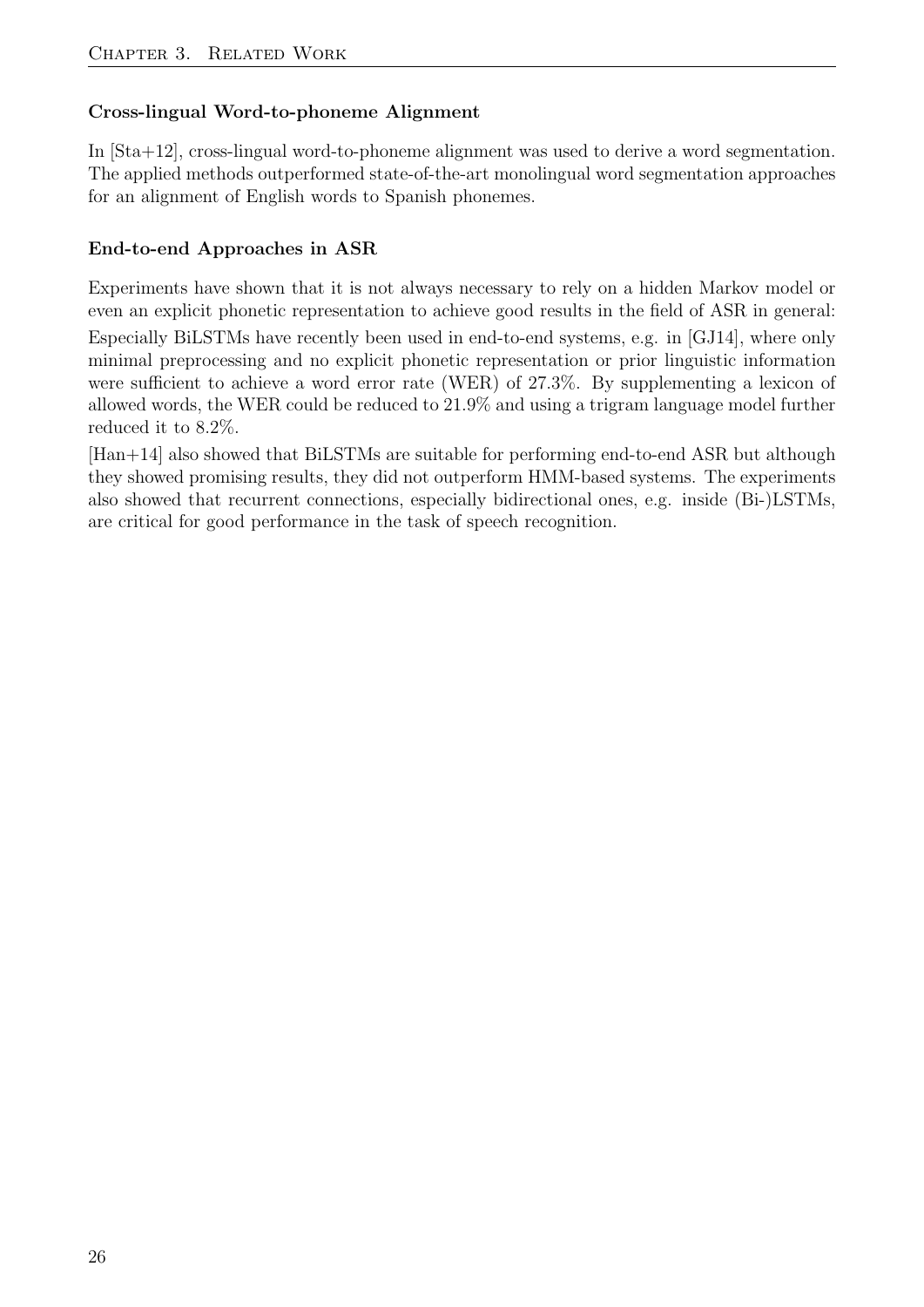### Cross-lingual Word-to-phoneme Alignment

In [Sta+12], cross-lingual word-to-phoneme alignment was used to derive a word segmentation. The applied methods outperformed state-of-the-art monolingual word segmentation approaches for an alignment of English words to Spanish phonemes.

### End-to-end Approaches in ASR

Experiments have shown that it is not always necessary to rely on a hidden Markov model or even an explicit phonetic representation to achieve good results in the field of ASR in general: Especially BiLSTMs have recently been used in end-to-end systems, e.g. in [GJ14], where only minimal preprocessing and no explicit phonetic representation or prior linguistic information were sufficient to achieve a word error rate (WER) of 27.3%. By supplementing a lexicon of allowed words, the WER could be reduced to 21.9% and using a trigram language model further reduced it to 8.2%.

[Han+14] also showed that BiLSTMs are suitable for performing end-to-end ASR but although they showed promising results, they did not outperform HMM-based systems. The experiments also showed that recurrent connections, especially bidirectional ones, e.g. inside (Bi-)LSTMs, are critical for good performance in the task of speech recognition.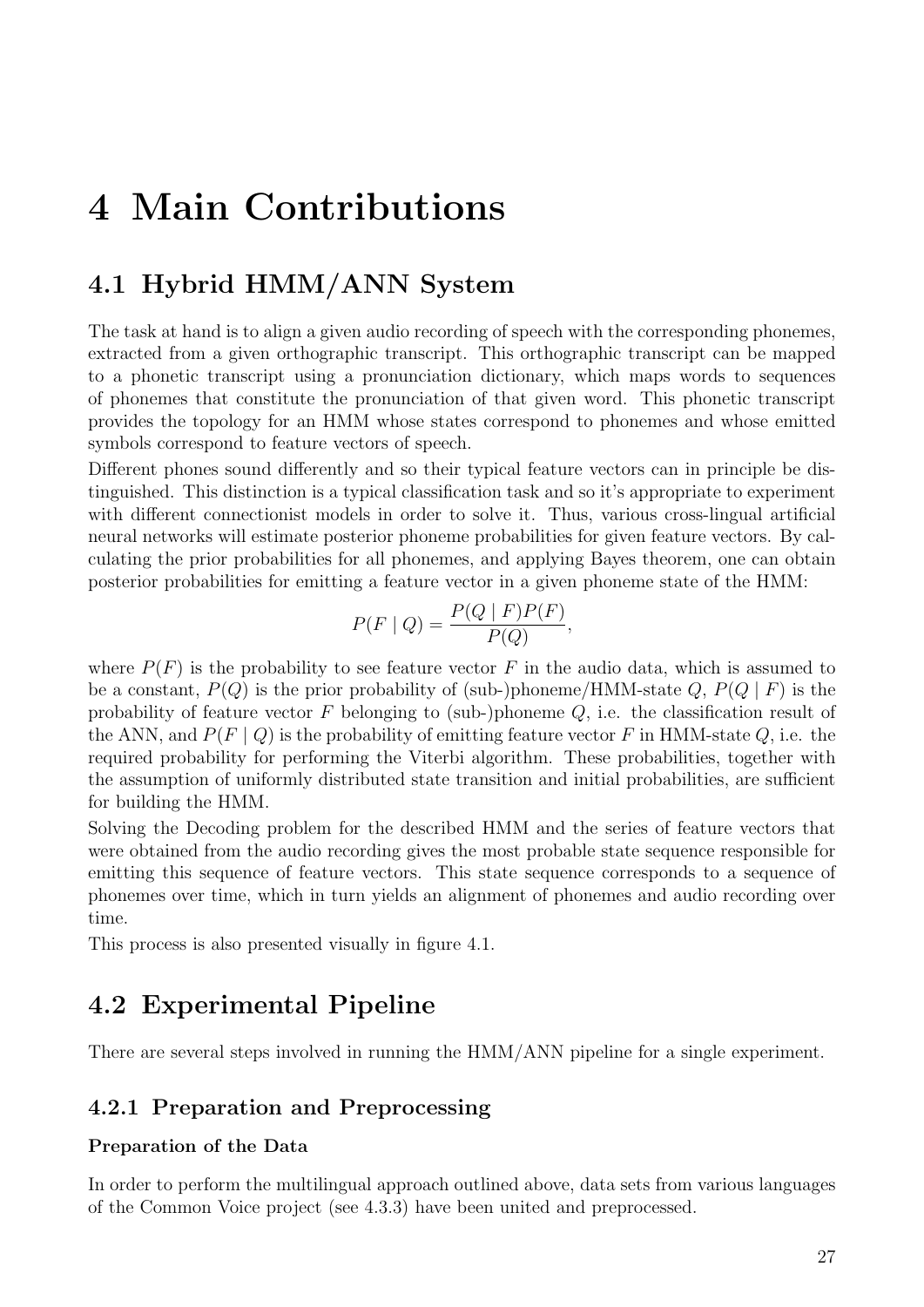# 4 Main Contributions

## 4.1 Hybrid HMM/ANN System

The task at hand is to align a given audio recording of speech with the corresponding phonemes, extracted from a given orthographic transcript. This orthographic transcript can be mapped to a phonetic transcript using a pronunciation dictionary, which maps words to sequences of phonemes that constitute the pronunciation of that given word. This phonetic transcript provides the topology for an HMM whose states correspond to phonemes and whose emitted symbols correspond to feature vectors of speech.

Different phones sound differently and so their typical feature vectors can in principle be distinguished. This distinction is a typical classification task and so it's appropriate to experiment with different connectionist models in order to solve it. Thus, various cross-lingual artificial neural networks will estimate posterior phoneme probabilities for given feature vectors. By calculating the prior probabilities for all phonemes, and applying Bayes theorem, one can obtain posterior probabilities for emitting a feature vector in a given phoneme state of the HMM:

$$P(F \mid Q) = \frac{P(Q \mid F)P(F)}{P(Q)},$$

where $P(F)$ is the probability to see feature vector $F$ in the audio data, which is assumed to be a constant, $P(Q)$ is the prior probability of (sub-)phoneme/HMM-state $Q$, $P(Q \mid F)$ is the probability of feature vector $F$ belonging to (sub-)phoneme $Q$, i.e. the classification result of the ANN, and $P(F \mid Q)$ is the probability of emitting feature vector $F$ in HMM-state $Q$, i.e. the required probability for performing the Viterbi algorithm. These probabilities, together with the assumption of uniformly distributed state transition and initial probabilities, are sufficient for building the HMM.

Solving the Decoding problem for the described HMM and the series of feature vectors that were obtained from the audio recording gives the most probable state sequence responsible for emitting this sequence of feature vectors. This state sequence corresponds to a sequence of phonemes over time, which in turn yields an alignment of phonemes and audio recording over time.

This process is also presented visually in figure 4.1.

## 4.2 Experimental Pipeline

There are several steps involved in running the HMM/ANN pipeline for a single experiment.

### 4.2.1 Preparation and Preprocessing

**Preparation of the Data**

In order to perform the multilingual approach outlined above, data sets from various languages of the Common Voice project (see 4.3.3) have been united and preprocessed.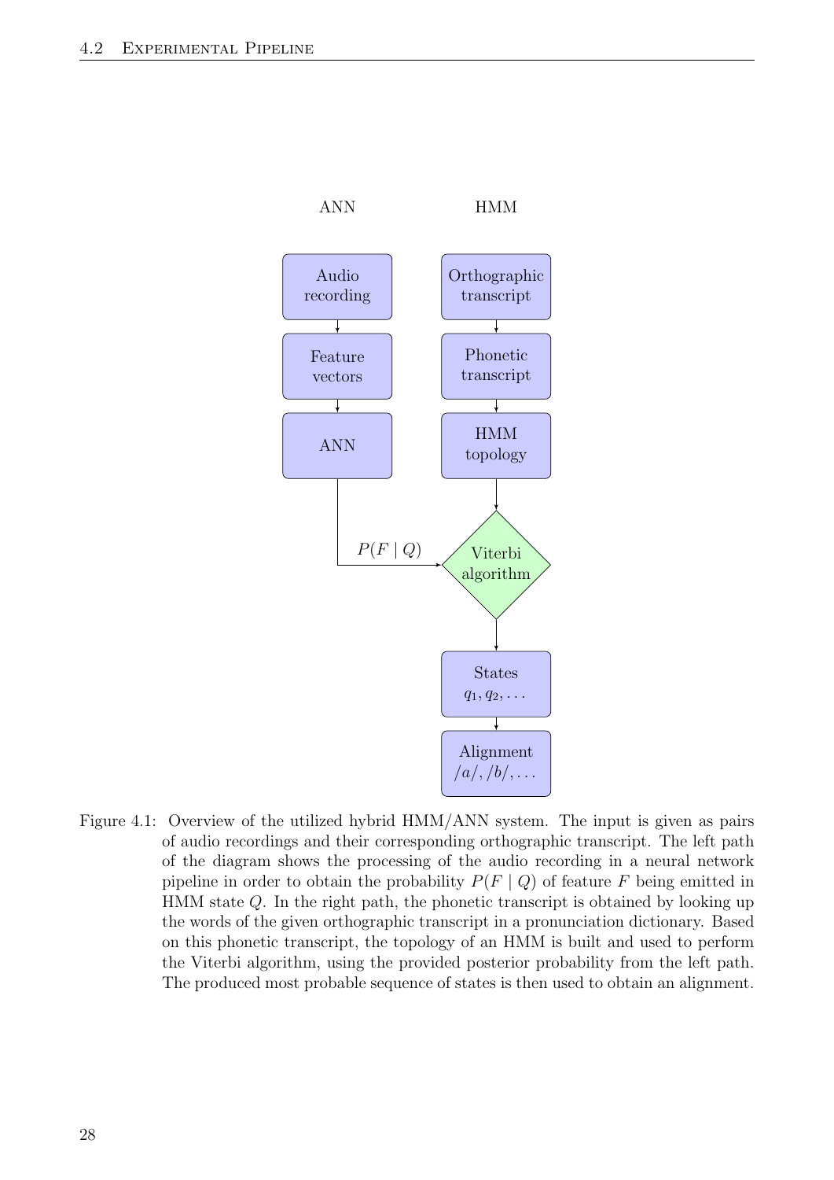ANN

HMM

Audio recording

Feature vectors

ANN

Orthographic transcript

Phonetic transcript

HMM topology

$P(F \mid Q)$

Viterbi algorithm

States $q_1, q_2, \ldots$

Alignment $/a/, /b/, \ldots$

Figure 4.1: Overview of the utilized hybrid HMM/ANN system. The input is given as pairs of audio recordings and their corresponding orthographic transcript. The left path of the diagram shows the processing of the audio recording in a neural network pipeline in order to obtain the probability $P(F \mid Q)$ of feature $F$ being emitted in HMM state $Q$. In the right path, the phonetic transcript is obtained by looking up the words of the given orthographic transcript in a pronunciation dictionary. Based on this phonetic transcript, the topology of an HMM is built and used to perform the Viterbi algorithm, using the provided posterior probability from the left path. The produced most probable sequence of states is then used to obtain an alignment.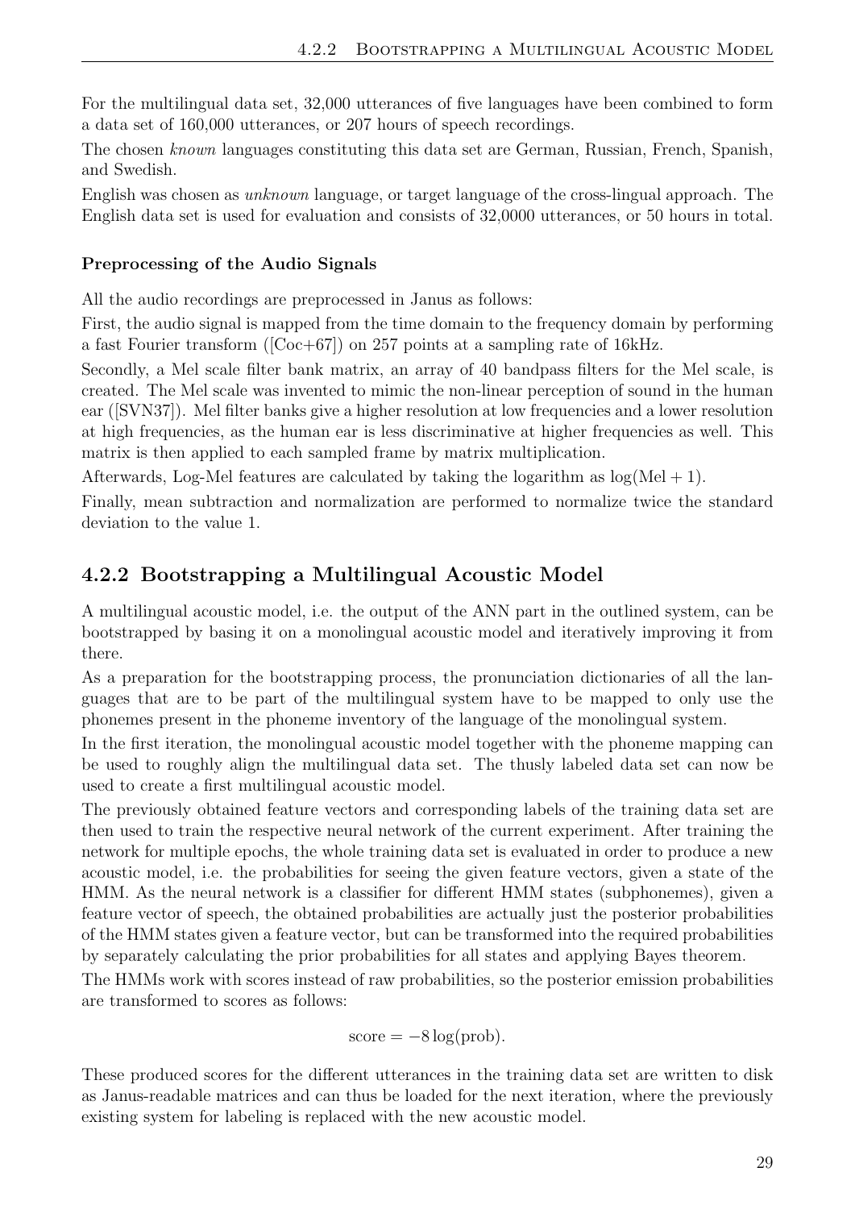For the multilingual data set, 32,000 utterances of five languages have been combined to form a data set of 160,000 utterances, or 207 hours of speech recordings.

The chosen *known* languages constituting this data set are German, Russian, French, Spanish, and Swedish.

English was chosen as *unknown* language, or target language of the cross-lingual approach. The English data set is used for evaluation and consists of 32,0000 utterances, or 50 hours in total.

**Preprocessing of the Audio Signals**

All the audio recordings are preprocessed in Janus as follows:

First, the audio signal is mapped from the time domain to the frequency domain by performing a fast Fourier transform ([Coc+67]) on 257 points at a sampling rate of 16kHz.

Secondly, a Mel scale filter bank matrix, an array of 40 bandpass filters for the Mel scale, is created. The Mel scale was invented to mimic the non-linear perception of sound in the human ear ([SVN37]). Mel filter banks give a higher resolution at low frequencies and a lower resolution at high frequencies, as the human ear is less discriminative at higher frequencies as well. This matrix is then applied to each sampled frame by matrix multiplication.

Afterwards, Log-Mel features are calculated by taking the logarithm as $\log(\text{Mel} + 1)$.

Finally, mean subtraction and normalization are performed to normalize twice the standard deviation to the value 1.

### 4.2.2 Bootstrapping a Multilingual Acoustic Model

A multilingual acoustic model, i.e. the output of the ANN part in the outlined system, can be bootstrapped by basing it on a monolingual acoustic model and iteratively improving it from there.

As a preparation for the bootstrapping process, the pronunciation dictionaries of all the languages that are to be part of the multilingual system have to be mapped to only use the phonemes present in the phoneme inventory of the language of the monolingual system.

In the first iteration, the monolingual acoustic model together with the phoneme mapping can be used to roughly align the multilingual data set. The thusly labeled data set can now be used to create a first multilingual acoustic model.

The previously obtained feature vectors and corresponding labels of the training data set are then used to train the respective neural network of the current experiment. After training the network for multiple epochs, the whole training data set is evaluated in order to produce a new acoustic model, i.e. the probabilities for seeing the given feature vectors, given a state of the HMM. As the neural network is a classifier for different HMM states (subphonemes), given a feature vector of speech, the obtained probabilities are actually just the posterior probabilities of the HMM states given a feature vector, but can be transformed into the required probabilities by separately calculating the prior probabilities for all states and applying Bayes theorem.

The HMMs work with scores instead of raw probabilities, so the posterior emission probabilities are transformed to scores as follows:

$$\text{score} = -8 \log(\text{prob}).$$

These produced scores for the different utterances in the training data set are written to disk as Janus-readable matrices and can thus be loaded for the next iteration, where the previously existing system for labeling is replaced with the new acoustic model.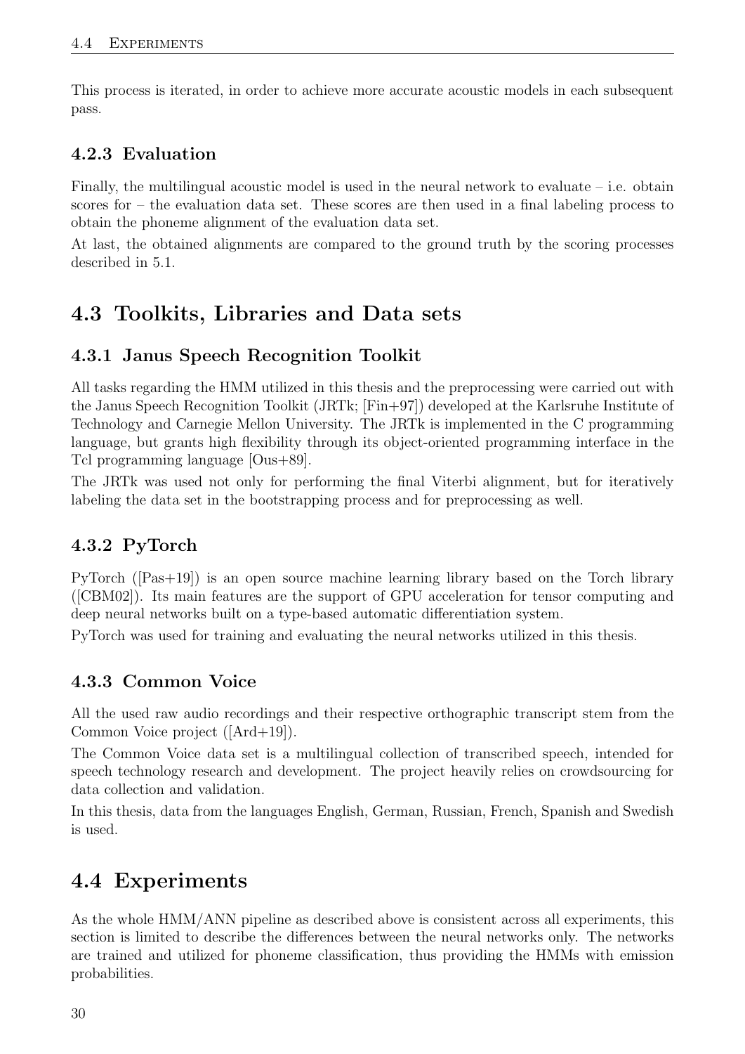This process is iterated, in order to achieve more accurate acoustic models in each subsequent pass.

### 4.2.3 Evaluation

Finally, the multilingual acoustic model is used in the neural network to evaluate – i.e. obtain scores for – the evaluation data set. These scores are then used in a final labeling process to obtain the phoneme alignment of the evaluation data set.

At last, the obtained alignments are compared to the ground truth by the scoring processes described in 5.1.

## 4.3 Toolkits, Libraries and Data sets

### 4.3.1 Janus Speech Recognition Toolkit

All tasks regarding the HMM utilized in this thesis and the preprocessing were carried out with the Janus Speech Recognition Toolkit (JRTk; [Fin+97]) developed at the Karlsruhe Institute of Technology and Carnegie Mellon University. The JRTk is implemented in the C programming language, but grants high flexibility through its object-oriented programming interface in the Tcl programming language [Ous+89].

The JRTk was used not only for performing the final Viterbi alignment, but for iteratively labeling the data set in the bootstrapping process and for preprocessing as well.

### 4.3.2 PyTorch

PyTorch ([Pas+19]) is an open source machine learning library based on the Torch library ([CBM02]). Its main features are the support of GPU acceleration for tensor computing and deep neural networks built on a type-based automatic differentiation system.

PyTorch was used for training and evaluating the neural networks utilized in this thesis.

### 4.3.3 Common Voice

All the used raw audio recordings and their respective orthographic transcript stem from the Common Voice project ([Ard+19]).

The Common Voice data set is a multilingual collection of transcribed speech, intended for speech technology research and development. The project heavily relies on crowdsourcing for data collection and validation.

In this thesis, data from the languages English, German, Russian, French, Spanish and Swedish is used.

## 4.4 Experiments

As the whole HMM/ANN pipeline as described above is consistent across all experiments, this section is limited to describe the differences between the neural networks only. The networks are trained and utilized for phoneme classification, thus providing the HMMs with emission probabilities.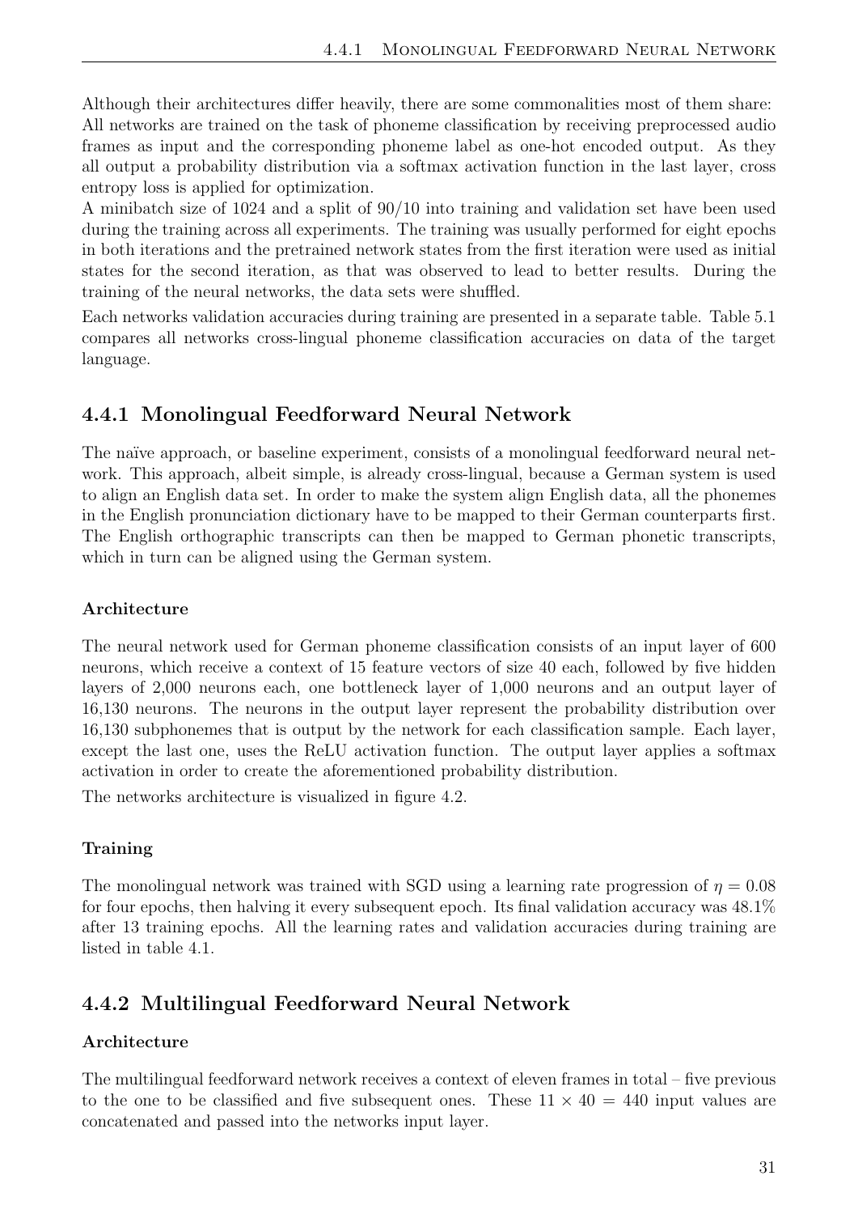Although their architectures differ heavily, there are some commonalities most of them share: All networks are trained on the task of phoneme classification by receiving preprocessed audio frames as input and the corresponding phoneme label as one-hot encoded output. As they all output a probability distribution via a softmax activation function in the last layer, cross entropy loss is applied for optimization.

A minibatch size of 1024 and a split of 90/10 into training and validation set have been used during the training across all experiments. The training was usually performed for eight epochs in both iterations and the pretrained network states from the first iteration were used as initial states for the second iteration, as that was observed to lead to better results. During the training of the neural networks, the data sets were shuffled.

Each networks validation accuracies during training are presented in a separate table. Table 5.1 compares all networks cross-lingual phoneme classification accuracies on data of the target language.

## 4.4.1 Monolingual Feedforward Neural Network

The naïve approach, or baseline experiment, consists of a monolingual feedforward neural network. This approach, albeit simple, is already cross-lingual, because a German system is used to align an English data set. In order to make the system align English data, all the phonemes in the English pronunciation dictionary have to be mapped to their German counterparts first. The English orthographic transcripts can then be mapped to German phonetic transcripts, which in turn can be aligned using the German system.

#### Architecture

The neural network used for German phoneme classification consists of an input layer of 600 neurons, which receive a context of 15 feature vectors of size 40 each, followed by five hidden layers of 2,000 neurons each, one bottleneck layer of 1,000 neurons and an output layer of 16,130 neurons. The neurons in the output layer represent the probability distribution over 16,130 subphonemes that is output by the network for each classification sample. Each layer, except the last one, uses the ReLU activation function. The output layer applies a softmax activation in order to create the aforementioned probability distribution.

The networks architecture is visualized in figure 4.2.

#### Training

The monolingual network was trained with SGD using a learning rate progression of $\eta = 0.08$ for four epochs, then halving it every subsequent epoch. Its final validation accuracy was 48.1% after 13 training epochs. All the learning rates and validation accuracies during training are listed in table 4.1.

## 4.4.2 Multilingual Feedforward Neural Network

#### Architecture

The multilingual feedforward network receives a context of eleven frames in total – five previous to the one to be classified and five subsequent ones. These $11 \times 40 = 440$ input values are concatenated and passed into the networks input layer.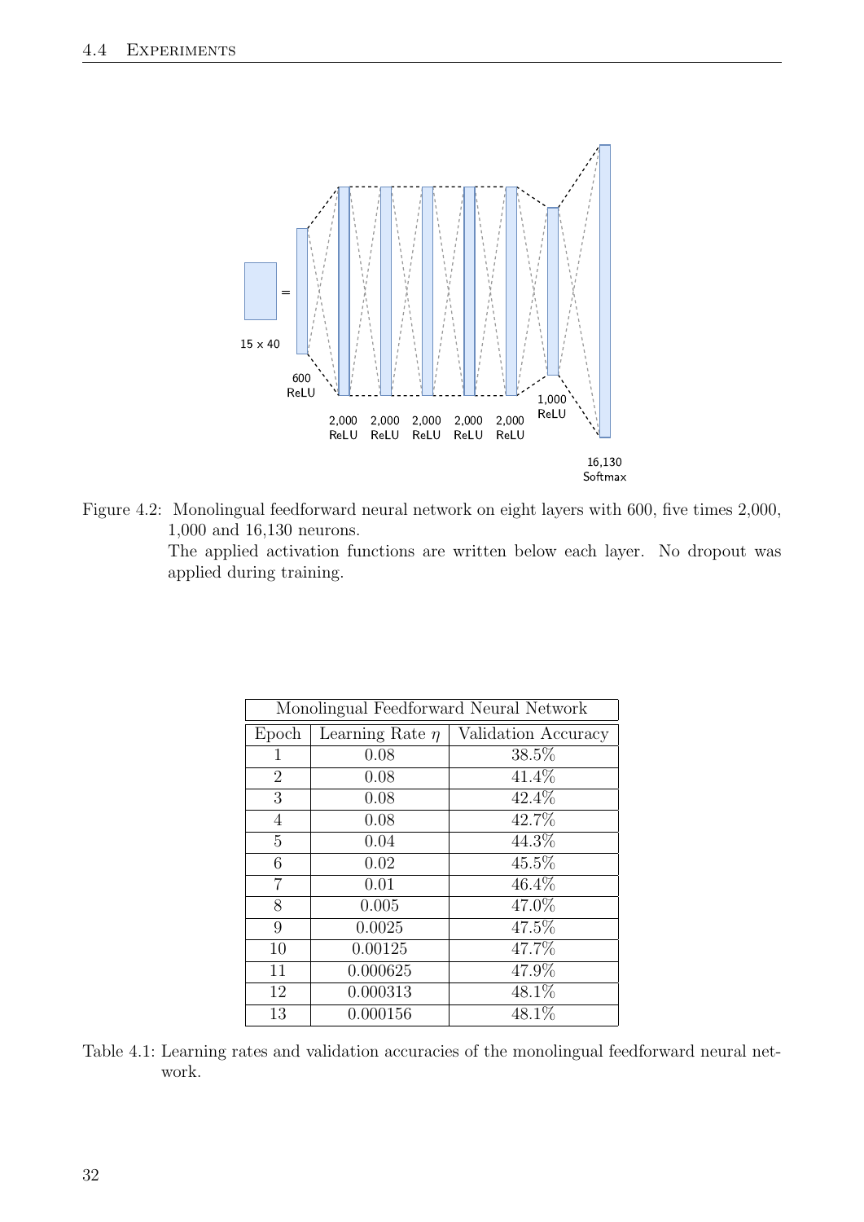Figure 4.2: Monolingual feedforward neural network on eight layers with 600, five times 2,000, 1,000 and 16,130 neurons.
The applied activation functions are written below each layer. No dropout was applied during training.

| Monolingual Feedforward Neural Network | | |
|---|---|---|
| Epoch | Learning Rate $\eta$ | Validation Accuracy |
| 1 | 0.08 | 38.5% |
| 2 | 0.08 | 41.4% |
| 3 | 0.08 | 42.4% |
| 4 | 0.08 | 42.7% |
| 5 | 0.04 | 44.3% |
| 6 | 0.02 | 45.5% |
| 7 | 0.01 | 46.4% |
| 8 | 0.005 | 47.0% |
| 9 | 0.0025 | 47.5% |
| 10 | 0.00125 | 47.7% |
| 11 | 0.000625 | 47.9% |
| 12 | 0.000313 | 48.1% |
| 13 | 0.000156 | 48.1% |

Table 4.1: Learning rates and validation accuracies of the monolingual feedforward neural network.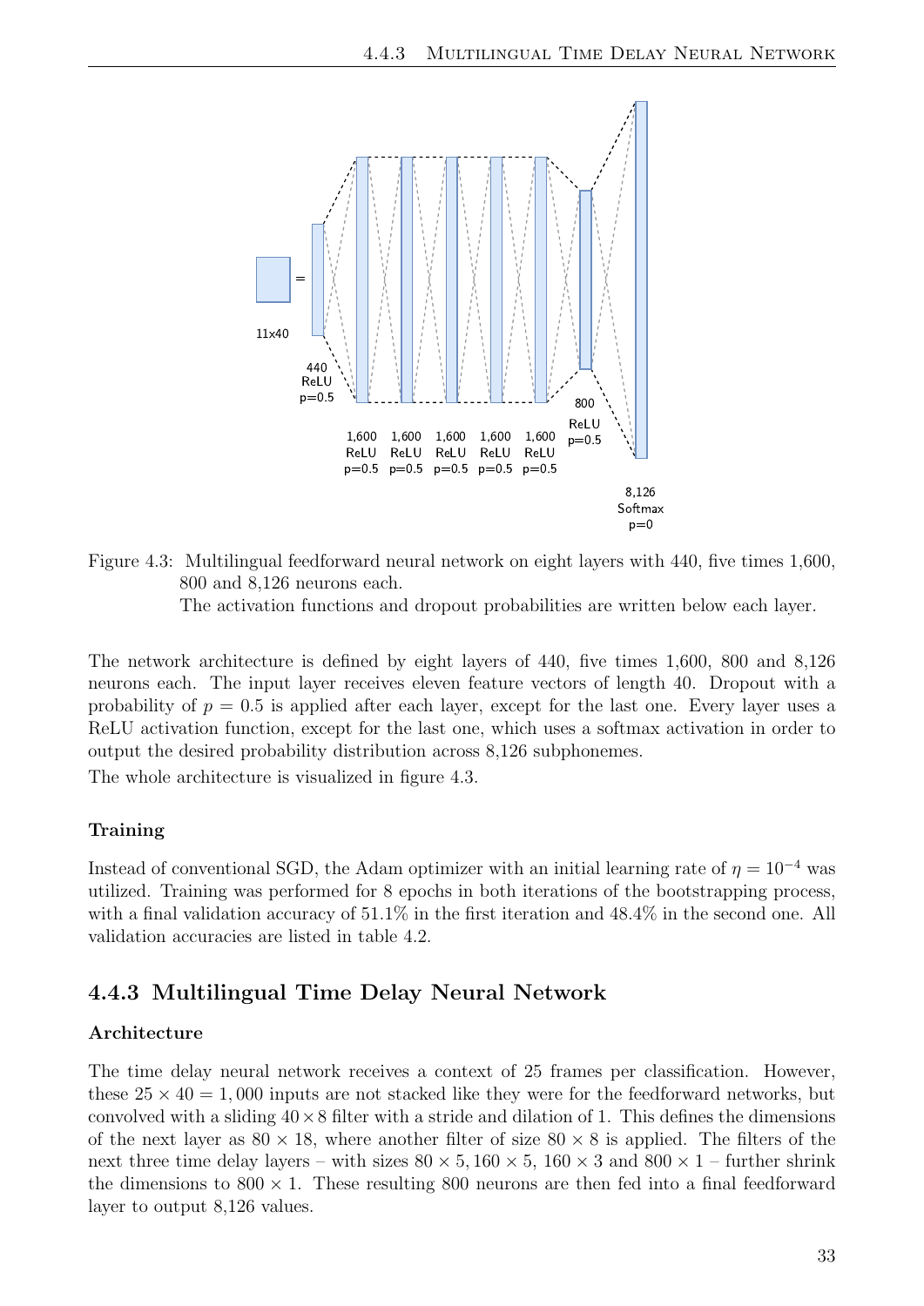Figure 4.3: Multilingual feedforward neural network on eight layers with 440, five times 1,600, 800 and 8,126 neurons each.
The activation functions and dropout probabilities are written below each layer.

The network architecture is defined by eight layers of 440, five times 1,600, 800 and 8,126 neurons each. The input layer receives eleven feature vectors of length 40. Dropout with a probability of $p = 0.5$ is applied after each layer, except for the last one. Every layer uses a ReLU activation function, except for the last one, which uses a softmax activation in order to output the desired probability distribution across 8,126 subphonemes.

The whole architecture is visualized in figure 4.3.

#### Training

Instead of conventional SGD, the Adam optimizer with an initial learning rate of $\eta = 10^{-4}$ was utilized. Training was performed for 8 epochs in both iterations of the bootstrapping process, with a final validation accuracy of 51.1% in the first iteration and 48.4% in the second one. All validation accuracies are listed in table 4.2.

### 4.4.3 Multilingual Time Delay Neural Network

#### Architecture

The time delay neural network receives a context of 25 frames per classification. However, these $25 \times 40 = 1,000$ inputs are not stacked like they were for the feedforward networks, but convolved with a sliding $40 \times 8$ filter with a stride and dilation of 1. This defines the dimensions of the next layer as $80 \times 18$, where another filter of size $80 \times 8$ is applied. The filters of the next three time delay layers – with sizes $80 \times 5$, $160 \times 5$, $160 \times 3$ and $800 \times 1$ – further shrink the dimensions to $800 \times 1$. These resulting 800 neurons are then fed into a final feedforward layer to output 8,126 values.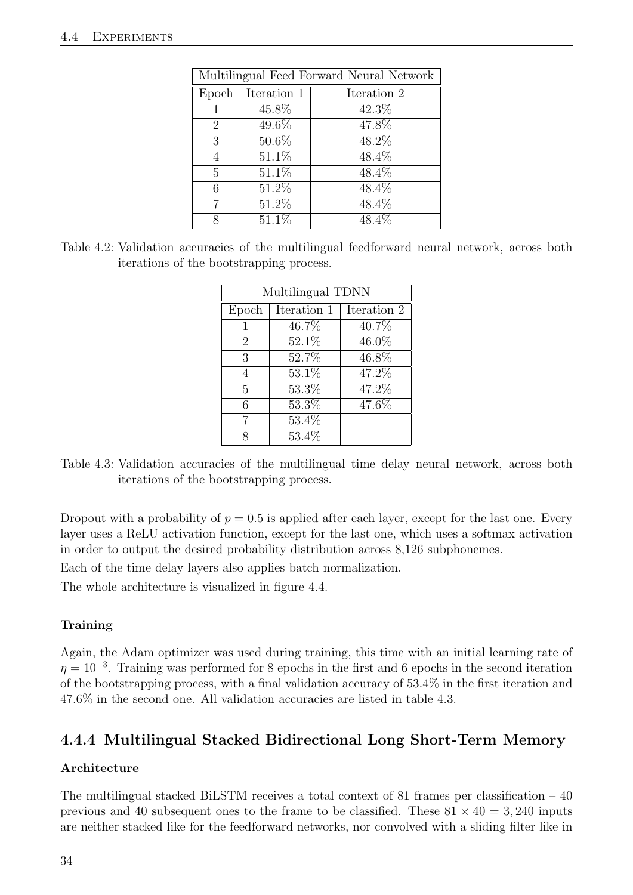| Multilingual Feed Forward Neural Network | | |
|---|---|---|
| Epoch | Iteration 1 | Iteration 2 |
| 1 | 45.8% | 42.3% |
| 2 | 49.6% | 47.8% |
| 3 | 50.6% | 48.2% |
| 4 | 51.1% | 48.4% |
| 5 | 51.1% | 48.4% |
| 6 | 51.2% | 48.4% |
| 7 | 51.2% | 48.4% |
| 8 | 51.1% | 48.4% |

Table 4.2: Validation accuracies of the multilingual feedforward neural network, across both iterations of the bootstrapping process.

| Multilingual TDNN | | |
|---|---|---|
| Epoch | Iteration 1 | Iteration 2 |
| 1 | 46.7% | 40.7% |
| 2 | 52.1% | 46.0% |
| 3 | 52.7% | 46.8% |
| 4 | 53.1% | 47.2% |
| 5 | 53.3% | 47.2% |
| 6 | 53.3% | 47.6% |
| 7 | 53.4% | – |
| 8 | 53.4% | – |

Table 4.3: Validation accuracies of the multilingual time delay neural network, across both iterations of the bootstrapping process.

Dropout with a probability of $p = 0.5$ is applied after each layer, except for the last one. Every layer uses a ReLU activation function, except for the last one, which uses a softmax activation in order to output the desired probability distribution across 8,126 subphonemes.

Each of the time delay layers also applies batch normalization.

The whole architecture is visualized in figure 4.4.

**Training**

Again, the Adam optimizer was used during training, this time with an initial learning rate of $\eta = 10^{-3}$. Training was performed for 8 epochs in the first and 6 epochs in the second iteration of the bootstrapping process, with a final validation accuracy of 53.4% in the first iteration and 47.6% in the second one. All validation accuracies are listed in table 4.3.

### 4.4.4 Multilingual Stacked Bidirectional Long Short-Term Memory

**Architecture**

The multilingual stacked BiLSTM receives a total context of 81 frames per classification – 40 previous and 40 subsequent ones to the frame to be classified. These $81 \times 40 = 3,240$ inputs are neither stacked like for the feedforward networks, nor convolved with a sliding filter like in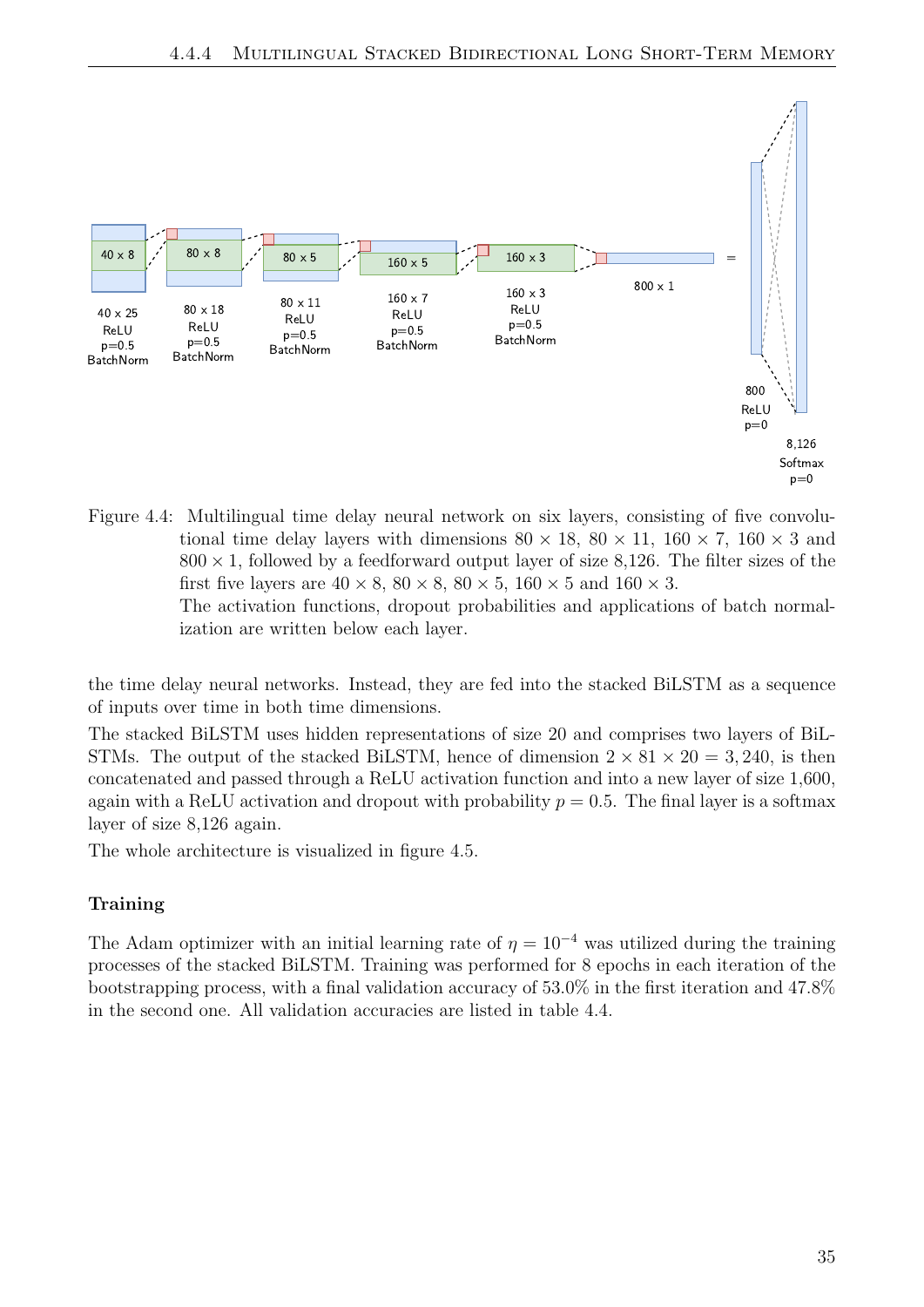Figure 4.4: Multilingual time delay neural network on six layers, consisting of five convolutional time delay layers with dimensions $80 \times 18$, $80 \times 11$, $160 \times 7$, $160 \times 3$ and $800 \times 1$, followed by a feedforward output layer of size 8,126. The filter sizes of the first five layers are $40 \times 8$, $80 \times 8$, $80 \times 5$, $160 \times 5$ and $160 \times 3$.
The activation functions, dropout probabilities and applications of batch normalization are written below each layer.

the time delay neural networks. Instead, they are fed into the stacked BiLSTM as a sequence of inputs over time in both time dimensions.

The stacked BiLSTM uses hidden representations of size 20 and comprises two layers of BiLSTMs. The output of the stacked BiLSTM, hence of dimension $2 \times 81 \times 20 = 3,240$, is then concatenated and passed through a ReLU activation function and into a new layer of size 1,600, again with a ReLU activation and dropout with probability $p = 0.5$. The final layer is a softmax layer of size 8,126 again.

The whole architecture is visualized in figure 4.5.

#### Training

The Adam optimizer with an initial learning rate of $\eta = 10^{-4}$ was utilized during the training processes of the stacked BiLSTM. Training was performed for 8 epochs in each iteration of the bootstrapping process, with a final validation accuracy of 53.0% in the first iteration and 47.8% in the second one. All validation accuracies are listed in table 4.4.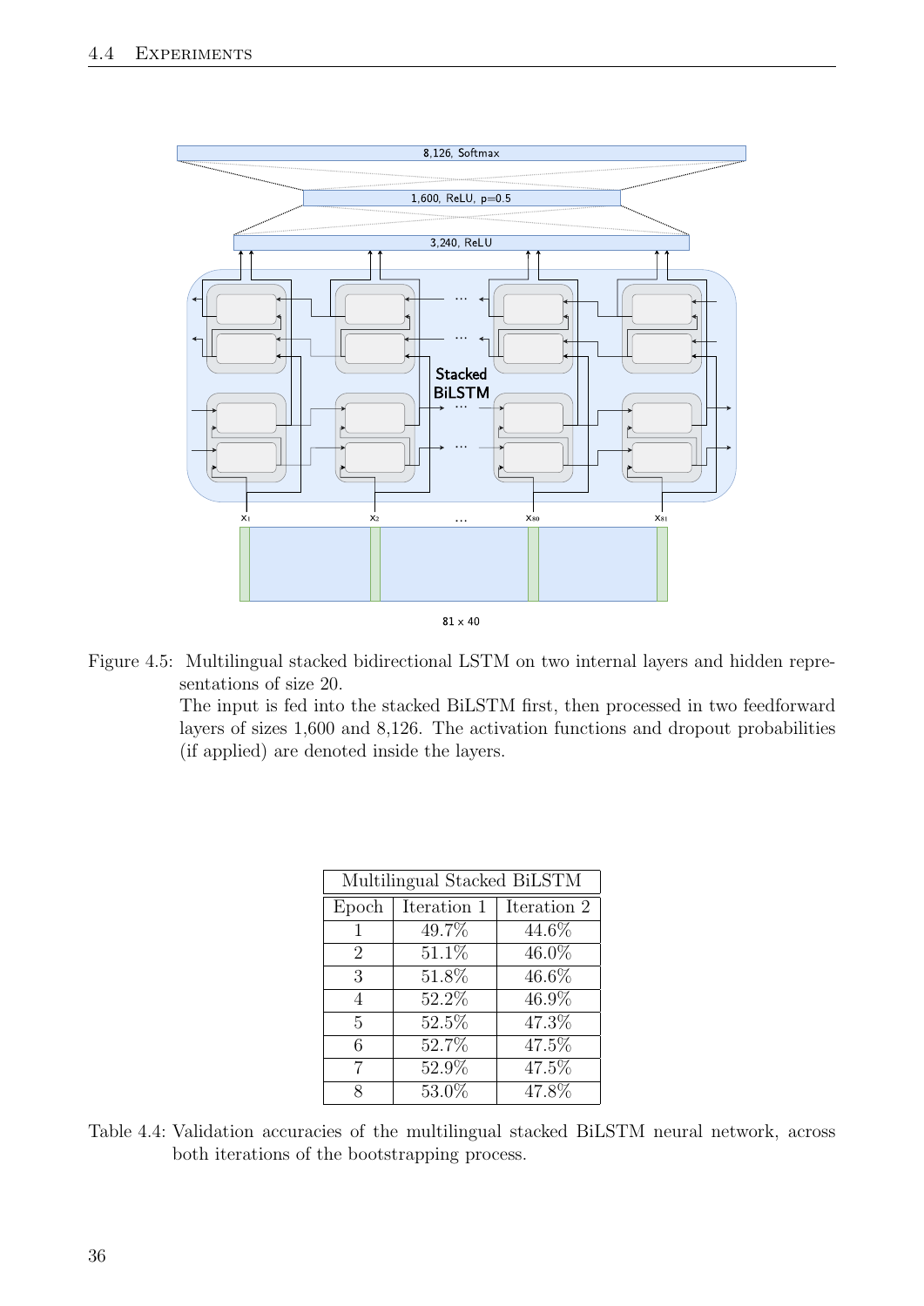Figure 4.5: Multilingual stacked bidirectional LSTM on two internal layers and hidden representations of size 20.
The input is fed into the stacked BiLSTM first, then processed in two feedforward layers of sizes 1,600 and 8,126. The activation functions and dropout probabilities (if applied) are denoted inside the layers.

| Multilingual Stacked BiLSTM | | |
|---|---|---|
| Epoch | Iteration 1 | Iteration 2 |
| 1 | 49.7% | 44.6% |
| 2 | 51.1% | 46.0% |
| 3 | 51.8% | 46.6% |
| 4 | 52.2% | 46.9% |
| 5 | 52.5% | 47.3% |
| 6 | 52.7% | 47.5% |
| 7 | 52.9% | 47.5% |
| 8 | 53.0% | 47.8% |

Table 4.4: Validation accuracies of the multilingual stacked BiLSTM neural network, across both iterations of the bootstrapping process.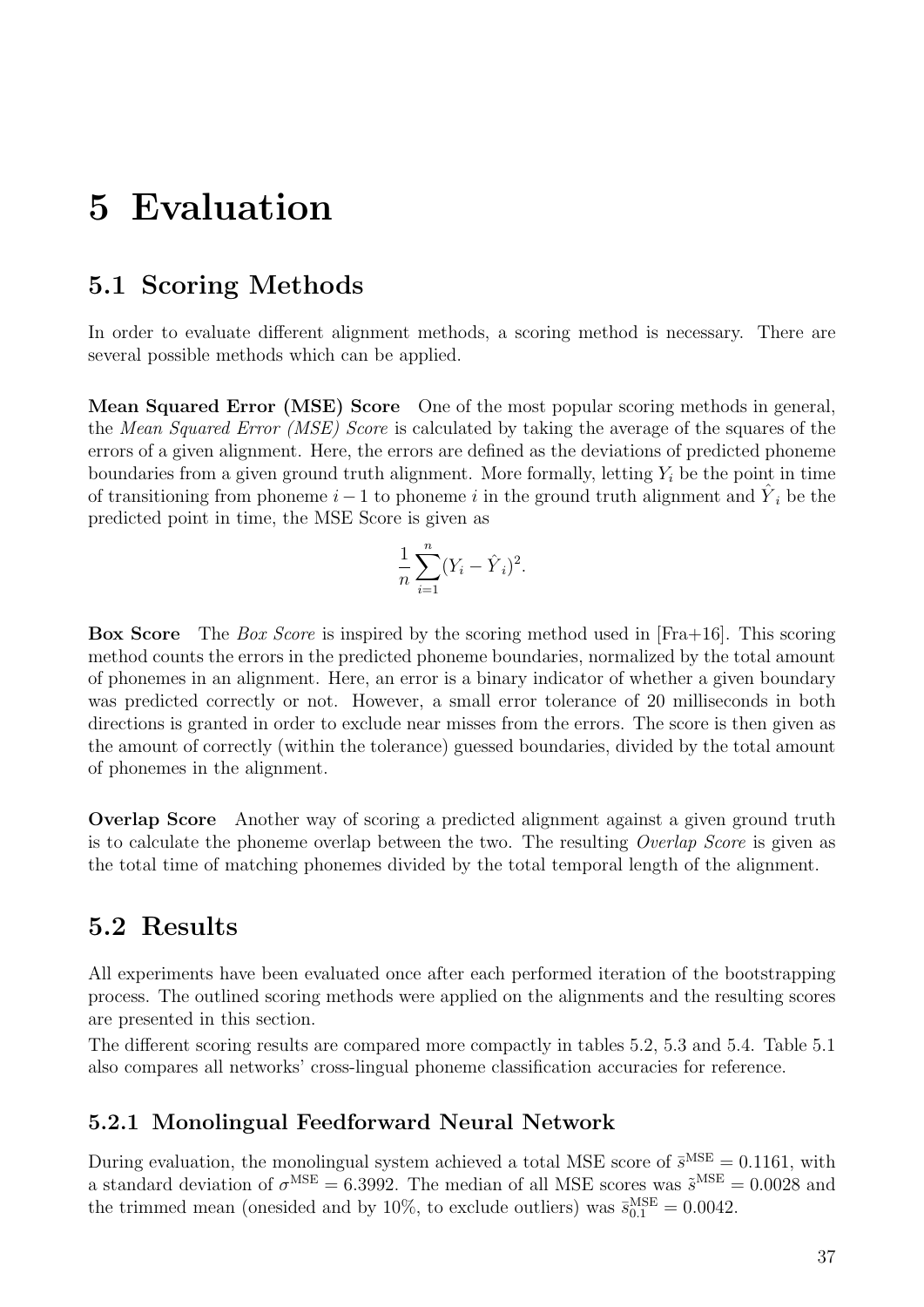# 5 Evaluation

## 5.1 Scoring Methods

In order to evaluate different alignment methods, a scoring method is necessary. There are several possible methods which can be applied.

**Mean Squared Error (MSE) Score** One of the most popular scoring methods in general, the *Mean Squared Error (MSE) Score* is calculated by taking the average of the squares of the errors of a given alignment. Here, the errors are defined as the deviations of predicted phoneme boundaries from a given ground truth alignment. More formally, letting $Y_i$ be the point in time of transitioning from phoneme $i-1$ to phoneme $i$ in the ground truth alignment and $\hat{Y}_i$ be the predicted point in time, the MSE Score is given as

$$\frac{1}{n}\sum_{i=1}^{n}(Y_i - \hat{Y}_i)^2.$$

**Box Score** The *Box Score* is inspired by the scoring method used in [Fra+16]. This scoring method counts the errors in the predicted phoneme boundaries, normalized by the total amount of phonemes in an alignment. Here, an error is a binary indicator of whether a given boundary was predicted correctly or not. However, a small error tolerance of 20 milliseconds in both directions is granted in order to exclude near misses from the errors. The score is then given as the amount of correctly (within the tolerance) guessed boundaries, divided by the total amount of phonemes in the alignment.

**Overlap Score** Another way of scoring a predicted alignment against a given ground truth is to calculate the phoneme overlap between the two. The resulting *Overlap Score* is given as the total time of matching phonemes divided by the total temporal length of the alignment.

## 5.2 Results

All experiments have been evaluated once after each performed iteration of the bootstrapping process. The outlined scoring methods were applied on the alignments and the resulting scores are presented in this section.
The different scoring results are compared more compactly in tables 5.2, 5.3 and 5.4. Table 5.1 also compares all networks' cross-lingual phoneme classification accuracies for reference.

### 5.2.1 Monolingual Feedforward Neural Network

During evaluation, the monolingual system achieved a total MSE score of $\bar{s}^{\text{MSE}} = 0.1161$, with a standard deviation of $\sigma^{\text{MSE}} = 6.3992$. The median of all MSE scores was $\tilde{s}^{\text{MSE}} = 0.0028$ and the trimmed mean (onesided and by 10%, to exclude outliers) was $\bar{s}^{\text{MSE}}_{0.1} = 0.0042$.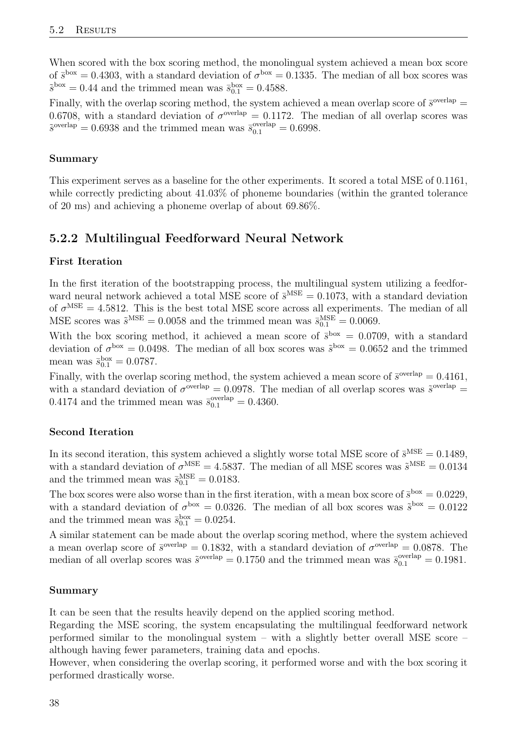When scored with the box scoring method, the monolingual system achieved a mean box score of $\bar{s}^{\text{box}} = 0.4303$, with a standard deviation of $\sigma^{\text{box}} = 0.1335$. The median of all box scores was $\tilde{s}^{\text{box}} = 0.44$ and the trimmed mean was $\bar{s}_{0.1}^{\text{box}} = 0.4588$.

Finally, with the overlap scoring method, the system achieved a mean overlap score of $\bar{s}^{\text{overlap}} = 0.6708$, with a standard deviation of $\sigma^{\text{overlap}} = 0.1172$. The median of all overlap scores was $\tilde{s}^{\text{overlap}} = 0.6938$ and the trimmed mean was $\bar{s}_{0.1}^{\text{overlap}} = 0.6998$.

#### Summary

This experiment serves as a baseline for the other experiments. It scored a total MSE of 0.1161, while correctly predicting about 41.03% of phoneme boundaries (within the granted tolerance of 20 ms) and achieving a phoneme overlap of about 69.86%.

### 5.2.2 Multilingual Feedforward Neural Network

#### First Iteration

In the first iteration of the bootstrapping process, the multilingual system utilizing a feedforward neural network achieved a total MSE score of $\bar{s}^{\text{MSE}} = 0.1073$, with a standard deviation of $\sigma^{\text{MSE}} = 4.5812$. This is the best total MSE score across all experiments. The median of all MSE scores was $\tilde{s}^{\text{MSE}} = 0.0058$ and the trimmed mean was $\bar{s}_{0.1}^{\text{MSE}} = 0.0069$.

With the box scoring method, it achieved a mean score of $\bar{s}^{\text{box}} = 0.0709$, with a standard deviation of $\sigma^{\text{box}} = 0.0498$. The median of all box scores was $\tilde{s}^{\text{box}} = 0.0652$ and the trimmed mean was $\bar{s}_{0.1}^{\text{box}} = 0.0787$.

Finally, with the overlap scoring method, the system achieved a mean score of $\bar{s}^{\text{overlap}} = 0.4161$, with a standard deviation of $\sigma^{\text{overlap}} = 0.0978$. The median of all overlap scores was $\tilde{s}^{\text{overlap}} = 0.4174$ and the trimmed mean was $\bar{s}_{0.1}^{\text{overlap}} = 0.4360$.

#### Second Iteration

In its second iteration, this system achieved a slightly worse total MSE score of $\bar{s}^{\text{MSE}} = 0.1489$, with a standard deviation of $\sigma^{\text{MSE}} = 4.5837$. The median of all MSE scores was $\tilde{s}^{\text{MSE}} = 0.0134$ and the trimmed mean was $\bar{s}_{0.1}^{\text{MSE}} = 0.0183$.

The box scores were also worse than in the first iteration, with a mean box score of $\bar{s}^{\text{box}} = 0.0229$, with a standard deviation of $\sigma^{\text{box}} = 0.0326$. The median of all box scores was $\tilde{s}^{\text{box}} = 0.0122$ and the trimmed mean was $\bar{s}_{0.1}^{\text{box}} = 0.0254$.

A similar statement can be made about the overlap scoring method, where the system achieved a mean overlap score of $\bar{s}^{\text{overlap}} = 0.1832$, with a standard deviation of $\sigma^{\text{overlap}} = 0.0878$. The median of all overlap scores was $\tilde{s}^{\text{overlap}} = 0.1750$ and the trimmed mean was $\bar{s}_{0.1}^{\text{overlap}} = 0.1981$.

#### Summary

It can be seen that the results heavily depend on the applied scoring method.

Regarding the MSE scoring, the system encapsulating the multilingual feedforward network performed similar to the monolingual system – with a slightly better overall MSE score – although having fewer parameters, training data and epochs.

However, when considering the overlap scoring, it performed worse and with the box scoring it performed drastically worse.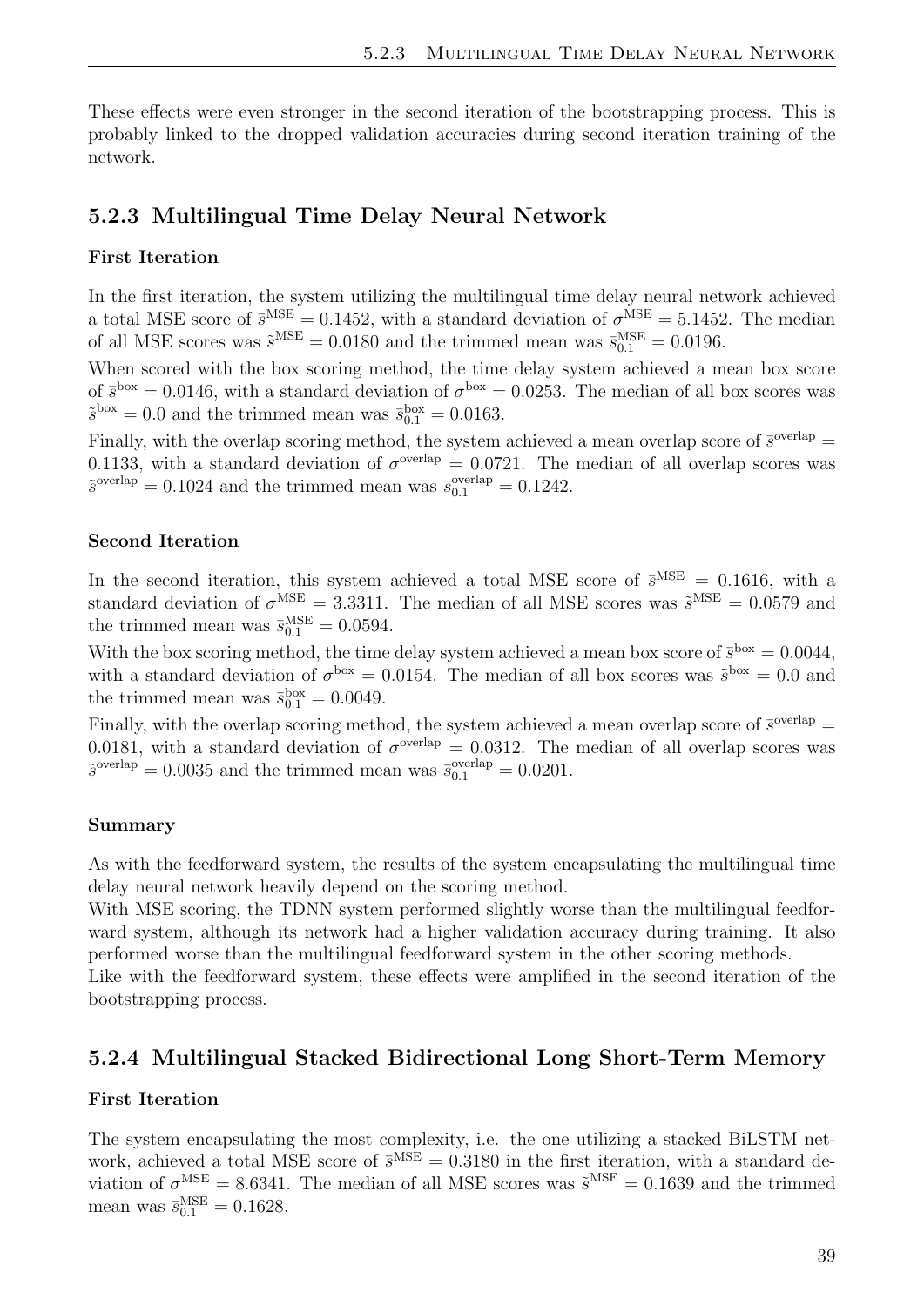These effects were even stronger in the second iteration of the bootstrapping process. This is probably linked to the dropped validation accuracies during second iteration training of the network.

### 5.2.3 Multilingual Time Delay Neural Network

#### First Iteration

In the first iteration, the system utilizing the multilingual time delay neural network achieved a total MSE score of $\bar{s}^{\text{MSE}} = 0.1452$, with a standard deviation of $\sigma^{\text{MSE}} = 5.1452$. The median of all MSE scores was $\tilde{s}^{\text{MSE}} = 0.0180$ and the trimmed mean was $\bar{s}_{0.1}^{\text{MSE}} = 0.0196$.

When scored with the box scoring method, the time delay system achieved a mean box score of $\bar{s}^{\text{box}} = 0.0146$, with a standard deviation of $\sigma^{\text{box}} = 0.0253$. The median of all box scores was $\tilde{s}^{\text{box}} = 0.0$ and the trimmed mean was $\bar{s}_{0.1}^{\text{box}} = 0.0163$.

Finally, with the overlap scoring method, the system achieved a mean overlap score of $\bar{s}^{\text{overlap}} = 0.1133$, with a standard deviation of $\sigma^{\text{overlap}} = 0.0721$. The median of all overlap scores was $\tilde{s}^{\text{overlap}} = 0.1024$ and the trimmed mean was $\bar{s}_{0.1}^{\text{overlap}} = 0.1242$.

#### Second Iteration

In the second iteration, this system achieved a total MSE score of $\bar{s}^{\text{MSE}} = 0.1616$, with a standard deviation of $\sigma^{\text{MSE}} = 3.3311$. The median of all MSE scores was $\tilde{s}^{\text{MSE}} = 0.0579$ and the trimmed mean was $\bar{s}_{0.1}^{\text{MSE}} = 0.0594$.

With the box scoring method, the time delay system achieved a mean box score of $\bar{s}^{\text{box}} = 0.0044$, with a standard deviation of $\sigma^{\text{box}} = 0.0154$. The median of all box scores was $\tilde{s}^{\text{box}} = 0.0$ and the trimmed mean was $\bar{s}_{0.1}^{\text{box}} = 0.0049$.

Finally, with the overlap scoring method, the system achieved a mean overlap score of $\bar{s}^{\text{overlap}} = 0.0181$, with a standard deviation of $\sigma^{\text{overlap}} = 0.0312$. The median of all overlap scores was $\tilde{s}^{\text{overlap}} = 0.0035$ and the trimmed mean was $\bar{s}_{0.1}^{\text{overlap}} = 0.0201$.

#### Summary

As with the feedforward system, the results of the system encapsulating the multilingual time delay neural network heavily depend on the scoring method.

With MSE scoring, the TDNN system performed slightly worse than the multilingual feedforward system, although its network had a higher validation accuracy during training. It also performed worse than the multilingual feedforward system in the other scoring methods.

Like with the feedforward system, these effects were amplified in the second iteration of the bootstrapping process.

### 5.2.4 Multilingual Stacked Bidirectional Long Short-Term Memory

#### First Iteration

The system encapsulating the most complexity, i.e. the one utilizing a stacked BiLSTM network, achieved a total MSE score of $\bar{s}^{\text{MSE}} = 0.3180$ in the first iteration, with a standard deviation of $\sigma^{\text{MSE}} = 8.6341$. The median of all MSE scores was $\tilde{s}^{\text{MSE}} = 0.1639$ and the trimmed mean was $\bar{s}_{0.1}^{\text{MSE}} = 0.1628$.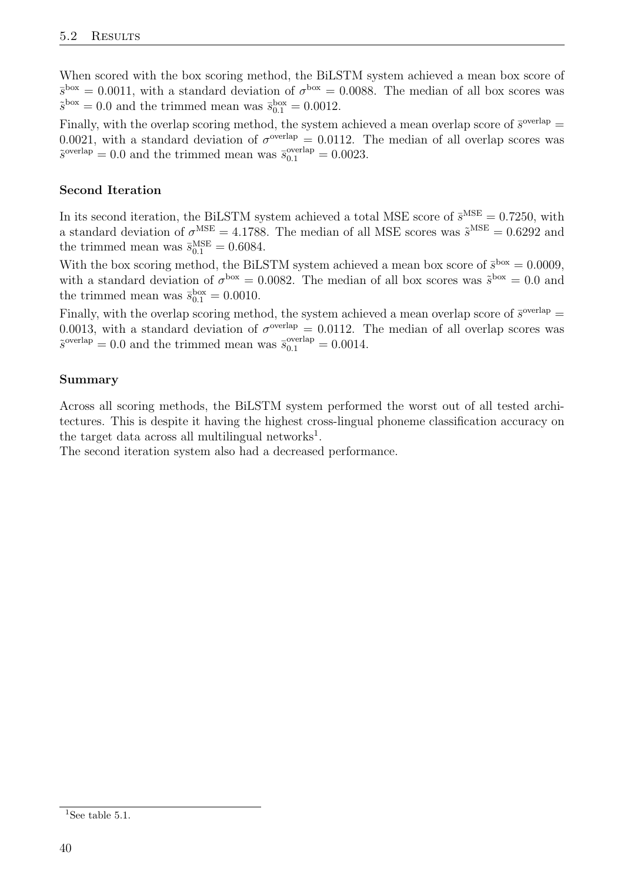When scored with the box scoring method, the BiLSTM system achieved a mean box score of $\bar{s}^{\text{box}} = 0.0011$, with a standard deviation of $\sigma^{\text{box}} = 0.0088$. The median of all box scores was $\tilde{s}^{\text{box}} = 0.0$ and the trimmed mean was $\bar{s}^{\text{box}}_{0.1} = 0.0012$.

Finally, with the overlap scoring method, the system achieved a mean overlap score of $\bar{s}^{\text{overlap}} = 0.0021$, with a standard deviation of $\sigma^{\text{overlap}} = 0.0112$. The median of all overlap scores was $\tilde{s}^{\text{overlap}} = 0.0$ and the trimmed mean was $\bar{s}^{\text{overlap}}_{0.1} = 0.0023$.

### Second Iteration

In its second iteration, the BiLSTM system achieved a total MSE score of $\bar{s}^{\text{MSE}} = 0.7250$, with a standard deviation of $\sigma^{\text{MSE}} = 4.1788$. The median of all MSE scores was $\tilde{s}^{\text{MSE}} = 0.6292$ and the trimmed mean was $\bar{s}^{\text{MSE}}_{0.1} = 0.6084$.

With the box scoring method, the BiLSTM system achieved a mean box score of $\bar{s}^{\text{box}} = 0.0009$, with a standard deviation of $\sigma^{\text{box}} = 0.0082$. The median of all box scores was $\tilde{s}^{\text{box}} = 0.0$ and the trimmed mean was $\bar{s}^{\text{box}}_{0.1} = 0.0010$.

Finally, with the overlap scoring method, the system achieved a mean overlap score of $\bar{s}^{\text{overlap}} = 0.0013$, with a standard deviation of $\sigma^{\text{overlap}} = 0.0112$. The median of all overlap scores was $\tilde{s}^{\text{overlap}} = 0.0$ and the trimmed mean was $\bar{s}^{\text{overlap}}_{0.1} = 0.0014$.

### Summary

Across all scoring methods, the BiLSTM system performed the worst out of all tested architectures. This is despite it having the highest cross-lingual phoneme classification accuracy on the target data across all multilingual networks[1].

The second iteration system also had a decreased performance.

[1] See table 5.1.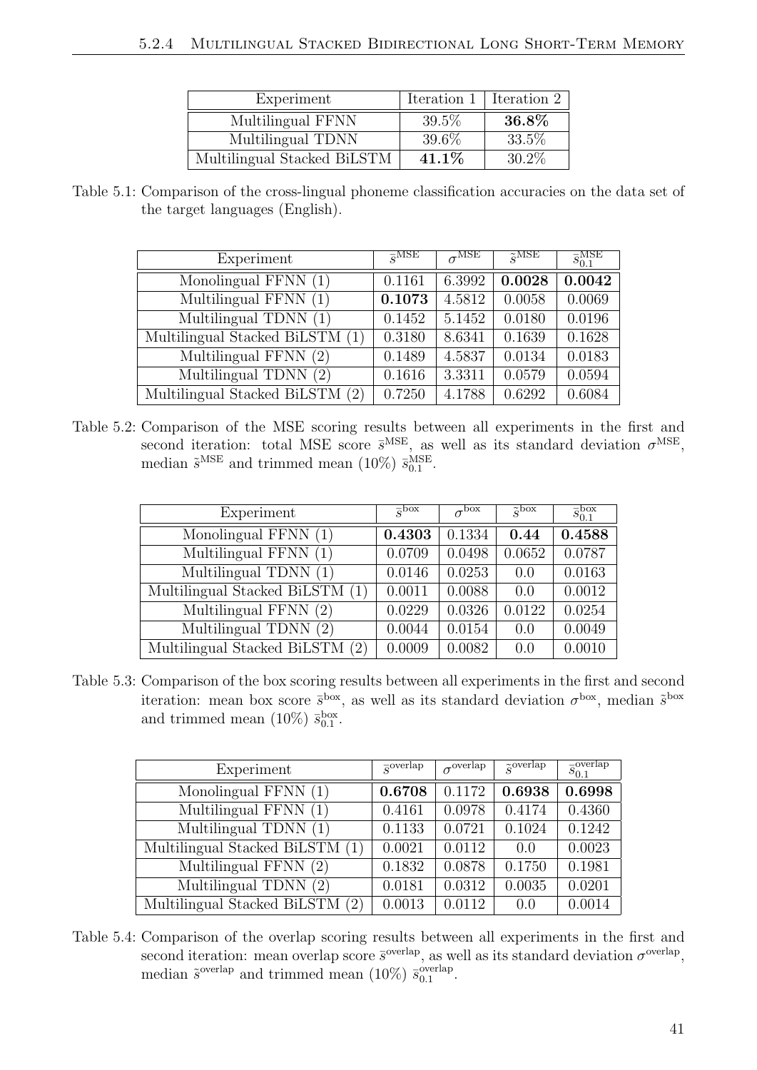| Experiment | Iteration 1 | Iteration 2 |
|---|---|---|
| Multilingual FFNN | 39.5% | **36.8%** |
| Multilingual TDNN | 39.6% | 33.5% |
| Multilingual Stacked BiLSTM | **41.1%** | 30.2% |

Table 5.1: Comparison of the cross-lingual phoneme classification accuracies on the data set of the target languages (English).

| Experiment | $\bar{s}^{\text{MSE}}$ | $\sigma^{\text{MSE}}$ | $\tilde{s}^{\text{MSE}}$ | $\bar{s}_{0.1}^{\text{MSE}}$ |
|---|---|---|---|---|
| Monolingual FFNN (1) | 0.1161 | 6.3992 | **0.0028** | **0.0042** |
| Multilingual FFNN (1) | **0.1073** | 4.5812 | 0.0058 | 0.0069 |
| Multilingual TDNN (1) | 0.1452 | 5.1452 | 0.0180 | 0.0196 |
| Multilingual Stacked BiLSTM (1) | 0.3180 | 8.6341 | 0.1639 | 0.1628 |
| Multilingual FFNN (2) | 0.1489 | 4.5837 | 0.0134 | 0.0183 |
| Multilingual TDNN (2) | 0.1616 | 3.3311 | 0.0579 | 0.0594 |
| Multilingual Stacked BiLSTM (2) | 0.7250 | 4.1788 | 0.6292 | 0.6084 |

Table 5.2: Comparison of the MSE scoring results between all experiments in the first and second iteration: total MSE score $\bar{s}^{\text{MSE}}$, as well as its standard deviation $\sigma^{\text{MSE}}$, median $\tilde{s}^{\text{MSE}}$ and trimmed mean (10%) $\bar{s}_{0.1}^{\text{MSE}}$.

| Experiment | $\bar{s}^{\text{box}}$ | $\sigma^{\text{box}}$ | $\tilde{s}^{\text{box}}$ | $\bar{s}_{0.1}^{\text{box}}$ |
|---|---|---|---|---|
| Monolingual FFNN (1) | **0.4303** | 0.1334 | **0.44** | **0.4588** |
| Multilingual FFNN (1) | 0.0709 | 0.0498 | 0.0652 | 0.0787 |
| Multilingual TDNN (1) | 0.0146 | 0.0253 | 0.0 | 0.0163 |
| Multilingual Stacked BiLSTM (1) | 0.0011 | 0.0088 | 0.0 | 0.0012 |
| Multilingual FFNN (2) | 0.0229 | 0.0326 | 0.0122 | 0.0254 |
| Multilingual TDNN (2) | 0.0044 | 0.0154 | 0.0 | 0.0049 |
| Multilingual Stacked BiLSTM (2) | 0.0009 | 0.0082 | 0.0 | 0.0010 |

Table 5.3: Comparison of the box scoring results between all experiments in the first and second iteration: mean box score $\bar{s}^{\text{box}}$, as well as its standard deviation $\sigma^{\text{box}}$, median $\tilde{s}^{\text{box}}$ and trimmed mean (10%) $\bar{s}_{0.1}^{\text{box}}$.

| Experiment | $\bar{s}^{\text{overlap}}$ | $\sigma^{\text{overlap}}$ | $\tilde{s}^{\text{overlap}}$ | $\bar{s}_{0.1}^{\text{overlap}}$ |
|---|---|---|---|---|
| Monolingual FFNN (1) | **0.6708** | 0.1172 | **0.6938** | **0.6998** |
| Multilingual FFNN (1) | 0.4161 | 0.0978 | 0.4174 | 0.4360 |
| Multilingual TDNN (1) | 0.1133 | 0.0721 | 0.1024 | 0.1242 |
| Multilingual Stacked BiLSTM (1) | 0.0021 | 0.0112 | 0.0 | 0.0023 |
| Multilingual FFNN (2) | 0.1832 | 0.0878 | 0.1750 | 0.1981 |
| Multilingual TDNN (2) | 0.0181 | 0.0312 | 0.0035 | 0.0201 |
| Multilingual Stacked BiLSTM (2) | 0.0013 | 0.0112 | 0.0 | 0.0014 |

Table 5.4: Comparison of the overlap scoring results between all experiments in the first and second iteration: mean overlap score $\bar{s}^{\text{overlap}}$, as well as its standard deviation $\sigma^{\text{overlap}}$, median $\tilde{s}^{\text{overlap}}$ and trimmed mean (10%) $\bar{s}_{0.1}^{\text{overlap}}$.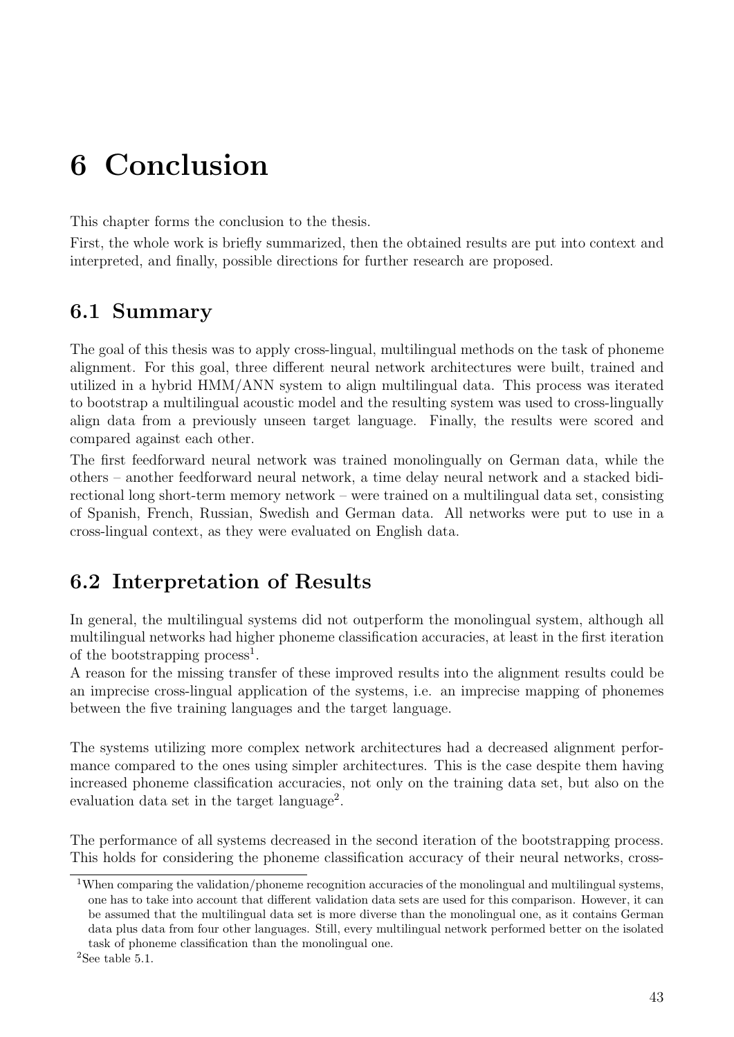# 6 Conclusion

This chapter forms the conclusion to the thesis.

First, the whole work is briefly summarized, then the obtained results are put into context and interpreted, and finally, possible directions for further research are proposed.

## 6.1 Summary

The goal of this thesis was to apply cross-lingual, multilingual methods on the task of phoneme alignment. For this goal, three different neural network architectures were built, trained and utilized in a hybrid HMM/ANN system to align multilingual data. This process was iterated to bootstrap a multilingual acoustic model and the resulting system was used to cross-lingually align data from a previously unseen target language. Finally, the results were scored and compared against each other.

The first feedforward neural network was trained monolingually on German data, while the others – another feedforward neural network, a time delay neural network and a stacked bidirectional long short-term memory network – were trained on a multilingual data set, consisting of Spanish, French, Russian, Swedish and German data. All networks were put to use in a cross-lingual context, as they were evaluated on English data.

## 6.2 Interpretation of Results

In general, the multilingual systems did not outperform the monolingual system, although all multilingual networks had higher phoneme classification accuracies, at least in the first iteration of the bootstrapping process[1].

A reason for the missing transfer of these improved results into the alignment results could be an imprecise cross-lingual application of the systems, i.e. an imprecise mapping of phonemes between the five training languages and the target language.

The systems utilizing more complex network architectures had a decreased alignment performance compared to the ones using simpler architectures. This is the case despite them having increased phoneme classification accuracies, not only on the training data set, but also on the evaluation data set in the target language[2].

The performance of all systems decreased in the second iteration of the bootstrapping process. This holds for considering the phoneme classification accuracy of their neural networks, cross-

[1] When comparing the validation/phoneme recognition accuracies of the monolingual and multilingual systems, one has to take into account that different validation data sets are used for this comparison. However, it can be assumed that the multilingual data set is more diverse than the monolingual one, as it contains German data plus data from four other languages. Still, every multilingual network performed better on the isolated task of phoneme classification than the monolingual one.

[2] See table 5.1.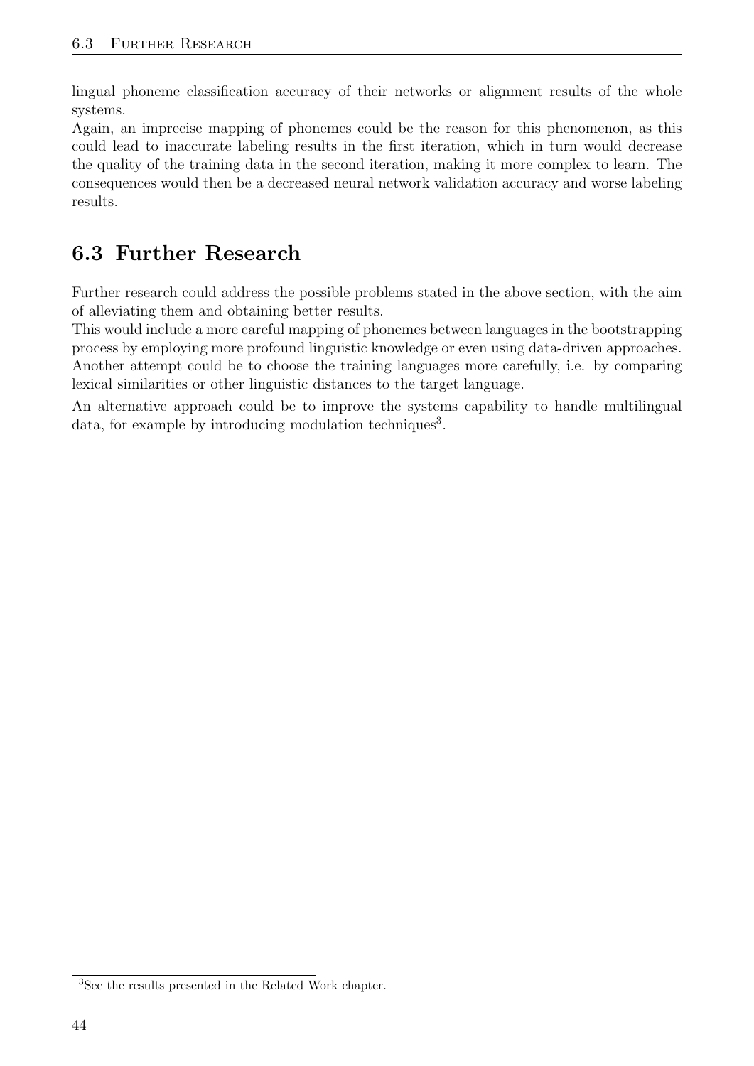lingual phoneme classification accuracy of their networks or alignment results of the whole systems.
Again, an imprecise mapping of phonemes could be the reason for this phenomenon, as this could lead to inaccurate labeling results in the first iteration, which in turn would decrease the quality of the training data in the second iteration, making it more complex to learn. The consequences would then be a decreased neural network validation accuracy and worse labeling results.

## 6.3 Further Research

Further research could address the possible problems stated in the above section, with the aim of alleviating them and obtaining better results.
This would include a more careful mapping of phonemes between languages in the bootstrapping process by employing more profound linguistic knowledge or even using data-driven approaches. Another attempt could be to choose the training languages more carefully, i.e. by comparing lexical similarities or other linguistic distances to the target language.

An alternative approach could be to improve the systems capability to handle multilingual data, for example by introducing modulation techniques[3].

[3] See the results presented in the Related Work chapter.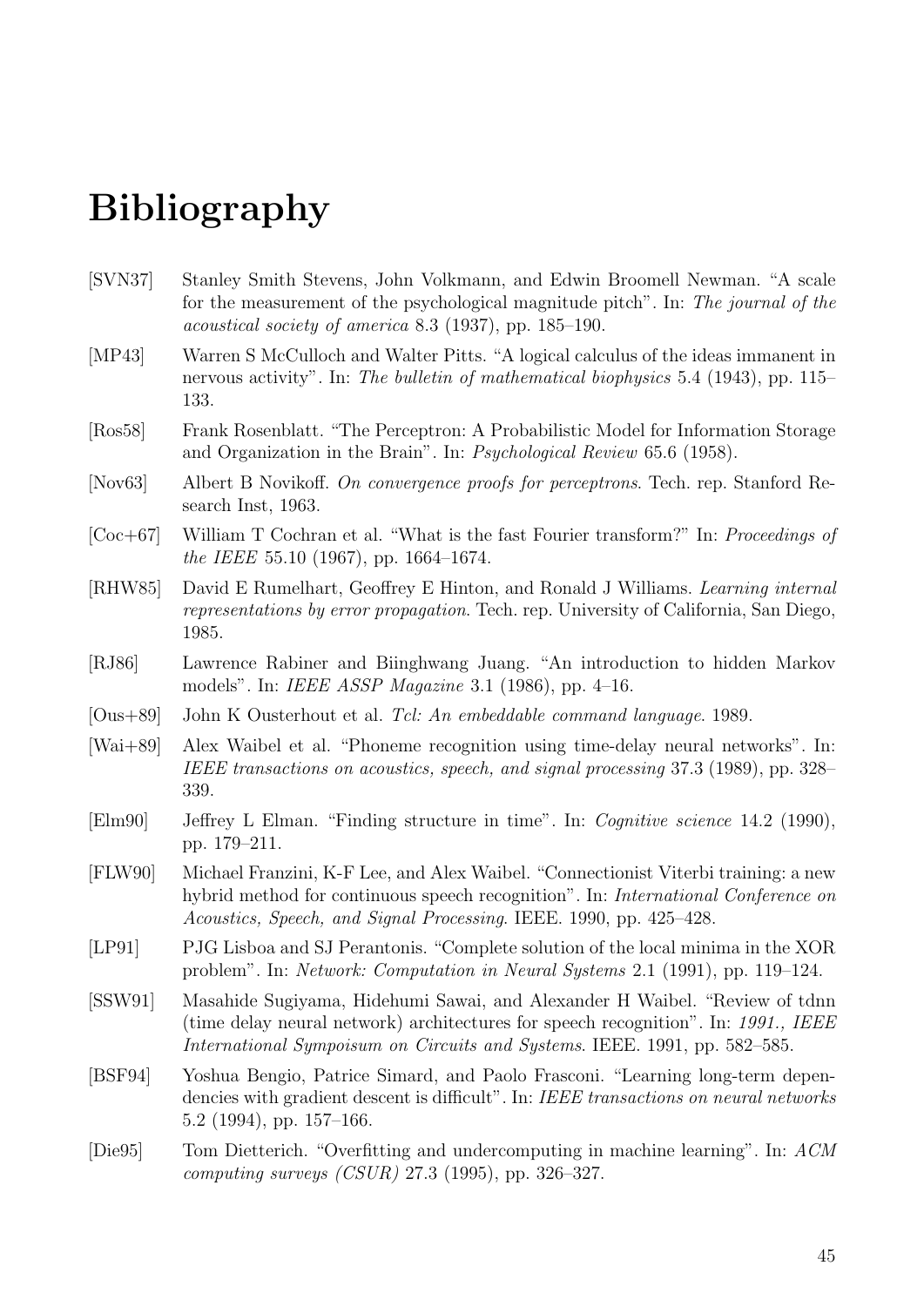# Bibliography

[SVN37] Stanley Smith Stevens, John Volkmann, and Edwin Broomell Newman. "A scale for the measurement of the psychological magnitude pitch". In: *The journal of the acoustical society of america* 8.3 (1937), pp. 185–190.

[MP43] Warren S McCulloch and Walter Pitts. "A logical calculus of the ideas immanent in nervous activity". In: *The bulletin of mathematical biophysics* 5.4 (1943), pp. 115–133.

[Ros58] Frank Rosenblatt. "The Perceptron: A Probabilistic Model for Information Storage and Organization in the Brain". In: *Psychological Review* 65.6 (1958).

[Nov63] Albert B Novikoff. *On convergence proofs for perceptrons*. Tech. rep. Stanford Research Inst, 1963.

[Coc+67] William T Cochran et al. "What is the fast Fourier transform?" In: *Proceedings of the IEEE* 55.10 (1967), pp. 1664–1674.

[RHW85] David E Rumelhart, Geoffrey E Hinton, and Ronald J Williams. *Learning internal representations by error propagation*. Tech. rep. University of California, San Diego, 1985.

[RJ86] Lawrence Rabiner and Biinghwang Juang. "An introduction to hidden Markov models". In: *IEEE ASSP Magazine* 3.1 (1986), pp. 4–16.

[Ous+89] John K Ousterhout et al. *Tcl: An embeddable command language*. 1989.

[Wai+89] Alex Waibel et al. "Phoneme recognition using time-delay neural networks". In: *IEEE transactions on acoustics, speech, and signal processing* 37.3 (1989), pp. 328–339.

[Elm90] Jeffrey L Elman. "Finding structure in time". In: *Cognitive science* 14.2 (1990), pp. 179–211.

[FLW90] Michael Franzini, K-F Lee, and Alex Waibel. "Connectionist Viterbi training: a new hybrid method for continuous speech recognition". In: *International Conference on Acoustics, Speech, and Signal Processing*. IEEE. 1990, pp. 425–428.

[LP91] PJG Lisboa and SJ Perantonis. "Complete solution of the local minima in the XOR problem". In: *Network: Computation in Neural Systems* 2.1 (1991), pp. 119–124.

[SSW91] Masahide Sugiyama, Hidehumi Sawai, and Alexander H Waibel. "Review of tdnn (time delay neural network) architectures for speech recognition". In: *1991., IEEE International Sympoisum on Circuits and Systems*. IEEE. 1991, pp. 582–585.

[BSF94] Yoshua Bengio, Patrice Simard, and Paolo Frasconi. "Learning long-term dependencies with gradient descent is difficult". In: *IEEE transactions on neural networks* 5.2 (1994), pp. 157–166.

[Die95] Tom Dietterich. "Overfitting and undercomputing in machine learning". In: *ACM computing surveys (CSUR)* 27.3 (1995), pp. 326–327.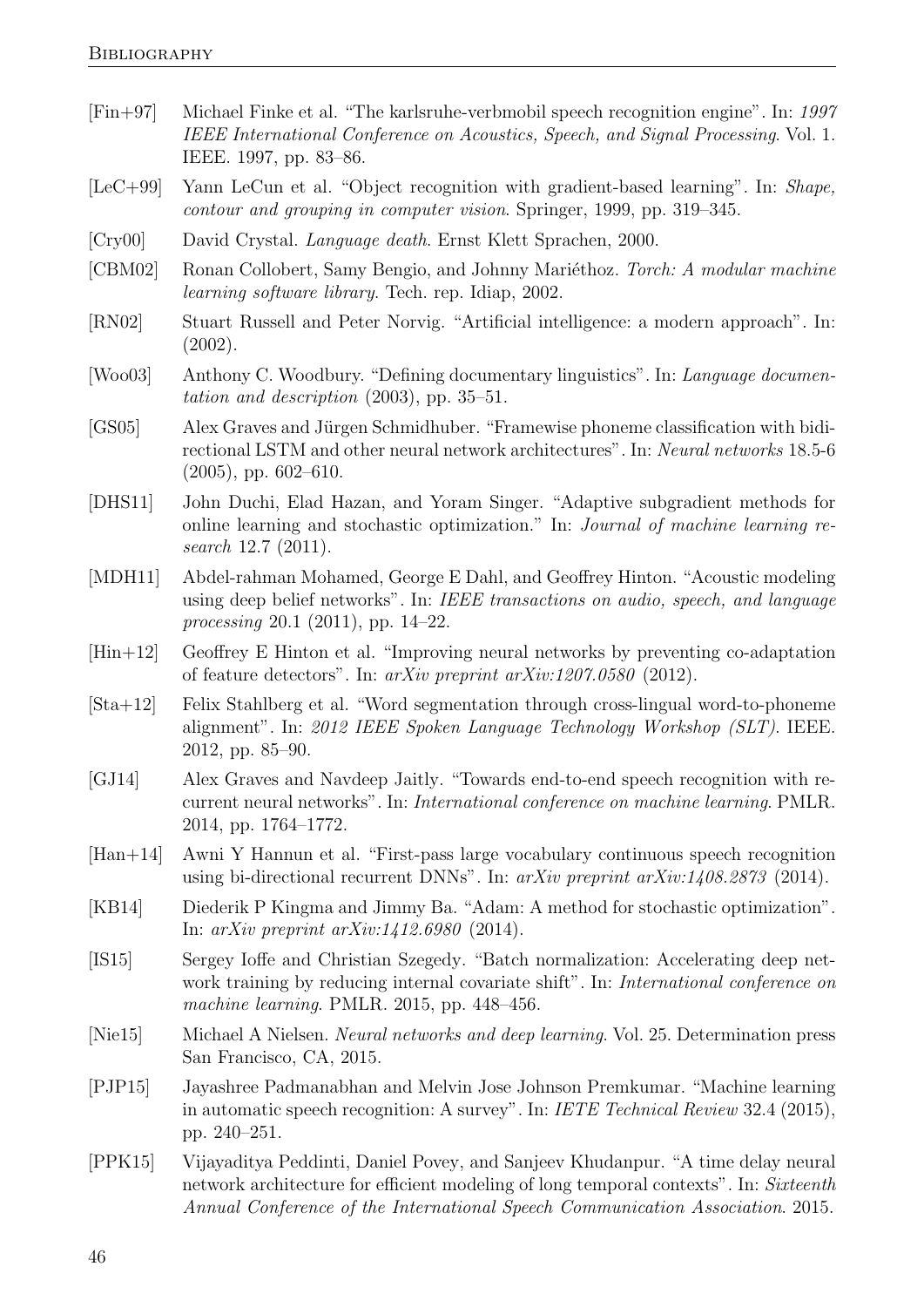[Fin+97] Michael Finke et al. “The karlsruhe-verbmobil speech recognition engine”. In: *1997 IEEE International Conference on Acoustics, Speech, and Signal Processing*. Vol. 1. IEEE. 1997, pp. 83–86.

[LeC+99] Yann LeCun et al. “Object recognition with gradient-based learning”. In: *Shape, contour and grouping in computer vision*. Springer, 1999, pp. 319–345.

[Cry00] David Crystal. *Language death*. Ernst Klett Sprachen, 2000.

[CBM02] Ronan Collobert, Samy Bengio, and Johnny Mariéthoz. *Torch: A modular machine learning software library*. Tech. rep. Idiap, 2002.

[RN02] Stuart Russell and Peter Norvig. “Artificial intelligence: a modern approach”. In: (2002).

[Woo03] Anthony C. Woodbury. “Defining documentary linguistics”. In: *Language documentation and description* (2003), pp. 35–51.

[GS05] Alex Graves and Jürgen Schmidhuber. “Framewise phoneme classification with bidirectional LSTM and other neural network architectures”. In: *Neural networks* 18.5-6 (2005), pp. 602–610.

[DHS11] John Duchi, Elad Hazan, and Yoram Singer. “Adaptive subgradient methods for online learning and stochastic optimization.” In: *Journal of machine learning research* 12.7 (2011).

[MDH11] Abdel-rahman Mohamed, George E Dahl, and Geoffrey Hinton. “Acoustic modeling using deep belief networks”. In: *IEEE transactions on audio, speech, and language processing* 20.1 (2011), pp. 14–22.

[Hin+12] Geoffrey E Hinton et al. “Improving neural networks by preventing co-adaptation of feature detectors”. In: *arXiv preprint arXiv:1207.0580* (2012).

[Sta+12] Felix Stahlberg et al. “Word segmentation through cross-lingual word-to-phoneme alignment”. In: *2012 IEEE Spoken Language Technology Workshop (SLT)*. IEEE. 2012, pp. 85–90.

[GJ14] Alex Graves and Navdeep Jaitly. “Towards end-to-end speech recognition with recurrent neural networks”. In: *International conference on machine learning*. PMLR. 2014, pp. 1764–1772.

[Han+14] Awni Y Hannun et al. “First-pass large vocabulary continuous speech recognition using bi-directional recurrent DNNs”. In: *arXiv preprint arXiv:1408.2873* (2014).

[KB14] Diederik P Kingma and Jimmy Ba. “Adam: A method for stochastic optimization”. In: *arXiv preprint arXiv:1412.6980* (2014).

[IS15] Sergey Ioffe and Christian Szegedy. “Batch normalization: Accelerating deep network training by reducing internal covariate shift”. In: *International conference on machine learning*. PMLR. 2015, pp. 448–456.

[Nie15] Michael A Nielsen. *Neural networks and deep learning*. Vol. 25. Determination press San Francisco, CA, 2015.

[PJP15] Jayashree Padmanabhan and Melvin Jose Johnson Premkumar. “Machine learning in automatic speech recognition: A survey”. In: *IETE Technical Review* 32.4 (2015), pp. 240–251.

[PPK15] Vijayaditya Peddinti, Daniel Povey, and Sanjeev Khudanpur. “A time delay neural network architecture for efficient modeling of long temporal contexts”. In: *Sixteenth Annual Conference of the International Speech Communication Association*. 2015.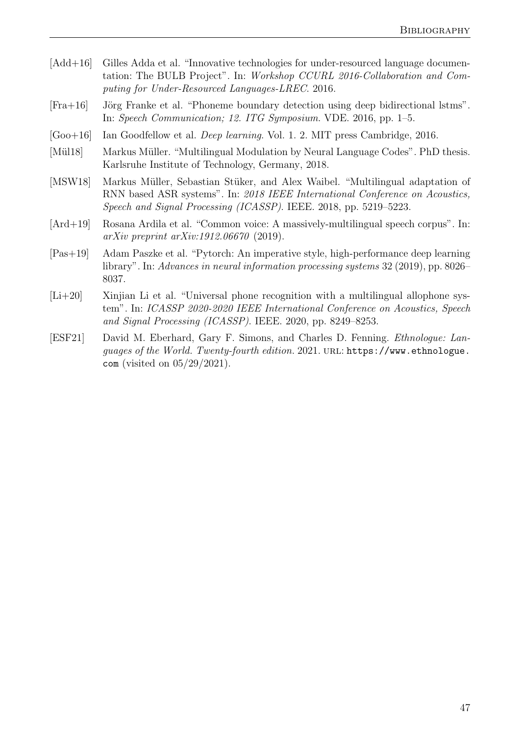[Add+16] Gilles Adda et al. "Innovative technologies for under-resourced language documentation: The BULB Project". In: *Workshop CCURL 2016-Collaboration and Computing for Under-Resourced Languages-LREC*. 2016.

[Fra+16] Jörg Franke et al. "Phoneme boundary detection using deep bidirectional lstms". In: *Speech Communication; 12. ITG Symposium*. VDE. 2016, pp. 1–5.

[Goo+16] Ian Goodfellow et al. *Deep learning*. Vol. 1. 2. MIT press Cambridge, 2016.

[Mül18] Markus Müller. "Multilingual Modulation by Neural Language Codes". PhD thesis. Karlsruhe Institute of Technology, Germany, 2018.

[MSW18] Markus Müller, Sebastian Stüker, and Alex Waibel. "Multilingual adaptation of RNN based ASR systems". In: *2018 IEEE International Conference on Acoustics, Speech and Signal Processing (ICASSP)*. IEEE. 2018, pp. 5219–5223.

[Ard+19] Rosana Ardila et al. "Common voice: A massively-multilingual speech corpus". In: *arXiv preprint arXiv:1912.06670* (2019).

[Pas+19] Adam Paszke et al. "Pytorch: An imperative style, high-performance deep learning library". In: *Advances in neural information processing systems* 32 (2019), pp. 8026–8037.

[Li+20] Xinjian Li et al. "Universal phone recognition with a multilingual allophone system". In: *ICASSP 2020-2020 IEEE International Conference on Acoustics, Speech and Signal Processing (ICASSP)*. IEEE. 2020, pp. 8249–8253.

[ESF21] David M. Eberhard, Gary F. Simons, and Charles D. Fenning. *Ethnologue: Languages of the World. Twenty-fourth edition.* 2021. URL: `https://www.ethnologue.com` (visited on 05/29/2021).